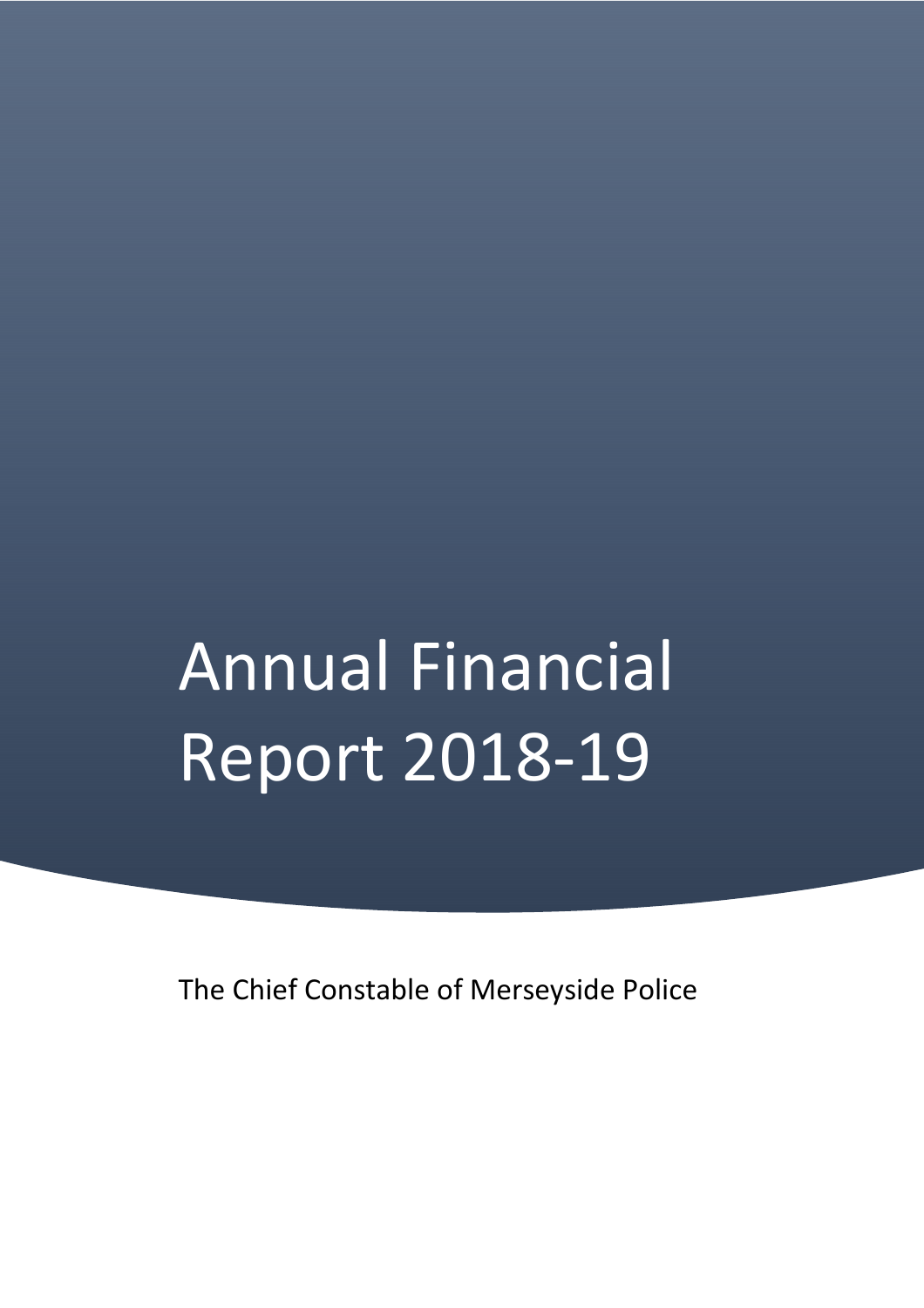# Annual Financial Report 2018-19

The Chief Constable of Merseyside Police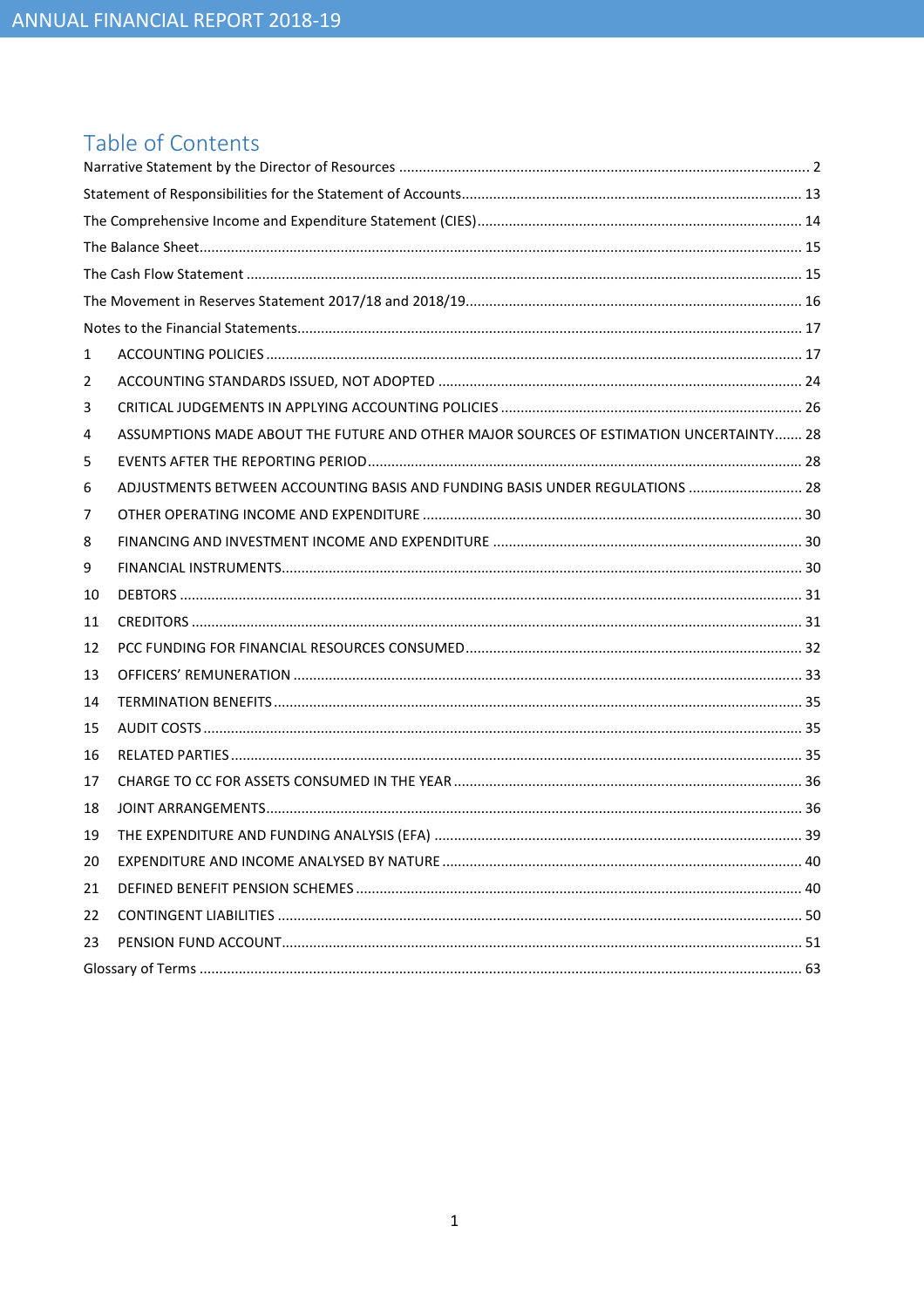## Table of Contents

| | | |
|---|---|---|
| Narrative Statement by the Director of Resources | | 2 |
| Statement of Responsibilities for the Statement of Accounts | | 13 |
| The Comprehensive Income and Expenditure Statement (CIES) | | 14 |
| The Balance Sheet | | 15 |
| The Cash Flow Statement | | 15 |
| The Movement in Reserves Statement 2017/18 and 2018/19 | | 16 |
| Notes to the Financial Statements | | 17 |
| 1 | ACCOUNTING POLICIES | 17 |
| 2 | ACCOUNTING STANDARDS ISSUED, NOT ADOPTED | 24 |
| 3 | CRITICAL JUDGEMENTS IN APPLYING ACCOUNTING POLICIES | 26 |
| 4 | ASSUMPTIONS MADE ABOUT THE FUTURE AND OTHER MAJOR SOURCES OF ESTIMATION UNCERTAINTY | 28 |
| 5 | EVENTS AFTER THE REPORTING PERIOD | 28 |
| 6 | ADJUSTMENTS BETWEEN ACCOUNTING BASIS AND FUNDING BASIS UNDER REGULATIONS | 28 |
| 7 | OTHER OPERATING INCOME AND EXPENDITURE | 30 |
| 8 | FINANCING AND INVESTMENT INCOME AND EXPENDITURE | 30 |
| 9 | FINANCIAL INSTRUMENTS | 30 |
| 10 | DEBTORS | 31 |
| 11 | CREDITORS | 31 |
| 12 | PCC FUNDING FOR FINANCIAL RESOURCES CONSUMED | 32 |
| 13 | OFFICERS' REMUNERATION | 33 |
| 14 | TERMINATION BENEFITS | 35 |
| 15 | AUDIT COSTS | 35 |
| 16 | RELATED PARTIES | 35 |
| 17 | CHARGE TO CC FOR ASSETS CONSUMED IN THE YEAR | 36 |
| 18 | JOINT ARRANGEMENTS | 36 |
| 19 | THE EXPENDITURE AND FUNDING ANALYSIS (EFA) | 39 |
| 20 | EXPENDITURE AND INCOME ANALYSED BY NATURE | 40 |
| 21 | DEFINED BENEFIT PENSION SCHEMES | 40 |
| 22 | CONTINGENT LIABILITIES | 50 |
| 23 | PENSION FUND ACCOUNT | 51 |
| Glossary of Terms | | 63 |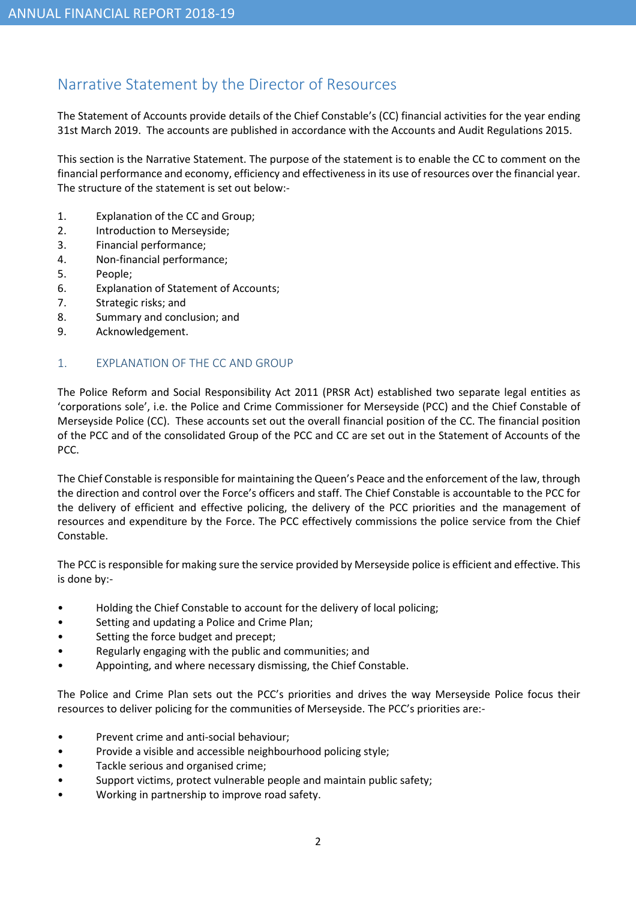## Narrative Statement by the Director of Resources

The Statement of Accounts provide details of the Chief Constable's (CC) financial activities for the year ending 31st March 2019. The accounts are published in accordance with the Accounts and Audit Regulations 2015.

This section is the Narrative Statement. The purpose of the statement is to enable the CC to comment on the financial performance and economy, efficiency and effectiveness in its use of resources over the financial year. The structure of the statement is set out below:-

1. Explanation of the CC and Group;
2. Introduction to Merseyside;
3. Financial performance;
4. Non-financial performance;
5. People;
6. Explanation of Statement of Accounts;
7. Strategic risks; and
8. Summary and conclusion; and
9. Acknowledgement.

### 1. EXPLANATION OF THE CC AND GROUP

The Police Reform and Social Responsibility Act 2011 (PRSR Act) established two separate legal entities as 'corporations sole', i.e. the Police and Crime Commissioner for Merseyside (PCC) and the Chief Constable of Merseyside Police (CC). These accounts set out the overall financial position of the CC. The financial position of the PCC and of the consolidated Group of the PCC and CC are set out in the Statement of Accounts of the PCC.

The Chief Constable is responsible for maintaining the Queen's Peace and the enforcement of the law, through the direction and control over the Force's officers and staff. The Chief Constable is accountable to the PCC for the delivery of efficient and effective policing, the delivery of the PCC priorities and the management of resources and expenditure by the Force. The PCC effectively commissions the police service from the Chief Constable.

The PCC is responsible for making sure the service provided by Merseyside police is efficient and effective. This is done by:-

- Holding the Chief Constable to account for the delivery of local policing;
- Setting and updating a Police and Crime Plan;
- Setting the force budget and precept;
- Regularly engaging with the public and communities; and
- Appointing, and where necessary dismissing, the Chief Constable.

The Police and Crime Plan sets out the PCC's priorities and drives the way Merseyside Police focus their resources to deliver policing for the communities of Merseyside. The PCC's priorities are:-

- Prevent crime and anti-social behaviour;
- Provide a visible and accessible neighbourhood policing style;
- Tackle serious and organised crime;
- Support victims, protect vulnerable people and maintain public safety;
- Working in partnership to improve road safety.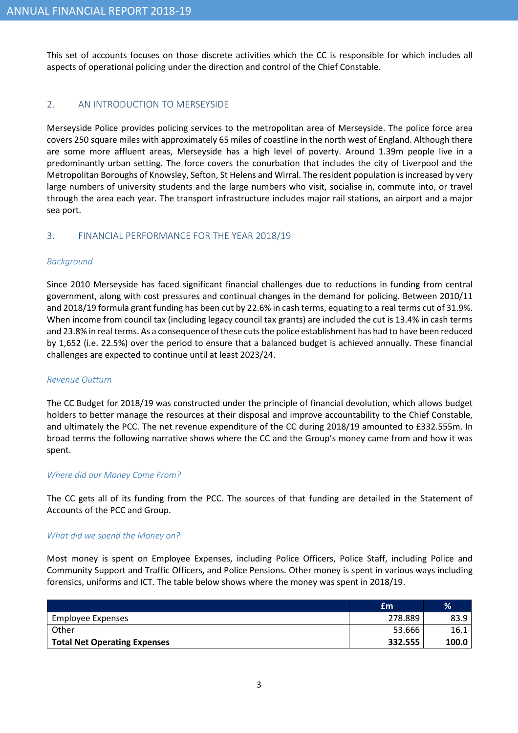This set of accounts focuses on those discrete activities which the CC is responsible for which includes all aspects of operational policing under the direction and control of the Chief Constable.

## 2. AN INTRODUCTION TO MERSEYSIDE

Merseyside Police provides policing services to the metropolitan area of Merseyside. The police force area covers 250 square miles with approximately 65 miles of coastline in the north west of England. Although there are some more affluent areas, Merseyside has a high level of poverty. Around 1.39m people live in a predominantly urban setting. The force covers the conurbation that includes the city of Liverpool and the Metropolitan Boroughs of Knowsley, Sefton, St Helens and Wirral. The resident population is increased by very large numbers of university students and the large numbers who visit, socialise in, commute into, or travel through the area each year. The transport infrastructure includes major rail stations, an airport and a major sea port.

## 3. FINANCIAL PERFORMANCE FOR THE YEAR 2018/19

### *Background*

Since 2010 Merseyside has faced significant financial challenges due to reductions in funding from central government, along with cost pressures and continual changes in the demand for policing. Between 2010/11 and 2018/19 formula grant funding has been cut by 22.6% in cash terms, equating to a real terms cut of 31.9%. When income from council tax (including legacy council tax grants) are included the cut is 13.4% in cash terms and 23.8% in real terms. As a consequence of these cuts the police establishment has had to have been reduced by 1,652 (i.e. 22.5%) over the period to ensure that a balanced budget is achieved annually. These financial challenges are expected to continue until at least 2023/24.

### *Revenue Outturn*

The CC Budget for 2018/19 was constructed under the principle of financial devolution, which allows budget holders to better manage the resources at their disposal and improve accountability to the Chief Constable, and ultimately the PCC. The net revenue expenditure of the CC during 2018/19 amounted to £332.555m. In broad terms the following narrative shows where the CC and the Group's money came from and how it was spent.

### *Where did our Money Come From?*

The CC gets all of its funding from the PCC. The sources of that funding are detailed in the Statement of Accounts of the PCC and Group.

### *What did we spend the Money on?*

Most money is spent on Employee Expenses, including Police Officers, Police Staff, including Police and Community Support and Traffic Officers, and Police Pensions. Other money is spent in various ways including forensics, uniforms and ICT. The table below shows where the money was spent in 2018/19.

| | £m | % |
|---|---|---|
| Employee Expenses | 278.889 | 83.9 |
| Other | 53.666 | 16.1 |
| **Total Net Operating Expenses** | **332.555** | **100.0** |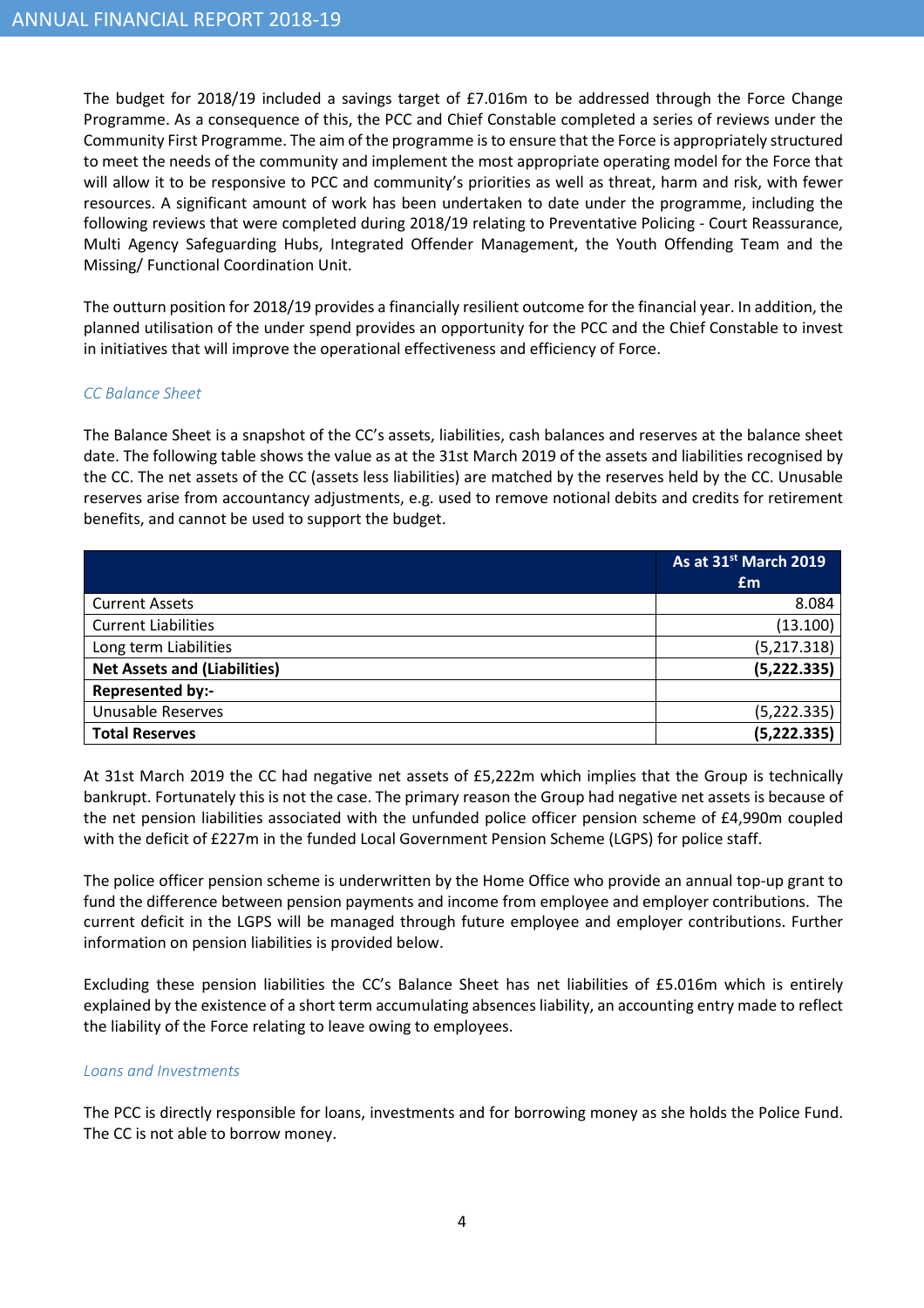The budget for 2018/19 included a savings target of £7.016m to be addressed through the Force Change Programme. As a consequence of this, the PCC and Chief Constable completed a series of reviews under the Community First Programme. The aim of the programme is to ensure that the Force is appropriately structured to meet the needs of the community and implement the most appropriate operating model for the Force that will allow it to be responsive to PCC and community's priorities as well as threat, harm and risk, with fewer resources. A significant amount of work has been undertaken to date under the programme, including the following reviews that were completed during 2018/19 relating to Preventative Policing - Court Reassurance, Multi Agency Safeguarding Hubs, Integrated Offender Management, the Youth Offending Team and the Missing/ Functional Coordination Unit.

The outturn position for 2018/19 provides a financially resilient outcome for the financial year. In addition, the planned utilisation of the under spend provides an opportunity for the PCC and the Chief Constable to invest in initiatives that will improve the operational effectiveness and efficiency of Force.

*CC Balance Sheet*

The Balance Sheet is a snapshot of the CC's assets, liabilities, cash balances and reserves at the balance sheet date. The following table shows the value as at the 31st March 2019 of the assets and liabilities recognised by the CC. The net assets of the CC (assets less liabilities) are matched by the reserves held by the CC. Unusable reserves arise from accountancy adjustments, e.g. used to remove notional debits and credits for retirement benefits, and cannot be used to support the budget.

| | As at 31st March 2019 £m |
|---|---|
| Current Assets | 8.084 |
| Current Liabilities | (13.100) |
| Long term Liabilities | (5,217.318) |
| **Net Assets and (Liabilities)** | **(5,222.335)** |
| **Represented by:-** | |
| Unusable Reserves | (5,222.335) |
| **Total Reserves** | **(5,222.335)** |

At 31st March 2019 the CC had negative net assets of £5,222m which implies that the Group is technically bankrupt. Fortunately this is not the case. The primary reason the Group had negative net assets is because of the net pension liabilities associated with the unfunded police officer pension scheme of £4,990m coupled with the deficit of £227m in the funded Local Government Pension Scheme (LGPS) for police staff.

The police officer pension scheme is underwritten by the Home Office who provide an annual top-up grant to fund the difference between pension payments and income from employee and employer contributions. The current deficit in the LGPS will be managed through future employee and employer contributions. Further information on pension liabilities is provided below.

Excluding these pension liabilities the CC's Balance Sheet has net liabilities of £5.016m which is entirely explained by the existence of a short term accumulating absences liability, an accounting entry made to reflect the liability of the Force relating to leave owing to employees.

*Loans and Investments*

The PCC is directly responsible for loans, investments and for borrowing money as she holds the Police Fund. The CC is not able to borrow money.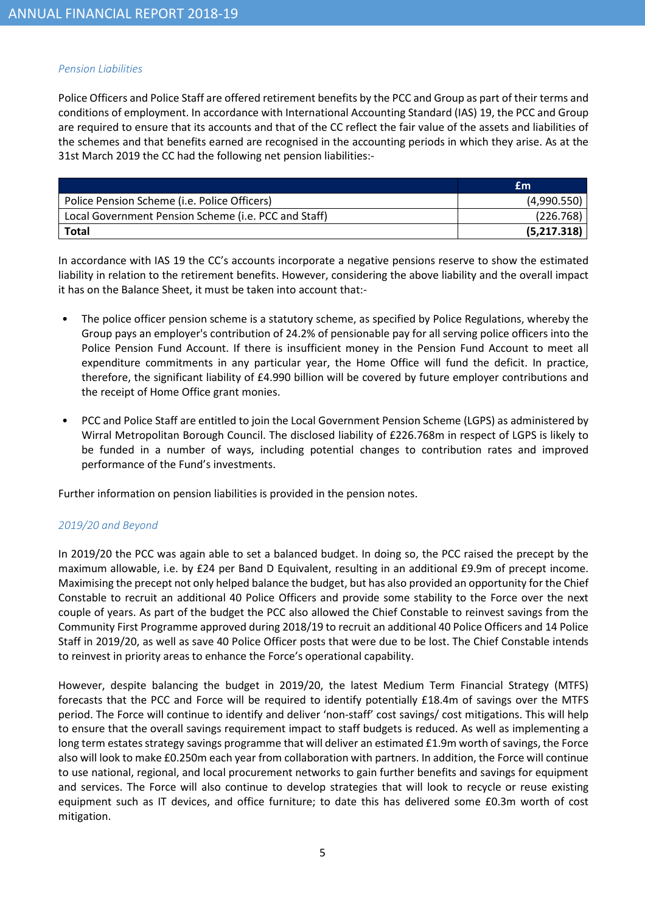### *Pension Liabilities*

Police Officers and Police Staff are offered retirement benefits by the PCC and Group as part of their terms and conditions of employment. In accordance with International Accounting Standard (IAS) 19, the PCC and Group are required to ensure that its accounts and that of the CC reflect the fair value of the assets and liabilities of the schemes and that benefits earned are recognised in the accounting periods in which they arise. As at the 31st March 2019 the CC had the following net pension liabilities:-

| | £m |
|---|---|
| Police Pension Scheme (i.e. Police Officers) | (4,990.550) |
| Local Government Pension Scheme (i.e. PCC and Staff) | (226.768) |
| **Total** | **(5,217.318)** |

In accordance with IAS 19 the CC's accounts incorporate a negative pensions reserve to show the estimated liability in relation to the retirement benefits. However, considering the above liability and the overall impact it has on the Balance Sheet, it must be taken into account that:-

- The police officer pension scheme is a statutory scheme, as specified by Police Regulations, whereby the Group pays an employer's contribution of 24.2% of pensionable pay for all serving police officers into the Police Pension Fund Account. If there is insufficient money in the Pension Fund Account to meet all expenditure commitments in any particular year, the Home Office will fund the deficit. In practice, therefore, the significant liability of £4.990 billion will be covered by future employer contributions and the receipt of Home Office grant monies.

- PCC and Police Staff are entitled to join the Local Government Pension Scheme (LGPS) as administered by Wirral Metropolitan Borough Council. The disclosed liability of £226.768m in respect of LGPS is likely to be funded in a number of ways, including potential changes to contribution rates and improved performance of the Fund's investments.

Further information on pension liabilities is provided in the pension notes.

### *2019/20 and Beyond*

In 2019/20 the PCC was again able to set a balanced budget. In doing so, the PCC raised the precept by the maximum allowable, i.e. by £24 per Band D Equivalent, resulting in an additional £9.9m of precept income. Maximising the precept not only helped balance the budget, but has also provided an opportunity for the Chief Constable to recruit an additional 40 Police Officers and provide some stability to the Force over the next couple of years. As part of the budget the PCC also allowed the Chief Constable to reinvest savings from the Community First Programme approved during 2018/19 to recruit an additional 40 Police Officers and 14 Police Staff in 2019/20, as well as save 40 Police Officer posts that were due to be lost. The Chief Constable intends to reinvest in priority areas to enhance the Force's operational capability.

However, despite balancing the budget in 2019/20, the latest Medium Term Financial Strategy (MTFS) forecasts that the PCC and Force will be required to identify potentially £18.4m of savings over the MTFS period. The Force will continue to identify and deliver 'non-staff' cost savings/ cost mitigations. This will help to ensure that the overall savings requirement impact to staff budgets is reduced. As well as implementing a long term estates strategy savings programme that will deliver an estimated £1.9m worth of savings, the Force also will look to make £0.250m each year from collaboration with partners. In addition, the Force will continue to use national, regional, and local procurement networks to gain further benefits and savings for equipment and services. The Force will also continue to develop strategies that will look to recycle or reuse existing equipment such as IT devices, and office furniture; to date this has delivered some £0.3m worth of cost mitigation.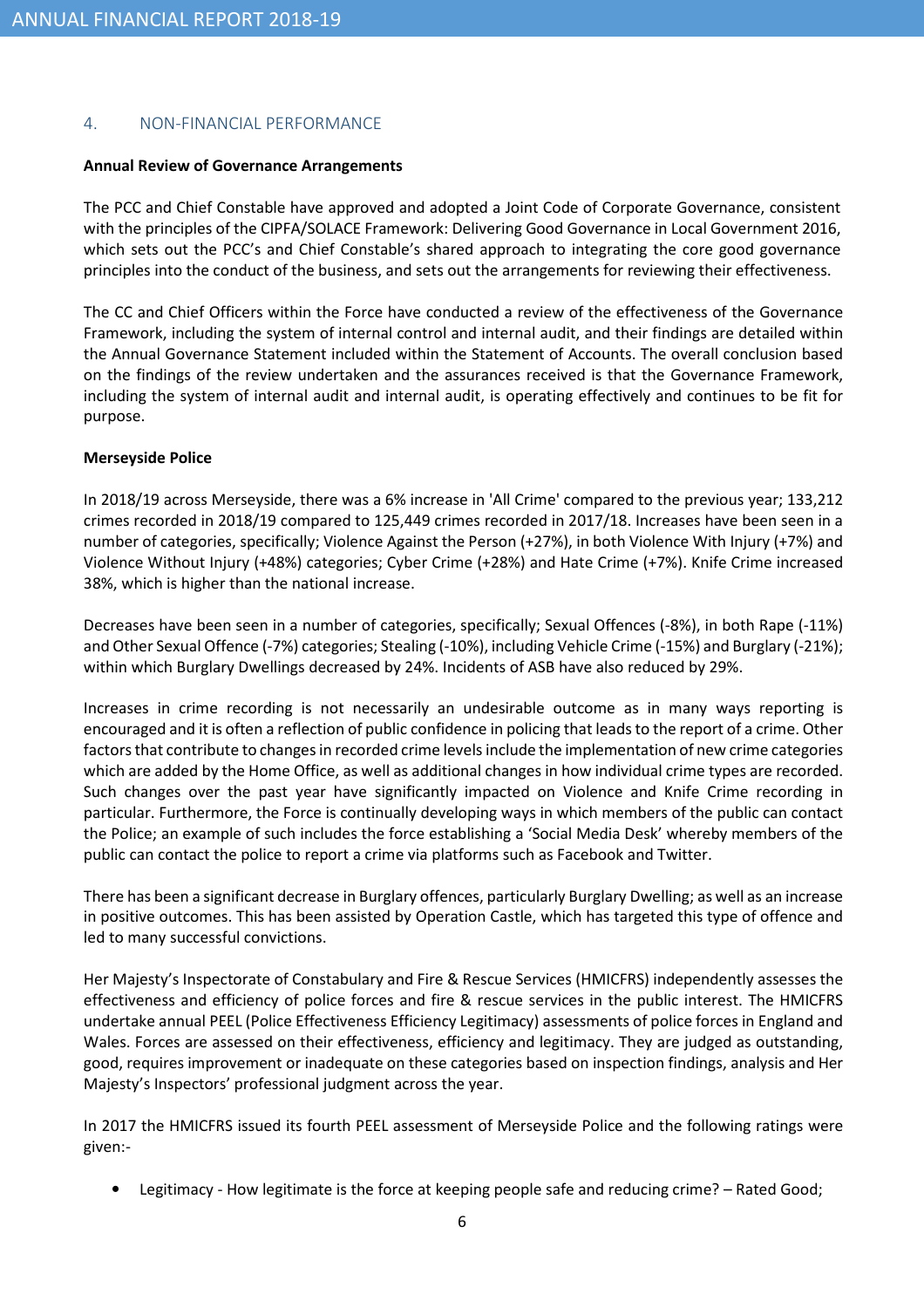## 4. NON-FINANCIAL PERFORMANCE

**Annual Review of Governance Arrangements**

The PCC and Chief Constable have approved and adopted a Joint Code of Corporate Governance, consistent with the principles of the CIPFA/SOLACE Framework: Delivering Good Governance in Local Government 2016, which sets out the PCC's and Chief Constable's shared approach to integrating the core good governance principles into the conduct of the business, and sets out the arrangements for reviewing their effectiveness.

The CC and Chief Officers within the Force have conducted a review of the effectiveness of the Governance Framework, including the system of internal control and internal audit, and their findings are detailed within the Annual Governance Statement included within the Statement of Accounts. The overall conclusion based on the findings of the review undertaken and the assurances received is that the Governance Framework, including the system of internal audit and internal audit, is operating effectively and continues to be fit for purpose.

**Merseyside Police**

In 2018/19 across Merseyside, there was a 6% increase in 'All Crime' compared to the previous year; 133,212 crimes recorded in 2018/19 compared to 125,449 crimes recorded in 2017/18. Increases have been seen in a number of categories, specifically; Violence Against the Person (+27%), in both Violence With Injury (+7%) and Violence Without Injury (+48%) categories; Cyber Crime (+28%) and Hate Crime (+7%). Knife Crime increased 38%, which is higher than the national increase.

Decreases have been seen in a number of categories, specifically; Sexual Offences (-8%), in both Rape (-11%) and Other Sexual Offence (-7%) categories; Stealing (-10%), including Vehicle Crime (-15%) and Burglary (-21%); within which Burglary Dwellings decreased by 24%. Incidents of ASB have also reduced by 29%.

Increases in crime recording is not necessarily an undesirable outcome as in many ways reporting is encouraged and it is often a reflection of public confidence in policing that leads to the report of a crime. Other factors that contribute to changes in recorded crime levels include the implementation of new crime categories which are added by the Home Office, as well as additional changes in how individual crime types are recorded. Such changes over the past year have significantly impacted on Violence and Knife Crime recording in particular. Furthermore, the Force is continually developing ways in which members of the public can contact the Police; an example of such includes the force establishing a 'Social Media Desk' whereby members of the public can contact the police to report a crime via platforms such as Facebook and Twitter.

There has been a significant decrease in Burglary offences, particularly Burglary Dwelling; as well as an increase in positive outcomes. This has been assisted by Operation Castle, which has targeted this type of offence and led to many successful convictions.

Her Majesty's Inspectorate of Constabulary and Fire & Rescue Services (HMICFRS) independently assesses the effectiveness and efficiency of police forces and fire & rescue services in the public interest. The HMICFRS undertake annual PEEL (Police Effectiveness Efficiency Legitimacy) assessments of police forces in England and Wales. Forces are assessed on their effectiveness, efficiency and legitimacy. They are judged as outstanding, good, requires improvement or inadequate on these categories based on inspection findings, analysis and Her Majesty's Inspectors' professional judgment across the year.

In 2017 the HMICFRS issued its fourth PEEL assessment of Merseyside Police and the following ratings were given:-

- Legitimacy - How legitimate is the force at keeping people safe and reducing crime? – Rated Good;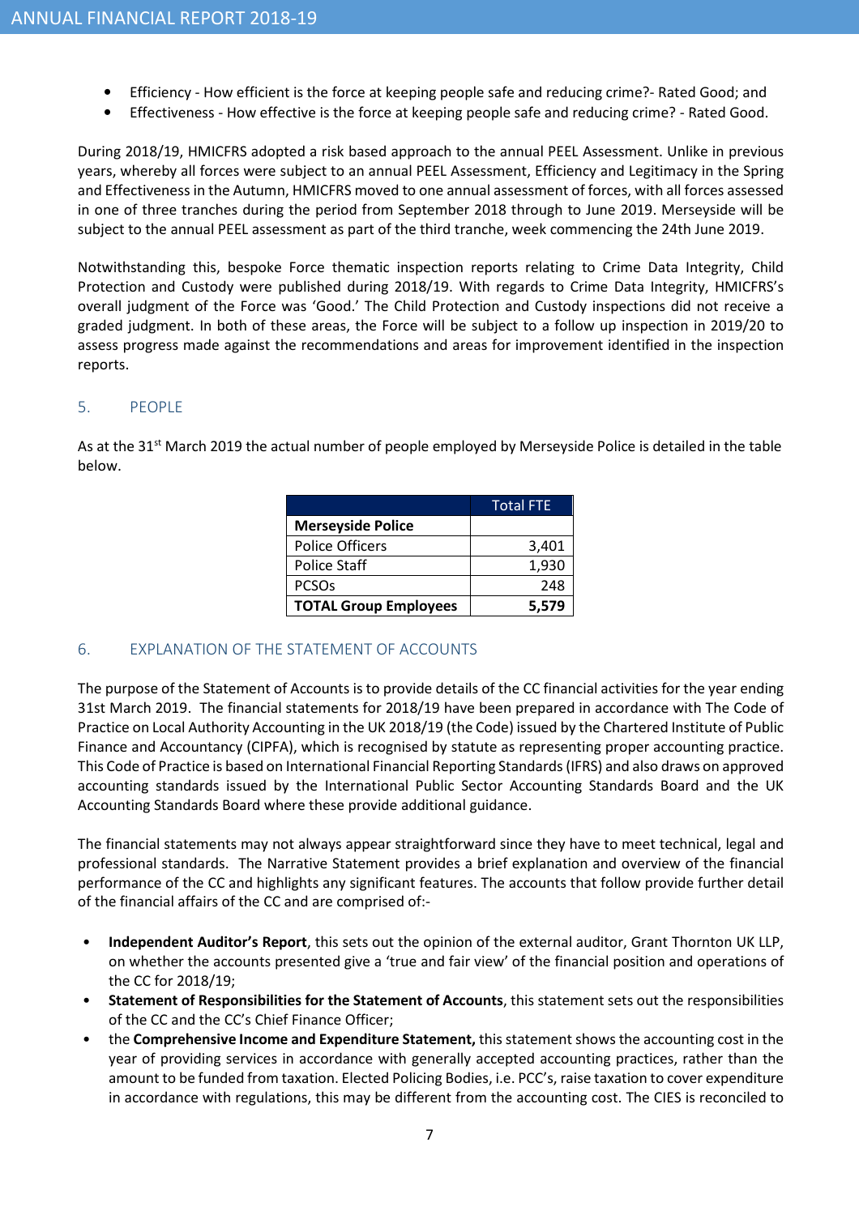- Efficiency - How efficient is the force at keeping people safe and reducing crime?- Rated Good; and
- Effectiveness - How effective is the force at keeping people safe and reducing crime? - Rated Good.

During 2018/19, HMICFRS adopted a risk based approach to the annual PEEL Assessment. Unlike in previous years, whereby all forces were subject to an annual PEEL Assessment, Efficiency and Legitimacy in the Spring and Effectiveness in the Autumn, HMICFRS moved to one annual assessment of forces, with all forces assessed in one of three tranches during the period from September 2018 through to June 2019. Merseyside will be subject to the annual PEEL assessment as part of the third tranche, week commencing the 24th June 2019.

Notwithstanding this, bespoke Force thematic inspection reports relating to Crime Data Integrity, Child Protection and Custody were published during 2018/19. With regards to Crime Data Integrity, HMICFRS's overall judgment of the Force was 'Good.' The Child Protection and Custody inspections did not receive a graded judgment. In both of these areas, the Force will be subject to a follow up inspection in 2019/20 to assess progress made against the recommendations and areas for improvement identified in the inspection reports.

## 5. PEOPLE

As at the 31st March 2019 the actual number of people employed by Merseyside Police is detailed in the table below.

| | Total FTE |
|---|---|
| **Merseyside Police** | |
| Police Officers | 3,401 |
| Police Staff | 1,930 |
| PCSOs | 248 |
| **TOTAL Group Employees** | **5,579** |

## 6. EXPLANATION OF THE STATEMENT OF ACCOUNTS

The purpose of the Statement of Accounts is to provide details of the CC financial activities for the year ending 31st March 2019. The financial statements for 2018/19 have been prepared in accordance with The Code of Practice on Local Authority Accounting in the UK 2018/19 (the Code) issued by the Chartered Institute of Public Finance and Accountancy (CIPFA), which is recognised by statute as representing proper accounting practice. This Code of Practice is based on International Financial Reporting Standards (IFRS) and also draws on approved accounting standards issued by the International Public Sector Accounting Standards Board and the UK Accounting Standards Board where these provide additional guidance.

The financial statements may not always appear straightforward since they have to meet technical, legal and professional standards. The Narrative Statement provides a brief explanation and overview of the financial performance of the CC and highlights any significant features. The accounts that follow provide further detail of the financial affairs of the CC and are comprised of:-

- **Independent Auditor's Report**, this sets out the opinion of the external auditor, Grant Thornton UK LLP, on whether the accounts presented give a 'true and fair view' of the financial position and operations of the CC for 2018/19;
- **Statement of Responsibilities for the Statement of Accounts**, this statement sets out the responsibilities of the CC and the CC's Chief Finance Officer;
- the **Comprehensive Income and Expenditure Statement,** this statement shows the accounting cost in the year of providing services in accordance with generally accepted accounting practices, rather than the amount to be funded from taxation. Elected Policing Bodies, i.e. PCC's, raise taxation to cover expenditure in accordance with regulations, this may be different from the accounting cost. The CIES is reconciled to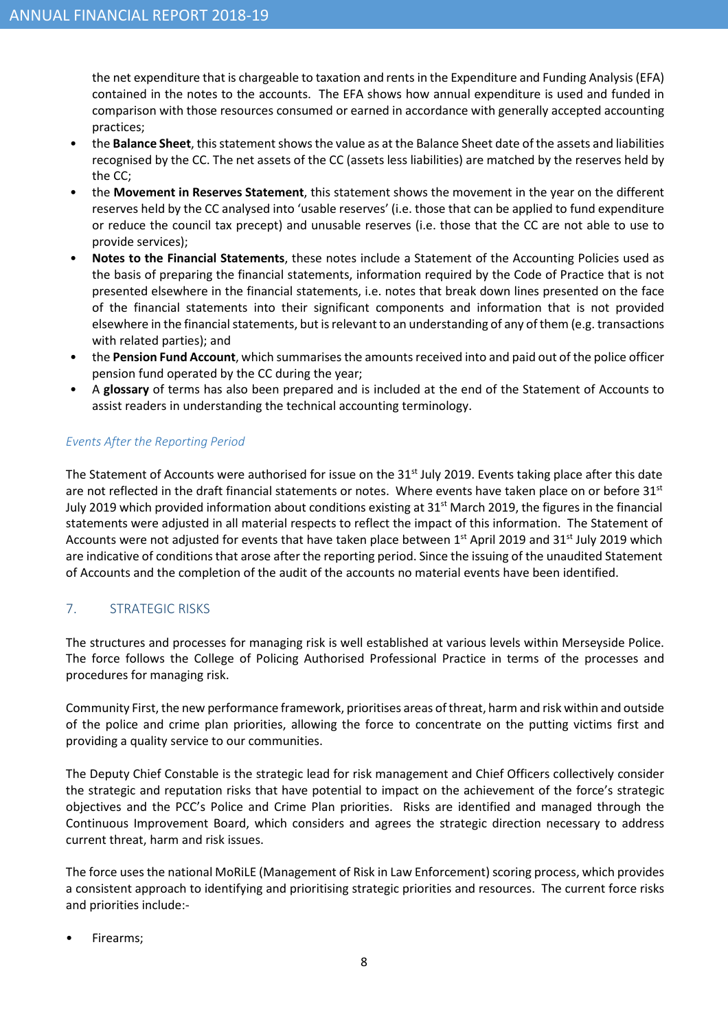the net expenditure that is chargeable to taxation and rents in the Expenditure and Funding Analysis (EFA) contained in the notes to the accounts. The EFA shows how annual expenditure is used and funded in comparison with those resources consumed or earned in accordance with generally accepted accounting practices;

- the **Balance Sheet**, this statement shows the value as at the Balance Sheet date of the assets and liabilities recognised by the CC. The net assets of the CC (assets less liabilities) are matched by the reserves held by the CC;
- the **Movement in Reserves Statement**, this statement shows the movement in the year on the different reserves held by the CC analysed into 'usable reserves' (i.e. those that can be applied to fund expenditure or reduce the council tax precept) and unusable reserves (i.e. those that the CC are not able to use to provide services);
- **Notes to the Financial Statements**, these notes include a Statement of the Accounting Policies used as the basis of preparing the financial statements, information required by the Code of Practice that is not presented elsewhere in the financial statements, i.e. notes that break down lines presented on the face of the financial statements into their significant components and information that is not provided elsewhere in the financial statements, but is relevant to an understanding of any of them (e.g. transactions with related parties); and
- the **Pension Fund Account**, which summarises the amounts received into and paid out of the police officer pension fund operated by the CC during the year;
- A **glossary** of terms has also been prepared and is included at the end of the Statement of Accounts to assist readers in understanding the technical accounting terminology.

*Events After the Reporting Period*

The Statement of Accounts were authorised for issue on the 31st July 2019. Events taking place after this date are not reflected in the draft financial statements or notes. Where events have taken place on or before 31st July 2019 which provided information about conditions existing at 31st March 2019, the figures in the financial statements were adjusted in all material respects to reflect the impact of this information. The Statement of Accounts were not adjusted for events that have taken place between 1st April 2019 and 31st July 2019 which are indicative of conditions that arose after the reporting period. Since the issuing of the unaudited Statement of Accounts and the completion of the audit of the accounts no material events have been identified.

## 7. STRATEGIC RISKS

The structures and processes for managing risk is well established at various levels within Merseyside Police. The force follows the College of Policing Authorised Professional Practice in terms of the processes and procedures for managing risk.

Community First, the new performance framework, prioritises areas of threat, harm and risk within and outside of the police and crime plan priorities, allowing the force to concentrate on the putting victims first and providing a quality service to our communities.

The Deputy Chief Constable is the strategic lead for risk management and Chief Officers collectively consider the strategic and reputation risks that have potential to impact on the achievement of the force's strategic objectives and the PCC's Police and Crime Plan priorities. Risks are identified and managed through the Continuous Improvement Board, which considers and agrees the strategic direction necessary to address current threat, harm and risk issues.

The force uses the national MoRiLE (Management of Risk in Law Enforcement) scoring process, which provides a consistent approach to identifying and prioritising strategic priorities and resources. The current force risks and priorities include:-

- Firearms;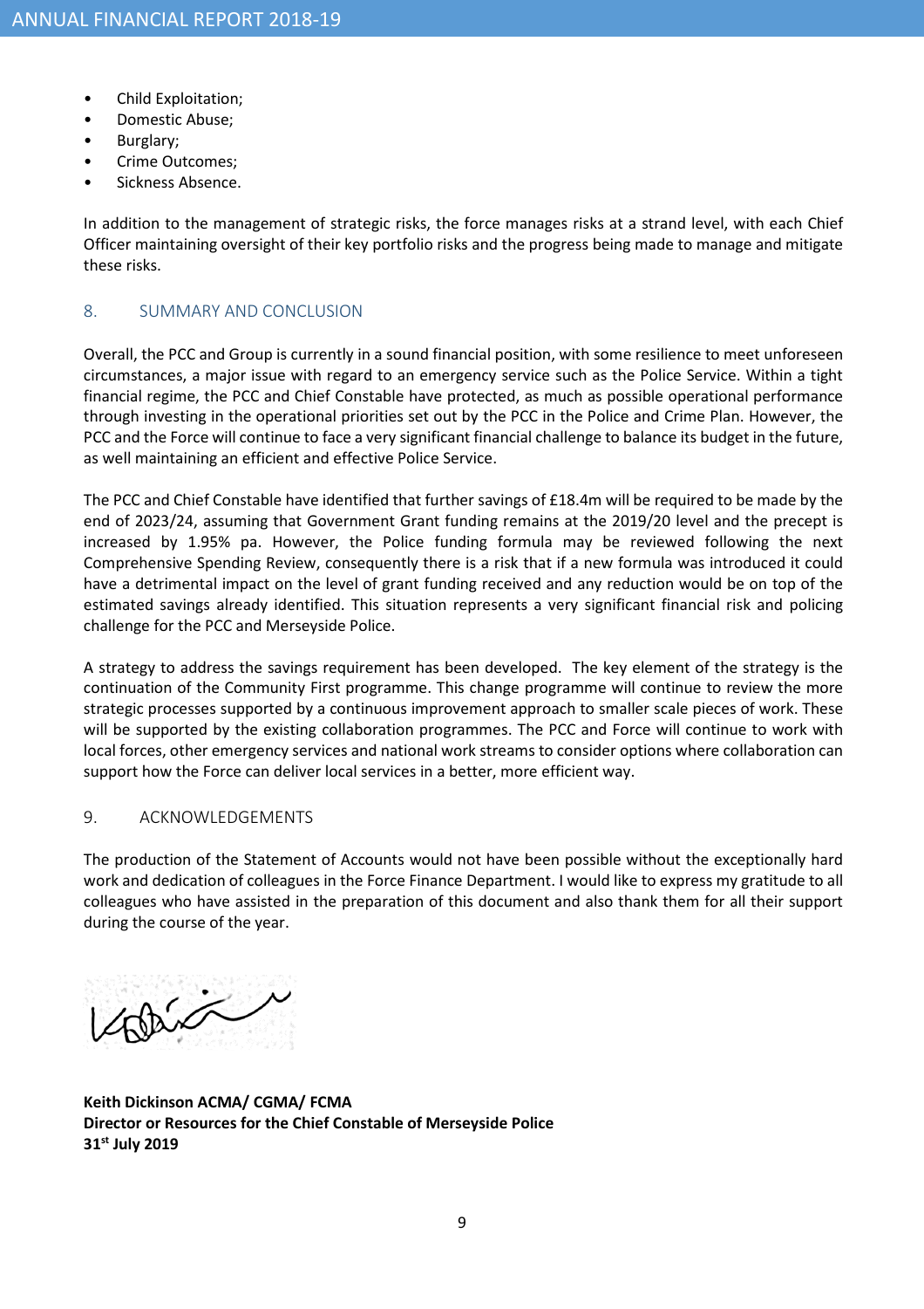- Child Exploitation;
- Domestic Abuse;
- Burglary;
- Crime Outcomes;
- Sickness Absence.

In addition to the management of strategic risks, the force manages risks at a strand level, with each Chief Officer maintaining oversight of their key portfolio risks and the progress being made to manage and mitigate these risks.

## 8. SUMMARY AND CONCLUSION

Overall, the PCC and Group is currently in a sound financial position, with some resilience to meet unforeseen circumstances, a major issue with regard to an emergency service such as the Police Service. Within a tight financial regime, the PCC and Chief Constable have protected, as much as possible operational performance through investing in the operational priorities set out by the PCC in the Police and Crime Plan. However, the PCC and the Force will continue to face a very significant financial challenge to balance its budget in the future, as well maintaining an efficient and effective Police Service.

The PCC and Chief Constable have identified that further savings of £18.4m will be required to be made by the end of 2023/24, assuming that Government Grant funding remains at the 2019/20 level and the precept is increased by 1.95% pa. However, the Police funding formula may be reviewed following the next Comprehensive Spending Review, consequently there is a risk that if a new formula was introduced it could have a detrimental impact on the level of grant funding received and any reduction would be on top of the estimated savings already identified. This situation represents a very significant financial risk and policing challenge for the PCC and Merseyside Police.

A strategy to address the savings requirement has been developed. The key element of the strategy is the continuation of the Community First programme. This change programme will continue to review the more strategic processes supported by a continuous improvement approach to smaller scale pieces of work. These will be supported by the existing collaboration programmes. The PCC and Force will continue to work with local forces, other emergency services and national work streams to consider options where collaboration can support how the Force can deliver local services in a better, more efficient way.

## 9. ACKNOWLEDGEMENTS

The production of the Statement of Accounts would not have been possible without the exceptionally hard work and dedication of colleagues in the Force Finance Department. I would like to express my gratitude to all colleagues who have assisted in the preparation of this document and also thank them for all their support during the course of the year.

**Keith Dickinson ACMA/ CGMA/ FCMA**
**Director or Resources for the Chief Constable of Merseyside Police**
**31st July 2019**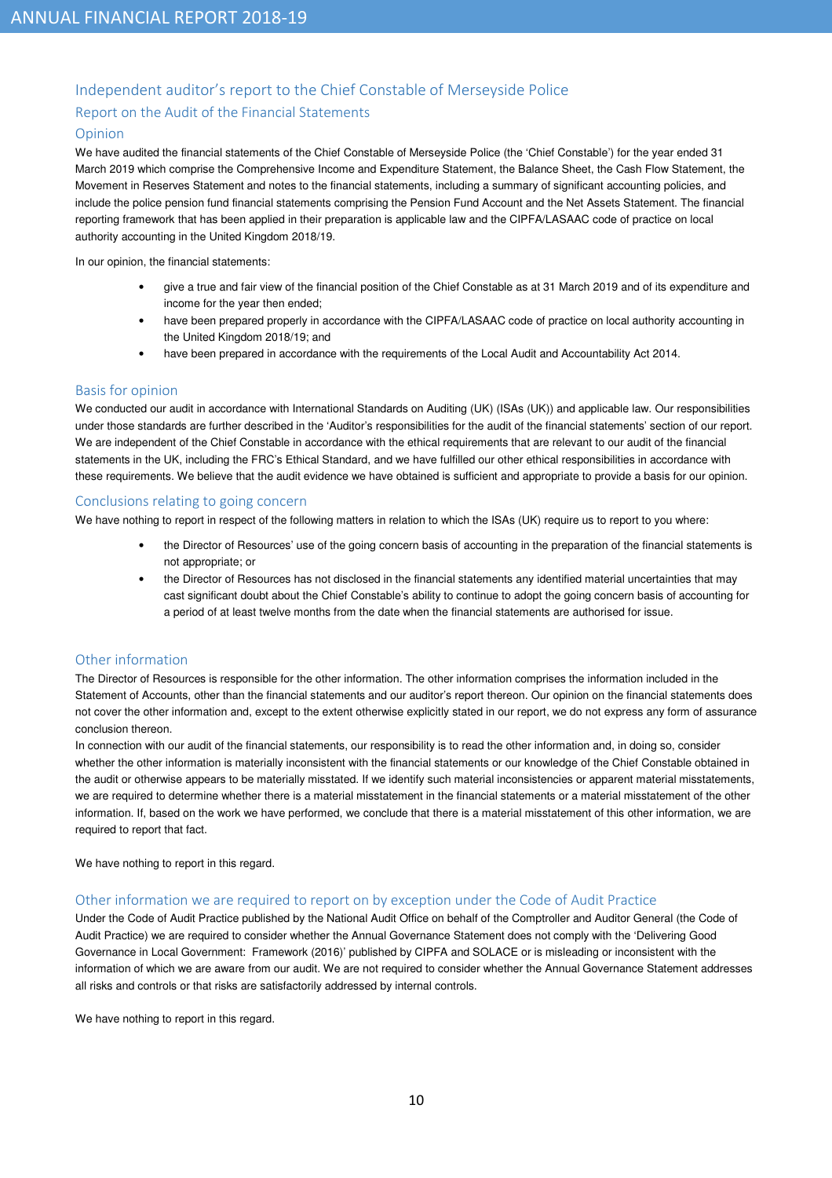## Independent auditor's report to the Chief Constable of Merseyside Police

### Report on the Audit of the Financial Statements

### Opinion

We have audited the financial statements of the Chief Constable of Merseyside Police (the 'Chief Constable') for the year ended 31 March 2019 which comprise the Comprehensive Income and Expenditure Statement, the Balance Sheet, the Cash Flow Statement, the Movement in Reserves Statement and notes to the financial statements, including a summary of significant accounting policies, and include the police pension fund financial statements comprising the Pension Fund Account and the Net Assets Statement. The financial reporting framework that has been applied in their preparation is applicable law and the CIPFA/LASAAC code of practice on local authority accounting in the United Kingdom 2018/19.

In our opinion, the financial statements:

- give a true and fair view of the financial position of the Chief Constable as at 31 March 2019 and of its expenditure and income for the year then ended;
- have been prepared properly in accordance with the CIPFA/LASAAC code of practice on local authority accounting in the United Kingdom 2018/19; and
- have been prepared in accordance with the requirements of the Local Audit and Accountability Act 2014.

### Basis for opinion

We conducted our audit in accordance with International Standards on Auditing (UK) (ISAs (UK)) and applicable law. Our responsibilities under those standards are further described in the 'Auditor's responsibilities for the audit of the financial statements' section of our report. We are independent of the Chief Constable in accordance with the ethical requirements that are relevant to our audit of the financial statements in the UK, including the FRC's Ethical Standard, and we have fulfilled our other ethical responsibilities in accordance with these requirements. We believe that the audit evidence we have obtained is sufficient and appropriate to provide a basis for our opinion.

### Conclusions relating to going concern

We have nothing to report in respect of the following matters in relation to which the ISAs (UK) require us to report to you where:

- the Director of Resources' use of the going concern basis of accounting in the preparation of the financial statements is not appropriate; or
- the Director of Resources has not disclosed in the financial statements any identified material uncertainties that may cast significant doubt about the Chief Constable's ability to continue to adopt the going concern basis of accounting for a period of at least twelve months from the date when the financial statements are authorised for issue.

### Other information

The Director of Resources is responsible for the other information. The other information comprises the information included in the Statement of Accounts, other than the financial statements and our auditor's report thereon. Our opinion on the financial statements does not cover the other information and, except to the extent otherwise explicitly stated in our report, we do not express any form of assurance conclusion thereon.

In connection with our audit of the financial statements, our responsibility is to read the other information and, in doing so, consider whether the other information is materially inconsistent with the financial statements or our knowledge of the Chief Constable obtained in the audit or otherwise appears to be materially misstated. If we identify such material inconsistencies or apparent material misstatements, we are required to determine whether there is a material misstatement in the financial statements or a material misstatement of the other information. If, based on the work we have performed, we conclude that there is a material misstatement of this other information, we are required to report that fact.

We have nothing to report in this regard.

### Other information we are required to report on by exception under the Code of Audit Practice

Under the Code of Audit Practice published by the National Audit Office on behalf of the Comptroller and Auditor General (the Code of Audit Practice) we are required to consider whether the Annual Governance Statement does not comply with the 'Delivering Good Governance in Local Government: Framework (2016)' published by CIPFA and SOLACE or is misleading or inconsistent with the information of which we are aware from our audit. We are not required to consider whether the Annual Governance Statement addresses all risks and controls or that risks are satisfactorily addressed by internal controls.

We have nothing to report in this regard.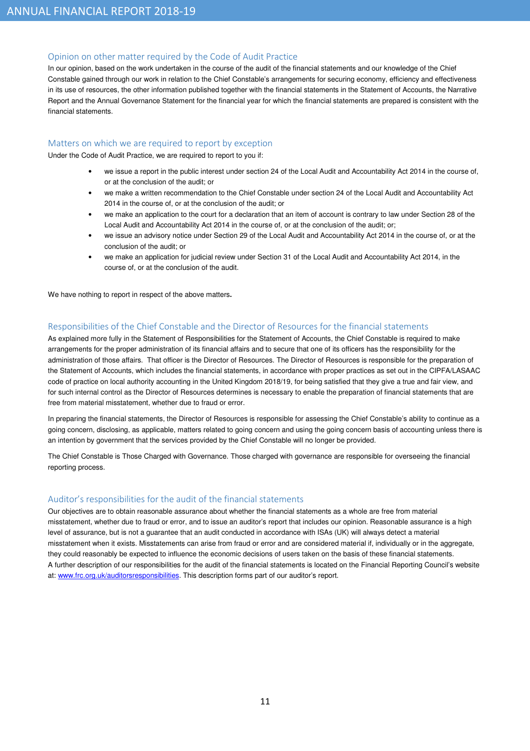## Opinion on other matter required by the Code of Audit Practice

In our opinion, based on the work undertaken in the course of the audit of the financial statements and our knowledge of the Chief Constable gained through our work in relation to the Chief Constable's arrangements for securing economy, efficiency and effectiveness in its use of resources, the other information published together with the financial statements in the Statement of Accounts, the Narrative Report and the Annual Governance Statement for the financial year for which the financial statements are prepared is consistent with the financial statements.

## Matters on which we are required to report by exception

Under the Code of Audit Practice, we are required to report to you if:

- we issue a report in the public interest under section 24 of the Local Audit and Accountability Act 2014 in the course of, or at the conclusion of the audit; or
- we make a written recommendation to the Chief Constable under section 24 of the Local Audit and Accountability Act 2014 in the course of, or at the conclusion of the audit; or
- we make an application to the court for a declaration that an item of account is contrary to law under Section 28 of the Local Audit and Accountability Act 2014 in the course of, or at the conclusion of the audit; or;
- we issue an advisory notice under Section 29 of the Local Audit and Accountability Act 2014 in the course of, or at the conclusion of the audit; or
- we make an application for judicial review under Section 31 of the Local Audit and Accountability Act 2014, in the course of, or at the conclusion of the audit.

We have nothing to report in respect of the above matters**.**

## Responsibilities of the Chief Constable and the Director of Resources for the financial statements

As explained more fully in the Statement of Responsibilities for the Statement of Accounts, the Chief Constable is required to make arrangements for the proper administration of its financial affairs and to secure that one of its officers has the responsibility for the administration of those affairs. That officer is the Director of Resources. The Director of Resources is responsible for the preparation of the Statement of Accounts, which includes the financial statements, in accordance with proper practices as set out in the CIPFA/LASAAC code of practice on local authority accounting in the United Kingdom 2018/19, for being satisfied that they give a true and fair view, and for such internal control as the Director of Resources determines is necessary to enable the preparation of financial statements that are free from material misstatement, whether due to fraud or error.

In preparing the financial statements, the Director of Resources is responsible for assessing the Chief Constable's ability to continue as a going concern, disclosing, as applicable, matters related to going concern and using the going concern basis of accounting unless there is an intention by government that the services provided by the Chief Constable will no longer be provided.

The Chief Constable is Those Charged with Governance. Those charged with governance are responsible for overseeing the financial reporting process.

## Auditor's responsibilities for the audit of the financial statements

Our objectives are to obtain reasonable assurance about whether the financial statements as a whole are free from material misstatement, whether due to fraud or error, and to issue an auditor's report that includes our opinion. Reasonable assurance is a high level of assurance, but is not a guarantee that an audit conducted in accordance with ISAs (UK) will always detect a material misstatement when it exists. Misstatements can arise from fraud or error and are considered material if, individually or in the aggregate, they could reasonably be expected to influence the economic decisions of users taken on the basis of these financial statements.
A further description of our responsibilities for the audit of the financial statements is located on the Financial Reporting Council's website at: [www.frc.org.uk/auditorsresponsibilities](http://www.frc.org.uk/auditorsresponsibilities). This description forms part of our auditor's report.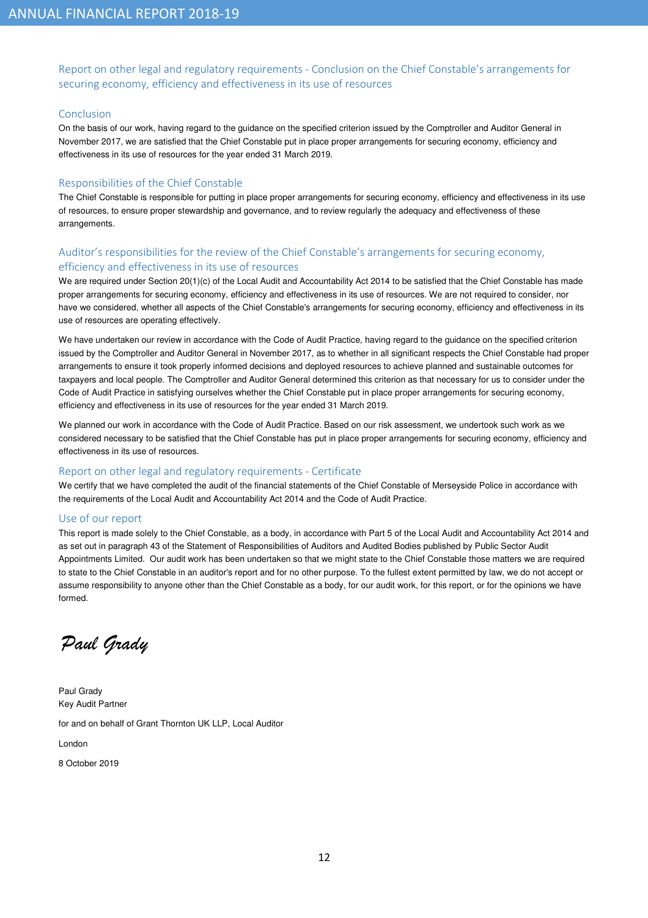## Report on other legal and regulatory requirements - Conclusion on the Chief Constable's arrangements for securing economy, efficiency and effectiveness in its use of resources

### Conclusion

On the basis of our work, having regard to the guidance on the specified criterion issued by the Comptroller and Auditor General in November 2017, we are satisfied that the Chief Constable put in place proper arrangements for securing economy, efficiency and effectiveness in its use of resources for the year ended 31 March 2019.

### Responsibilities of the Chief Constable

The Chief Constable is responsible for putting in place proper arrangements for securing economy, efficiency and effectiveness in its use of resources, to ensure proper stewardship and governance, and to review regularly the adequacy and effectiveness of these arrangements.

### Auditor's responsibilities for the review of the Chief Constable's arrangements for securing economy, efficiency and effectiveness in its use of resources

We are required under Section 20(1)(c) of the Local Audit and Accountability Act 2014 to be satisfied that the Chief Constable has made proper arrangements for securing economy, efficiency and effectiveness in its use of resources. We are not required to consider, nor have we considered, whether all aspects of the Chief Constable's arrangements for securing economy, efficiency and effectiveness in its use of resources are operating effectively.

We have undertaken our review in accordance with the Code of Audit Practice, having regard to the guidance on the specified criterion issued by the Comptroller and Auditor General in November 2017, as to whether in all significant respects the Chief Constable had proper arrangements to ensure it took properly informed decisions and deployed resources to achieve planned and sustainable outcomes for taxpayers and local people. The Comptroller and Auditor General determined this criterion as that necessary for us to consider under the Code of Audit Practice in satisfying ourselves whether the Chief Constable put in place proper arrangements for securing economy, efficiency and effectiveness in its use of resources for the year ended 31 March 2019.

We planned our work in accordance with the Code of Audit Practice. Based on our risk assessment, we undertook such work as we considered necessary to be satisfied that the Chief Constable has put in place proper arrangements for securing economy, efficiency and effectiveness in its use of resources.

## Report on other legal and regulatory requirements - Certificate

We certify that we have completed the audit of the financial statements of the Chief Constable of Merseyside Police in accordance with the requirements of the Local Audit and Accountability Act 2014 and the Code of Audit Practice.

### Use of our report

This report is made solely to the Chief Constable, as a body, in accordance with Part 5 of the Local Audit and Accountability Act 2014 and as set out in paragraph 43 of the Statement of Responsibilities of Auditors and Audited Bodies published by Public Sector Audit Appointments Limited. Our audit work has been undertaken so that we might state to the Chief Constable those matters we are required to state to the Chief Constable in an auditor's report and for no other purpose. To the fullest extent permitted by law, we do not accept or assume responsibility to anyone other than the Chief Constable as a body, for our audit work, for this report, or for the opinions we have formed.

*Paul Grady*

Paul Grady
Key Audit Partner

for and on behalf of Grant Thornton UK LLP, Local Auditor

London

8 October 2019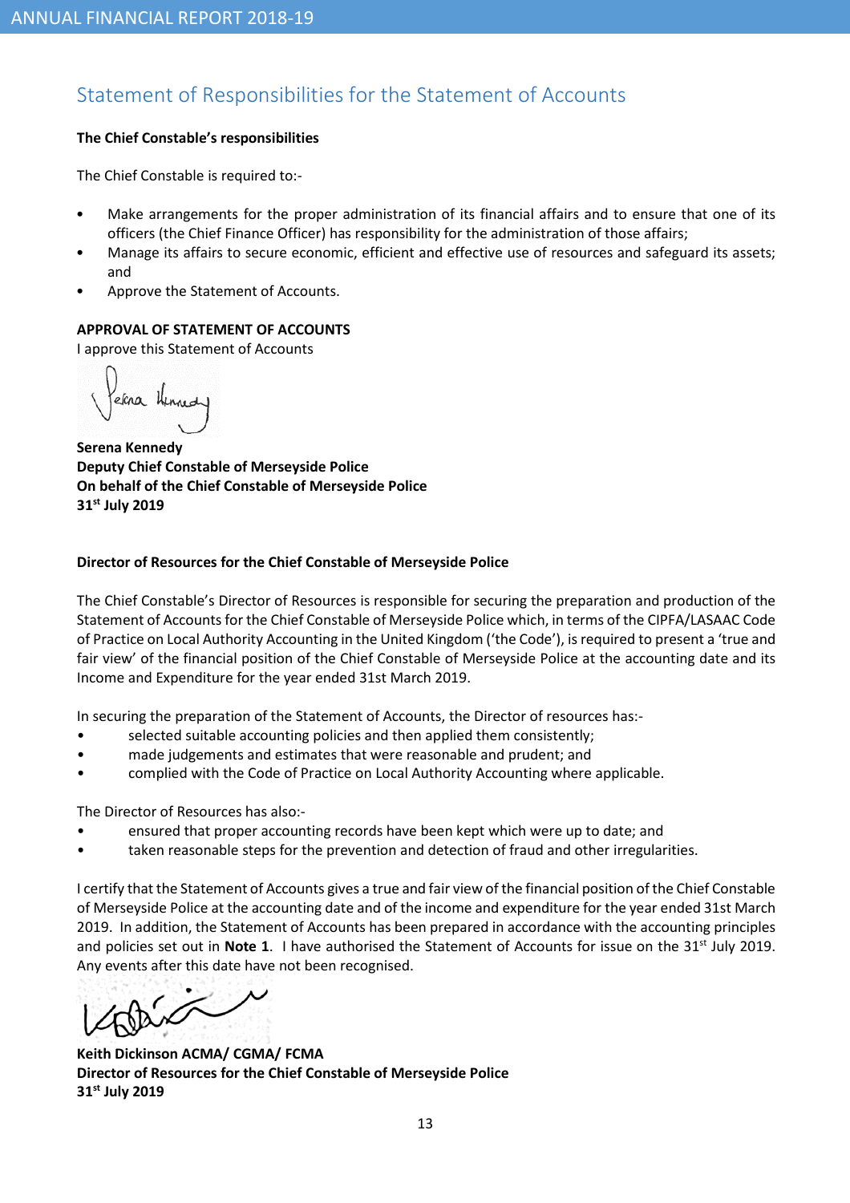## Statement of Responsibilities for the Statement of Accounts

**The Chief Constable's responsibilities**

The Chief Constable is required to:-

- Make arrangements for the proper administration of its financial affairs and to ensure that one of its officers (the Chief Finance Officer) has responsibility for the administration of those affairs;
- Manage its affairs to secure economic, efficient and effective use of resources and safeguard its assets; and
- Approve the Statement of Accounts.

**APPROVAL OF STATEMENT OF ACCOUNTS**

I approve this Statement of Accounts

**Serena Kennedy**
**Deputy Chief Constable of Merseyside Police**
**On behalf of the Chief Constable of Merseyside Police**
**31st July 2019**

**Director of Resources for the Chief Constable of Merseyside Police**

The Chief Constable's Director of Resources is responsible for securing the preparation and production of the Statement of Accounts for the Chief Constable of Merseyside Police which, in terms of the CIPFA/LASAAC Code of Practice on Local Authority Accounting in the United Kingdom ('the Code'), is required to present a 'true and fair view' of the financial position of the Chief Constable of Merseyside Police at the accounting date and its Income and Expenditure for the year ended 31st March 2019.

In securing the preparation of the Statement of Accounts, the Director of resources has:-

- selected suitable accounting policies and then applied them consistently;
- made judgements and estimates that were reasonable and prudent; and
- complied with the Code of Practice on Local Authority Accounting where applicable.

The Director of Resources has also:-

- ensured that proper accounting records have been kept which were up to date; and
- taken reasonable steps for the prevention and detection of fraud and other irregularities.

I certify that the Statement of Accounts gives a true and fair view of the financial position of the Chief Constable of Merseyside Police at the accounting date and of the income and expenditure for the year ended 31st March 2019. In addition, the Statement of Accounts has been prepared in accordance with the accounting principles and policies set out in **Note 1**. I have authorised the Statement of Accounts for issue on the 31st July 2019. Any events after this date have not been recognised.

**Keith Dickinson ACMA/ CGMA/ FCMA**
**Director of Resources for the Chief Constable of Merseyside Police**
**31st July 2019**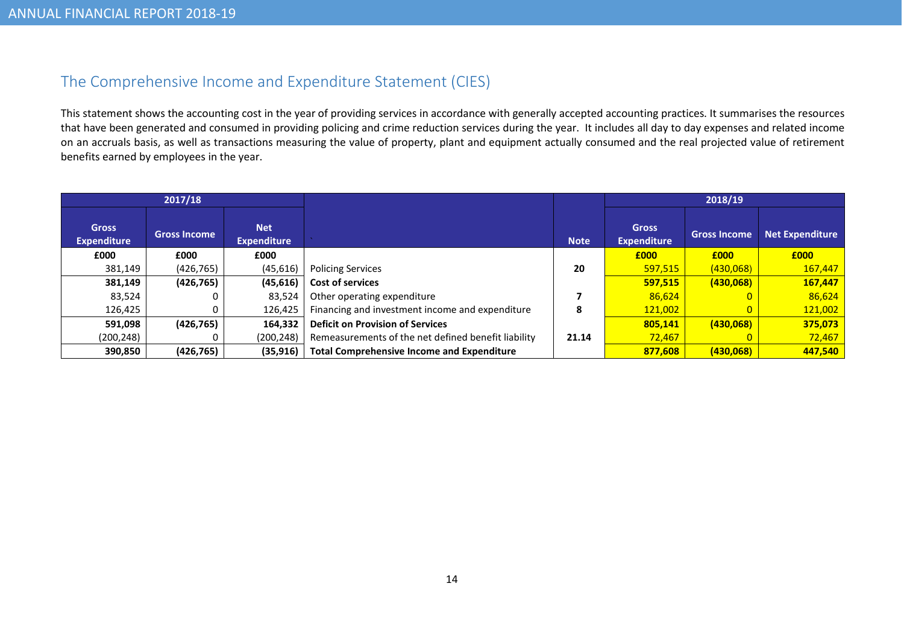## The Comprehensive Income and Expenditure Statement (CIES)

This statement shows the accounting cost in the year of providing services in accordance with generally accepted accounting practices. It summarises the resources that have been generated and consumed in providing policing and crime reduction services during the year. It includes all day to day expenses and related income on an accruals basis, as well as transactions measuring the value of property, plant and equipment actually consumed and the real projected value of retirement benefits earned by employees in the year.

| 2017/18 | | | | | 2018/19 | | |
|---|---|---|---|---|---|---|---|
| Gross Expenditure | Gross Income | Net Expenditure | | Note | Gross Expenditure | Gross Income | Net Expenditure |
| **£000** | **£000** | **£000** | | | **£000** | **£000** | **£000** |
| 381,149 | (426,765) | (45,616) | Policing Services | **20** | 597,515 | (430,068) | 167,447 |
| **381,149** | **(426,765)** | **(45,616)** | **Cost of services** | | **597,515** | **(430,068)** | **167,447** |
| 83,524 | 0 | 83,524 | Other operating expenditure | **7** | 86,624 | 0 | 86,624 |
| 126,425 | 0 | 126,425 | Financing and investment income and expenditure | **8** | 121,002 | 0 | 121,002 |
| **591,098** | **(426,765)** | **164,332** | **Deficit on Provision of Services** | | **805,141** | **(430,068)** | **375,073** |
| (200,248) | 0 | (200,248) | Remeasurements of the net defined benefit liability | **21.14** | 72,467 | 0 | 72,467 |
| **390,850** | **(426,765)** | **(35,916)** | **Total Comprehensive Income and Expenditure** | | **877,608** | **(430,068)** | **447,540** |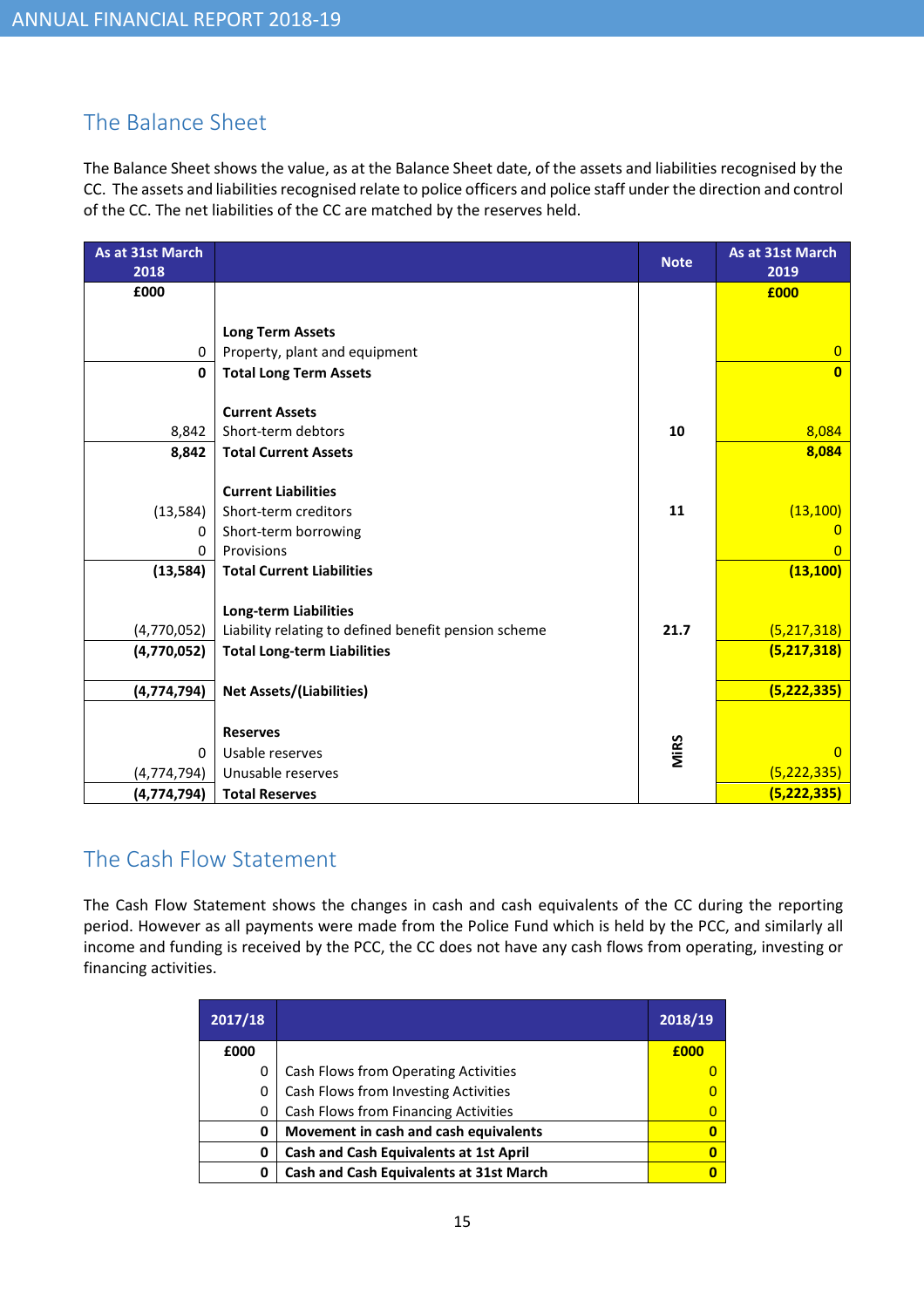## The Balance Sheet

The Balance Sheet shows the value, as at the Balance Sheet date, of the assets and liabilities recognised by the CC. The assets and liabilities recognised relate to police officers and police staff under the direction and control of the CC. The net liabilities of the CC are matched by the reserves held.

| As at 31st March 2018 | | Note | As at 31st March 2019 |
|---|---|---|---|
| **£000** | | | **£000** |
| | **Long Term Assets** | | |
| 0 | Property, plant and equipment | | 0 |
| **0** | **Total Long Term Assets** | | **0** |
| | **Current Assets** | | |
| 8,842 | Short-term debtors | **10** | 8,084 |
| **8,842** | **Total Current Assets** | | **8,084** |
| | **Current Liabilities** | | |
| (13,584) | Short-term creditors | **11** | (13,100) |
| 0 | Short-term borrowing | | 0 |
| 0 | Provisions | | 0 |
| **(13,584)** | **Total Current Liabilities** | | **(13,100)** |
| | **Long-term Liabilities** | | |
| (4,770,052) | Liability relating to defined benefit pension scheme | **21.7** | (5,217,318) |
| **(4,770,052)** | **Total Long-term Liabilities** | | **(5,217,318)** |
| **(4,774,794)** | **Net Assets/(Liabilities)** | | **(5,222,335)** |
| | **Reserves** | | |
| 0 | Usable reserves | **MiRS** | 0 |
| (4,774,794) | Unusable reserves | | (5,222,335) |
| **(4,774,794)** | **Total Reserves** | | **(5,222,335)** |

## The Cash Flow Statement

The Cash Flow Statement shows the changes in cash and cash equivalents of the CC during the reporting period. However as all payments were made from the Police Fund which is held by the PCC, and similarly all income and funding is received by the PCC, the CC does not have any cash flows from operating, investing or financing activities.

| 2017/18 | | 2018/19 |
|---|---|---|
| **£000** | | **£000** |
| 0 | Cash Flows from Operating Activities | 0 |
| 0 | Cash Flows from Investing Activities | 0 |
| 0 | Cash Flows from Financing Activities | 0 |
| **0** | **Movement in cash and cash equivalents** | **0** |
| **0** | **Cash and Cash Equivalents at 1st April** | **0** |
| **0** | **Cash and Cash Equivalents at 31st March** | **0** |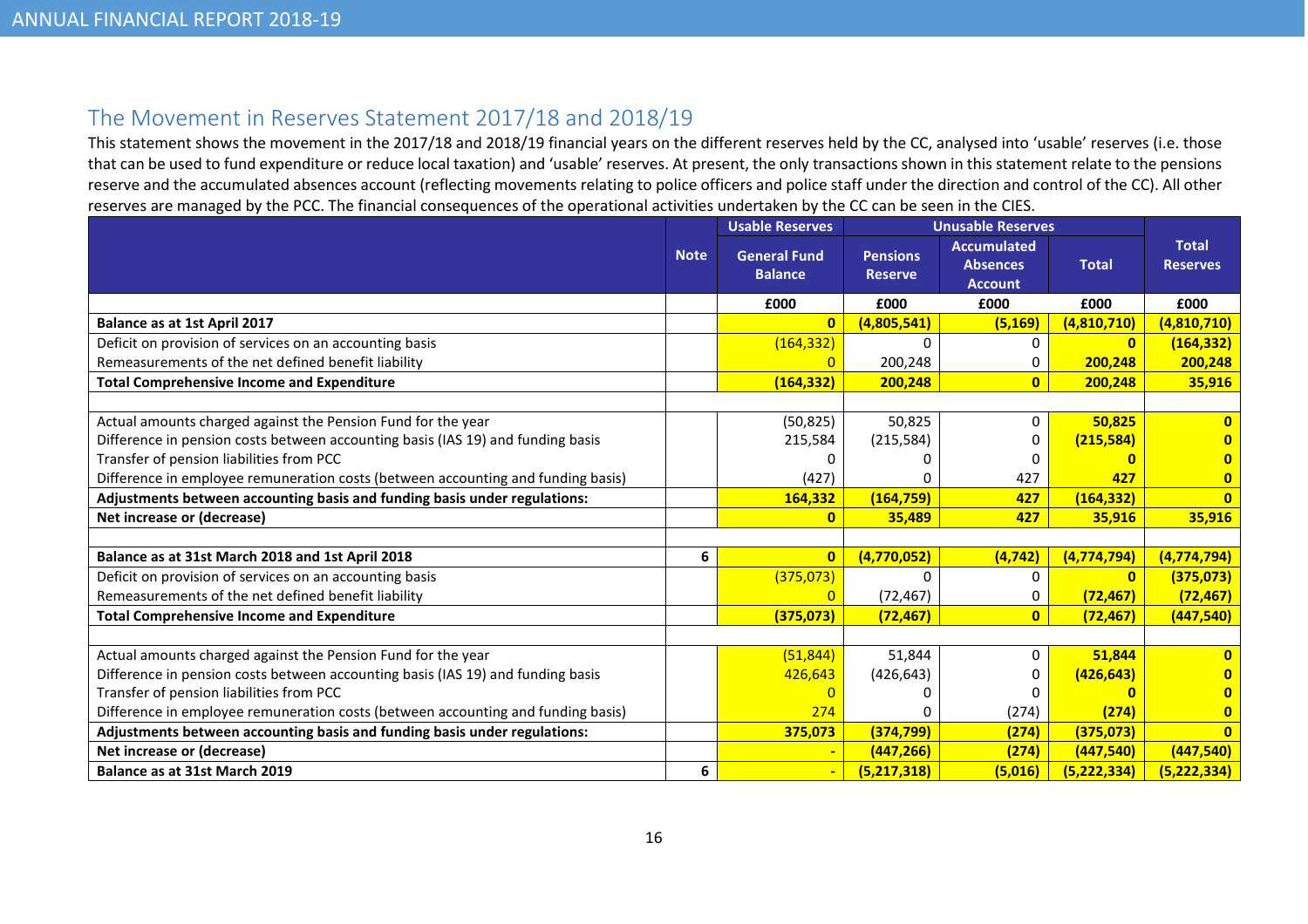## The Movement in Reserves Statement 2017/18 and 2018/19

This statement shows the movement in the 2017/18 and 2018/19 financial years on the different reserves held by the CC, analysed into 'usable' reserves (i.e. those that can be used to fund expenditure or reduce local taxation) and 'usable' reserves. At present, the only transactions shown in this statement relate to the pensions reserve and the accumulated absences account (reflecting movements relating to police officers and police staff under the direction and control of the CC). All other reserves are managed by the PCC. The financial consequences of the operational activities undertaken by the CC can be seen in the CIES.

| | Note | Usable Reserves | Unusable Reserves | | | Total Reserves |
|---|---|---|---|---|---|---|
| | | General Fund Balance | Pensions Reserve | Accumulated Absences Account | Total | |
| | | £000 | £000 | £000 | £000 | £000 |
| **Balance as at 1st April 2017** | | **0** | **(4,805,541)** | **(5,169)** | **(4,810,710)** | **(4,810,710)** |
| Deficit on provision of services on an accounting basis | | (164,332) | 0 | 0 | **0** | **(164,332)** |
| Remeasurements of the net defined benefit liability | | 0 | 200,248 | 0 | **200,248** | **200,248** |
| **Total Comprehensive Income and Expenditure** | | **(164,332)** | **200,248** | **0** | **200,248** | **35,916** |
| | | | | | | |
| Actual amounts charged against the Pension Fund for the year | | (50,825) | 50,825 | 0 | **50,825** | **0** |
| Difference in pension costs between accounting basis (IAS 19) and funding basis | | 215,584 | (215,584) | 0 | **(215,584)** | **0** |
| Transfer of pension liabilities from PCC | | 0 | 0 | 0 | **0** | **0** |
| Difference in employee remuneration costs (between accounting and funding basis) | | (427) | 0 | 427 | **427** | **0** |
| **Adjustments between accounting basis and funding basis under regulations:** | | **164,332** | **(164,759)** | **427** | **(164,332)** | **0** |
| **Net increase or (decrease)** | | **0** | **35,489** | **427** | **35,916** | **35,916** |
| | | | | | | |
| **Balance as at 31st March 2018 and 1st April 2018** | **6** | **0** | **(4,770,052)** | **(4,742)** | **(4,774,794)** | **(4,774,794)** |
| Deficit on provision of services on an accounting basis | | (375,073) | 0 | 0 | **0** | **(375,073)** |
| Remeasurements of the net defined benefit liability | | 0 | (72,467) | 0 | **(72,467)** | **(72,467)** |
| **Total Comprehensive Income and Expenditure** | | **(375,073)** | **(72,467)** | **0** | **(72,467)** | **(447,540)** |
| | | | | | | |
| Actual amounts charged against the Pension Fund for the year | | (51,844) | 51,844 | 0 | **51,844** | **0** |
| Difference in pension costs between accounting basis (IAS 19) and funding basis | | 426,643 | (426,643) | 0 | **(426,643)** | **0** |
| Transfer of pension liabilities from PCC | | 0 | 0 | 0 | **0** | **0** |
| Difference in employee remuneration costs (between accounting and funding basis) | | 274 | 0 | (274) | **(274)** | **0** |
| **Adjustments between accounting basis and funding basis under regulations:** | | **375,073** | **(374,799)** | **(274)** | **(375,073)** | **0** |
| **Net increase or (decrease)** | | **-** | **(447,266)** | **(274)** | **(447,540)** | **(447,540)** |
| **Balance as at 31st March 2019** | **6** | **-** | **(5,217,318)** | **(5,016)** | **(5,222,334)** | **(5,222,334)** |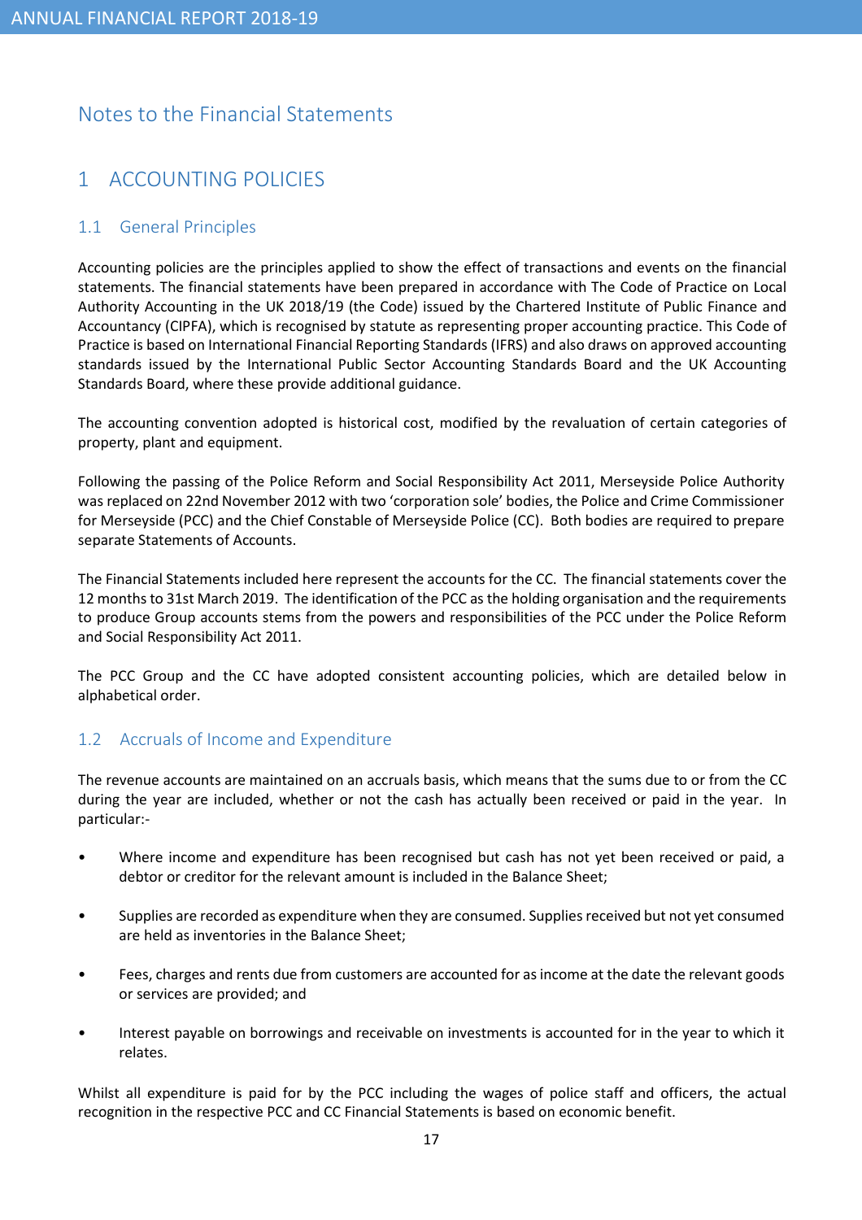# Notes to the Financial Statements

## 1 ACCOUNTING POLICIES

### 1.1 General Principles

Accounting policies are the principles applied to show the effect of transactions and events on the financial statements. The financial statements have been prepared in accordance with The Code of Practice on Local Authority Accounting in the UK 2018/19 (the Code) issued by the Chartered Institute of Public Finance and Accountancy (CIPFA), which is recognised by statute as representing proper accounting practice. This Code of Practice is based on International Financial Reporting Standards (IFRS) and also draws on approved accounting standards issued by the International Public Sector Accounting Standards Board and the UK Accounting Standards Board, where these provide additional guidance.

The accounting convention adopted is historical cost, modified by the revaluation of certain categories of property, plant and equipment.

Following the passing of the Police Reform and Social Responsibility Act 2011, Merseyside Police Authority was replaced on 22nd November 2012 with two 'corporation sole' bodies, the Police and Crime Commissioner for Merseyside (PCC) and the Chief Constable of Merseyside Police (CC). Both bodies are required to prepare separate Statements of Accounts.

The Financial Statements included here represent the accounts for the CC. The financial statements cover the 12 months to 31st March 2019. The identification of the PCC as the holding organisation and the requirements to produce Group accounts stems from the powers and responsibilities of the PCC under the Police Reform and Social Responsibility Act 2011.

The PCC Group and the CC have adopted consistent accounting policies, which are detailed below in alphabetical order.

### 1.2 Accruals of Income and Expenditure

The revenue accounts are maintained on an accruals basis, which means that the sums due to or from the CC during the year are included, whether or not the cash has actually been received or paid in the year. In particular:-

- Where income and expenditure has been recognised but cash has not yet been received or paid, a debtor or creditor for the relevant amount is included in the Balance Sheet;
- Supplies are recorded as expenditure when they are consumed. Supplies received but not yet consumed are held as inventories in the Balance Sheet;
- Fees, charges and rents due from customers are accounted for as income at the date the relevant goods or services are provided; and
- Interest payable on borrowings and receivable on investments is accounted for in the year to which it relates.

Whilst all expenditure is paid for by the PCC including the wages of police staff and officers, the actual recognition in the respective PCC and CC Financial Statements is based on economic benefit.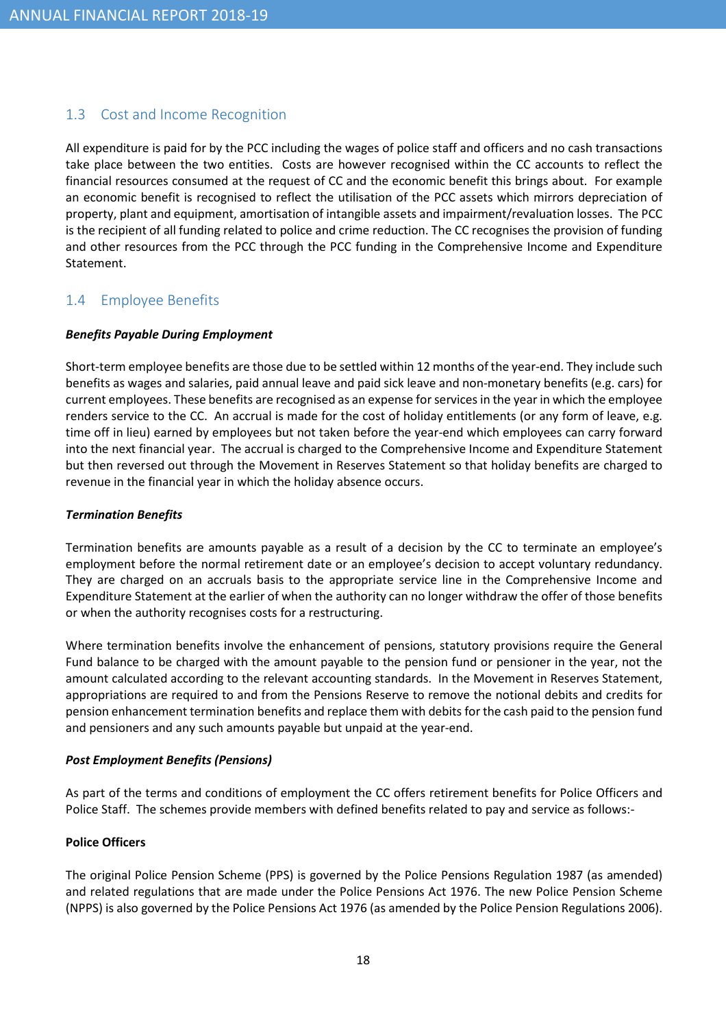## 1.3 Cost and Income Recognition

All expenditure is paid for by the PCC including the wages of police staff and officers and no cash transactions take place between the two entities. Costs are however recognised within the CC accounts to reflect the financial resources consumed at the request of CC and the economic benefit this brings about. For example an economic benefit is recognised to reflect the utilisation of the PCC assets which mirrors depreciation of property, plant and equipment, amortisation of intangible assets and impairment/revaluation losses. The PCC is the recipient of all funding related to police and crime reduction. The CC recognises the provision of funding and other resources from the PCC through the PCC funding in the Comprehensive Income and Expenditure Statement.

## 1.4 Employee Benefits

***Benefits Payable During Employment***

Short-term employee benefits are those due to be settled within 12 months of the year-end. They include such benefits as wages and salaries, paid annual leave and paid sick leave and non-monetary benefits (e.g. cars) for current employees. These benefits are recognised as an expense for services in the year in which the employee renders service to the CC. An accrual is made for the cost of holiday entitlements (or any form of leave, e.g. time off in lieu) earned by employees but not taken before the year-end which employees can carry forward into the next financial year. The accrual is charged to the Comprehensive Income and Expenditure Statement but then reversed out through the Movement in Reserves Statement so that holiday benefits are charged to revenue in the financial year in which the holiday absence occurs.

***Termination Benefits***

Termination benefits are amounts payable as a result of a decision by the CC to terminate an employee's employment before the normal retirement date or an employee's decision to accept voluntary redundancy. They are charged on an accruals basis to the appropriate service line in the Comprehensive Income and Expenditure Statement at the earlier of when the authority can no longer withdraw the offer of those benefits or when the authority recognises costs for a restructuring.

Where termination benefits involve the enhancement of pensions, statutory provisions require the General Fund balance to be charged with the amount payable to the pension fund or pensioner in the year, not the amount calculated according to the relevant accounting standards. In the Movement in Reserves Statement, appropriations are required to and from the Pensions Reserve to remove the notional debits and credits for pension enhancement termination benefits and replace them with debits for the cash paid to the pension fund and pensioners and any such amounts payable but unpaid at the year-end.

***Post Employment Benefits (Pensions)***

As part of the terms and conditions of employment the CC offers retirement benefits for Police Officers and Police Staff. The schemes provide members with defined benefits related to pay and service as follows:-

**Police Officers**

The original Police Pension Scheme (PPS) is governed by the Police Pensions Regulation 1987 (as amended) and related regulations that are made under the Police Pensions Act 1976. The new Police Pension Scheme (NPPS) is also governed by the Police Pensions Act 1976 (as amended by the Police Pension Regulations 2006).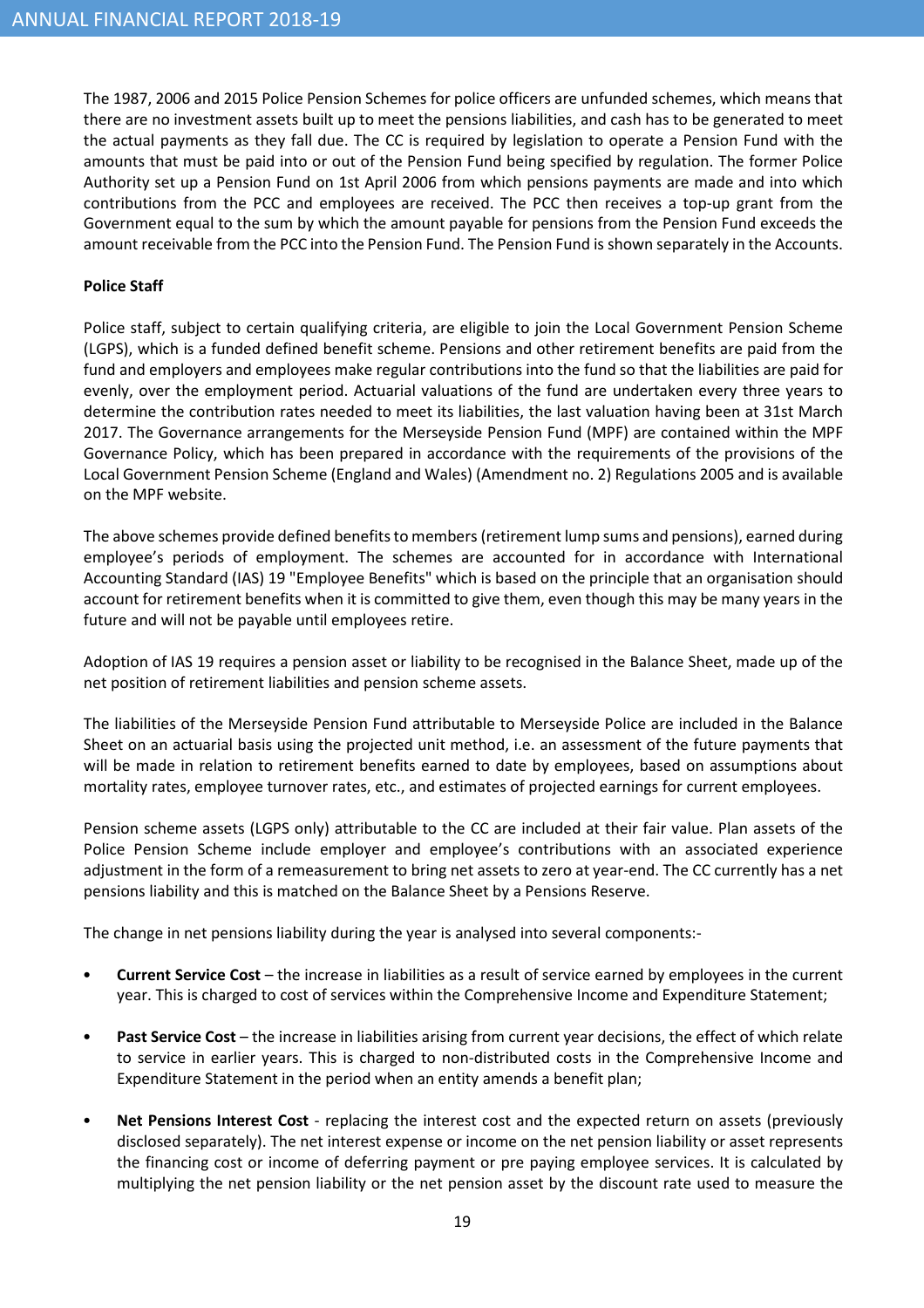The 1987, 2006 and 2015 Police Pension Schemes for police officers are unfunded schemes, which means that there are no investment assets built up to meet the pensions liabilities, and cash has to be generated to meet the actual payments as they fall due. The CC is required by legislation to operate a Pension Fund with the amounts that must be paid into or out of the Pension Fund being specified by regulation. The former Police Authority set up a Pension Fund on 1st April 2006 from which pensions payments are made and into which contributions from the PCC and employees are received. The PCC then receives a top-up grant from the Government equal to the sum by which the amount payable for pensions from the Pension Fund exceeds the amount receivable from the PCC into the Pension Fund. The Pension Fund is shown separately in the Accounts.

**Police Staff**

Police staff, subject to certain qualifying criteria, are eligible to join the Local Government Pension Scheme (LGPS), which is a funded defined benefit scheme. Pensions and other retirement benefits are paid from the fund and employers and employees make regular contributions into the fund so that the liabilities are paid for evenly, over the employment period. Actuarial valuations of the fund are undertaken every three years to determine the contribution rates needed to meet its liabilities, the last valuation having been at 31st March 2017. The Governance arrangements for the Merseyside Pension Fund (MPF) are contained within the MPF Governance Policy, which has been prepared in accordance with the requirements of the provisions of the Local Government Pension Scheme (England and Wales) (Amendment no. 2) Regulations 2005 and is available on the MPF website.

The above schemes provide defined benefits to members (retirement lump sums and pensions), earned during employee's periods of employment. The schemes are accounted for in accordance with International Accounting Standard (IAS) 19 "Employee Benefits" which is based on the principle that an organisation should account for retirement benefits when it is committed to give them, even though this may be many years in the future and will not be payable until employees retire.

Adoption of IAS 19 requires a pension asset or liability to be recognised in the Balance Sheet, made up of the net position of retirement liabilities and pension scheme assets.

The liabilities of the Merseyside Pension Fund attributable to Merseyside Police are included in the Balance Sheet on an actuarial basis using the projected unit method, i.e. an assessment of the future payments that will be made in relation to retirement benefits earned to date by employees, based on assumptions about mortality rates, employee turnover rates, etc., and estimates of projected earnings for current employees.

Pension scheme assets (LGPS only) attributable to the CC are included at their fair value. Plan assets of the Police Pension Scheme include employer and employee's contributions with an associated experience adjustment in the form of a remeasurement to bring net assets to zero at year-end. The CC currently has a net pensions liability and this is matched on the Balance Sheet by a Pensions Reserve.

The change in net pensions liability during the year is analysed into several components:-

- **Current Service Cost** – the increase in liabilities as a result of service earned by employees in the current year. This is charged to cost of services within the Comprehensive Income and Expenditure Statement;

- **Past Service Cost** – the increase in liabilities arising from current year decisions, the effect of which relate to service in earlier years. This is charged to non-distributed costs in the Comprehensive Income and Expenditure Statement in the period when an entity amends a benefit plan;

- **Net Pensions Interest Cost** - replacing the interest cost and the expected return on assets (previously disclosed separately). The net interest expense or income on the net pension liability or asset represents the financing cost or income of deferring payment or pre paying employee services. It is calculated by multiplying the net pension liability or the net pension asset by the discount rate used to measure the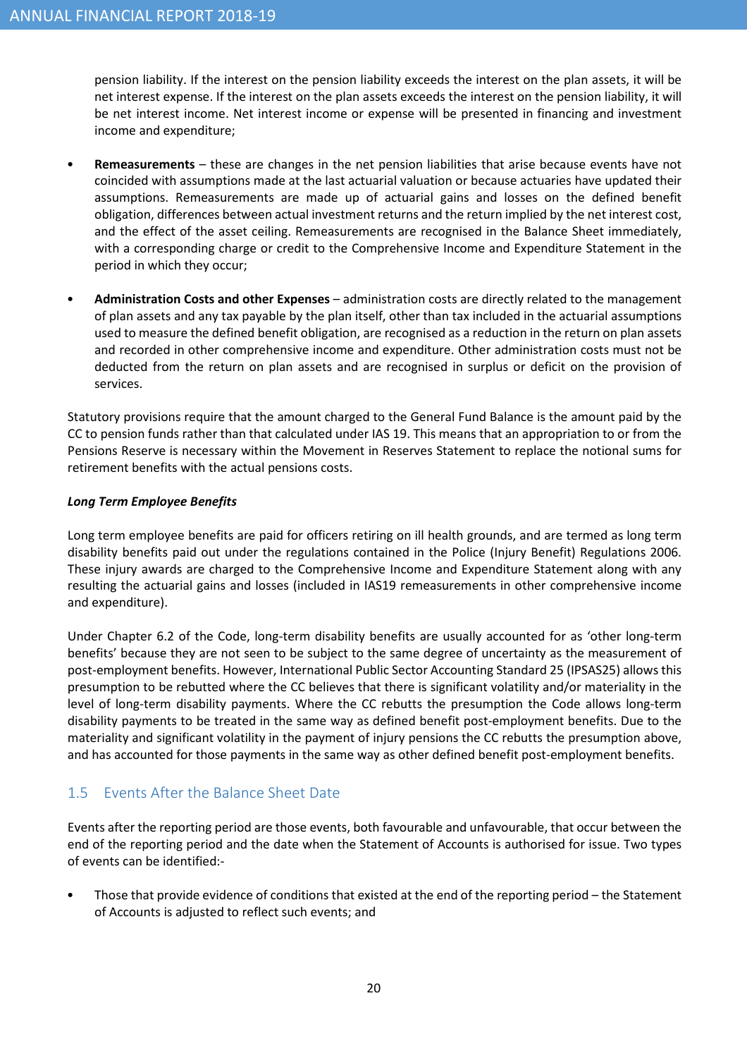pension liability. If the interest on the pension liability exceeds the interest on the plan assets, it will be net interest expense. If the interest on the plan assets exceeds the interest on the pension liability, it will be net interest income. Net interest income or expense will be presented in financing and investment income and expenditure;

- **Remeasurements** – these are changes in the net pension liabilities that arise because events have not coincided with assumptions made at the last actuarial valuation or because actuaries have updated their assumptions. Remeasurements are made up of actuarial gains and losses on the defined benefit obligation, differences between actual investment returns and the return implied by the net interest cost, and the effect of the asset ceiling. Remeasurements are recognised in the Balance Sheet immediately, with a corresponding charge or credit to the Comprehensive Income and Expenditure Statement in the period in which they occur;

- **Administration Costs and other Expenses** – administration costs are directly related to the management of plan assets and any tax payable by the plan itself, other than tax included in the actuarial assumptions used to measure the defined benefit obligation, are recognised as a reduction in the return on plan assets and recorded in other comprehensive income and expenditure. Other administration costs must not be deducted from the return on plan assets and are recognised in surplus or deficit on the provision of services.

Statutory provisions require that the amount charged to the General Fund Balance is the amount paid by the CC to pension funds rather than that calculated under IAS 19. This means that an appropriation to or from the Pensions Reserve is necessary within the Movement in Reserves Statement to replace the notional sums for retirement benefits with the actual pensions costs.

***Long Term Employee Benefits***

Long term employee benefits are paid for officers retiring on ill health grounds, and are termed as long term disability benefits paid out under the regulations contained in the Police (Injury Benefit) Regulations 2006. These injury awards are charged to the Comprehensive Income and Expenditure Statement along with any resulting the actuarial gains and losses (included in IAS19 remeasurements in other comprehensive income and expenditure).

Under Chapter 6.2 of the Code, long-term disability benefits are usually accounted for as 'other long-term benefits' because they are not seen to be subject to the same degree of uncertainty as the measurement of post-employment benefits. However, International Public Sector Accounting Standard 25 (IPSAS25) allows this presumption to be rebutted where the CC believes that there is significant volatility and/or materiality in the level of long-term disability payments. Where the CC rebutts the presumption the Code allows long-term disability payments to be treated in the same way as defined benefit post-employment benefits. Due to the materiality and significant volatility in the payment of injury pensions the CC rebutts the presumption above, and has accounted for those payments in the same way as other defined benefit post-employment benefits.

## 1.5 Events After the Balance Sheet Date

Events after the reporting period are those events, both favourable and unfavourable, that occur between the end of the reporting period and the date when the Statement of Accounts is authorised for issue. Two types of events can be identified:-

- Those that provide evidence of conditions that existed at the end of the reporting period – the Statement of Accounts is adjusted to reflect such events; and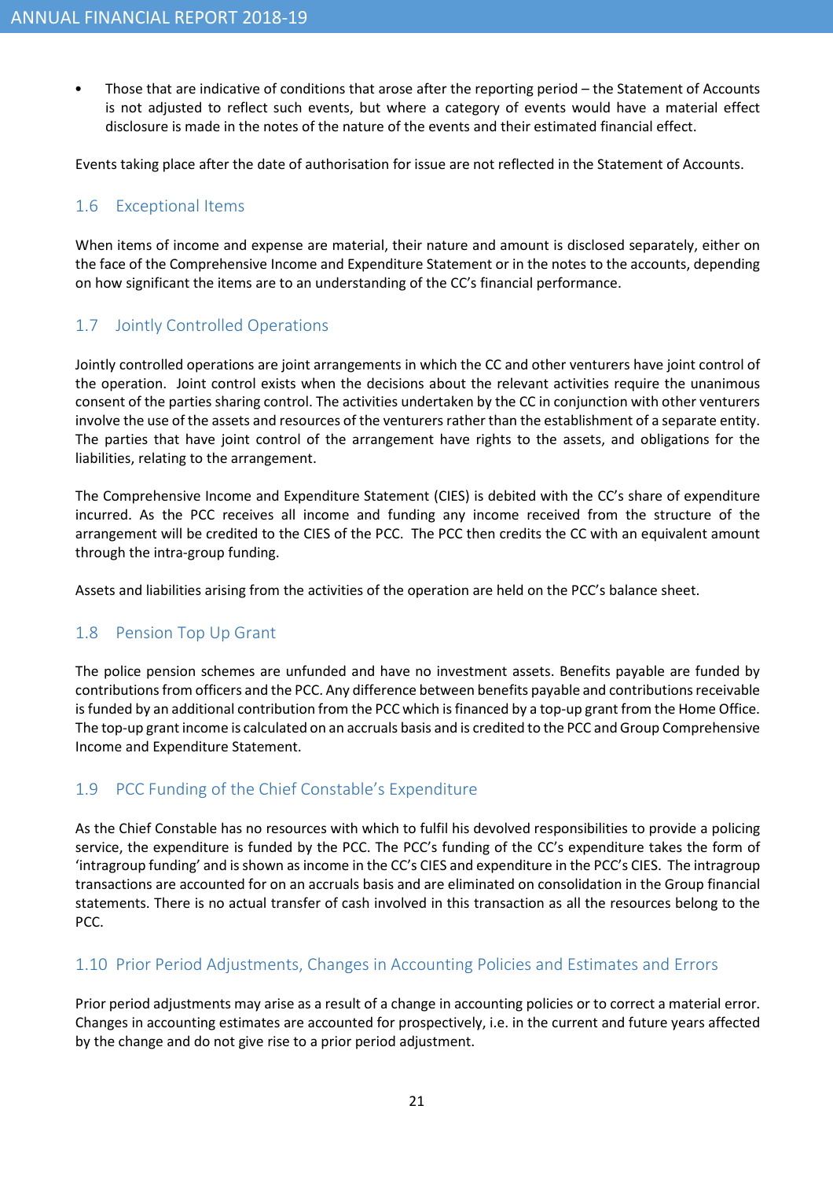- Those that are indicative of conditions that arose after the reporting period – the Statement of Accounts is not adjusted to reflect such events, but where a category of events would have a material effect disclosure is made in the notes of the nature of the events and their estimated financial effect.

Events taking place after the date of authorisation for issue are not reflected in the Statement of Accounts.

## 1.6 Exceptional Items

When items of income and expense are material, their nature and amount is disclosed separately, either on the face of the Comprehensive Income and Expenditure Statement or in the notes to the accounts, depending on how significant the items are to an understanding of the CC's financial performance.

## 1.7 Jointly Controlled Operations

Jointly controlled operations are joint arrangements in which the CC and other venturers have joint control of the operation. Joint control exists when the decisions about the relevant activities require the unanimous consent of the parties sharing control. The activities undertaken by the CC in conjunction with other venturers involve the use of the assets and resources of the venturers rather than the establishment of a separate entity. The parties that have joint control of the arrangement have rights to the assets, and obligations for the liabilities, relating to the arrangement.

The Comprehensive Income and Expenditure Statement (CIES) is debited with the CC's share of expenditure incurred. As the PCC receives all income and funding any income received from the structure of the arrangement will be credited to the CIES of the PCC. The PCC then credits the CC with an equivalent amount through the intra-group funding.

Assets and liabilities arising from the activities of the operation are held on the PCC's balance sheet.

## 1.8 Pension Top Up Grant

The police pension schemes are unfunded and have no investment assets. Benefits payable are funded by contributions from officers and the PCC. Any difference between benefits payable and contributions receivable is funded by an additional contribution from the PCC which is financed by a top-up grant from the Home Office. The top-up grant income is calculated on an accruals basis and is credited to the PCC and Group Comprehensive Income and Expenditure Statement.

## 1.9 PCC Funding of the Chief Constable's Expenditure

As the Chief Constable has no resources with which to fulfil his devolved responsibilities to provide a policing service, the expenditure is funded by the PCC. The PCC's funding of the CC's expenditure takes the form of 'intragroup funding' and is shown as income in the CC's CIES and expenditure in the PCC's CIES. The intragroup transactions are accounted for on an accruals basis and are eliminated on consolidation in the Group financial statements. There is no actual transfer of cash involved in this transaction as all the resources belong to the PCC.

## 1.10 Prior Period Adjustments, Changes in Accounting Policies and Estimates and Errors

Prior period adjustments may arise as a result of a change in accounting policies or to correct a material error. Changes in accounting estimates are accounted for prospectively, i.e. in the current and future years affected by the change and do not give rise to a prior period adjustment.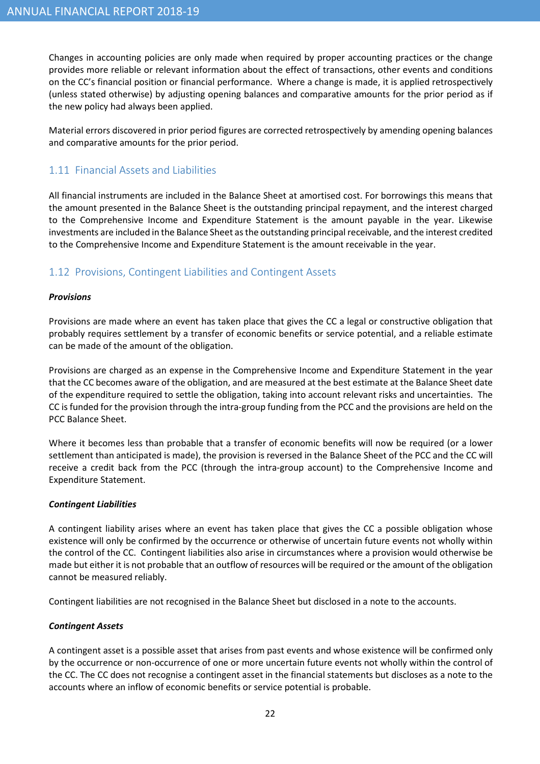Changes in accounting policies are only made when required by proper accounting practices or the change provides more reliable or relevant information about the effect of transactions, other events and conditions on the CC's financial position or financial performance. Where a change is made, it is applied retrospectively (unless stated otherwise) by adjusting opening balances and comparative amounts for the prior period as if the new policy had always been applied.

Material errors discovered in prior period figures are corrected retrospectively by amending opening balances and comparative amounts for the prior period.

## 1.11 Financial Assets and Liabilities

All financial instruments are included in the Balance Sheet at amortised cost. For borrowings this means that the amount presented in the Balance Sheet is the outstanding principal repayment, and the interest charged to the Comprehensive Income and Expenditure Statement is the amount payable in the year. Likewise investments are included in the Balance Sheet as the outstanding principal receivable, and the interest credited to the Comprehensive Income and Expenditure Statement is the amount receivable in the year.

## 1.12 Provisions, Contingent Liabilities and Contingent Assets

***Provisions***

Provisions are made where an event has taken place that gives the CC a legal or constructive obligation that probably requires settlement by a transfer of economic benefits or service potential, and a reliable estimate can be made of the amount of the obligation.

Provisions are charged as an expense in the Comprehensive Income and Expenditure Statement in the year that the CC becomes aware of the obligation, and are measured at the best estimate at the Balance Sheet date of the expenditure required to settle the obligation, taking into account relevant risks and uncertainties. The CC is funded for the provision through the intra-group funding from the PCC and the provisions are held on the PCC Balance Sheet.

Where it becomes less than probable that a transfer of economic benefits will now be required (or a lower settlement than anticipated is made), the provision is reversed in the Balance Sheet of the PCC and the CC will receive a credit back from the PCC (through the intra-group account) to the Comprehensive Income and Expenditure Statement.

***Contingent Liabilities***

A contingent liability arises where an event has taken place that gives the CC a possible obligation whose existence will only be confirmed by the occurrence or otherwise of uncertain future events not wholly within the control of the CC. Contingent liabilities also arise in circumstances where a provision would otherwise be made but either it is not probable that an outflow of resources will be required or the amount of the obligation cannot be measured reliably.

Contingent liabilities are not recognised in the Balance Sheet but disclosed in a note to the accounts.

***Contingent Assets***

A contingent asset is a possible asset that arises from past events and whose existence will be confirmed only by the occurrence or non-occurrence of one or more uncertain future events not wholly within the control of the CC. The CC does not recognise a contingent asset in the financial statements but discloses as a note to the accounts where an inflow of economic benefits or service potential is probable.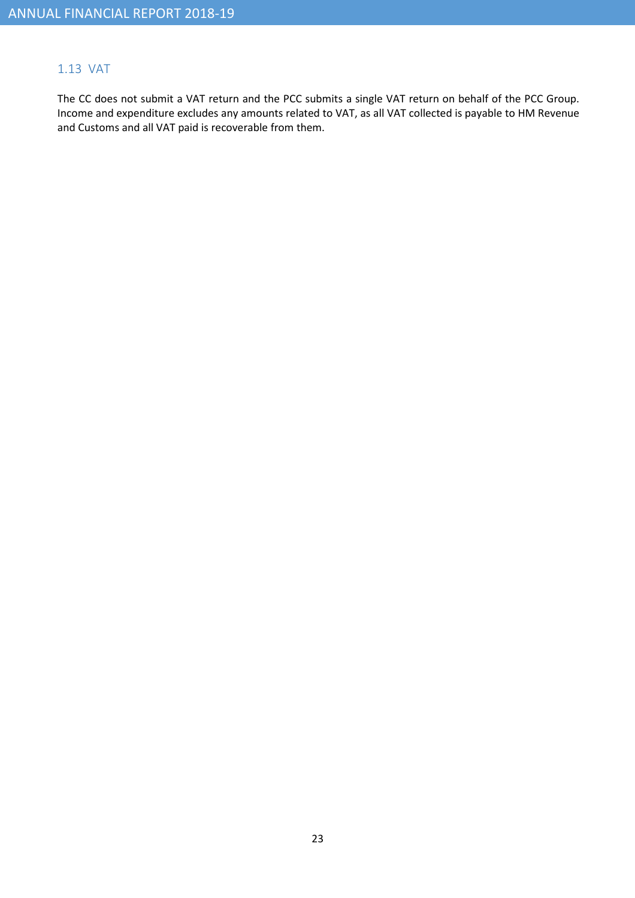## 1.13 VAT

The CC does not submit a VAT return and the PCC submits a single VAT return on behalf of the PCC Group. Income and expenditure excludes any amounts related to VAT, as all VAT collected is payable to HM Revenue and Customs and all VAT paid is recoverable from them.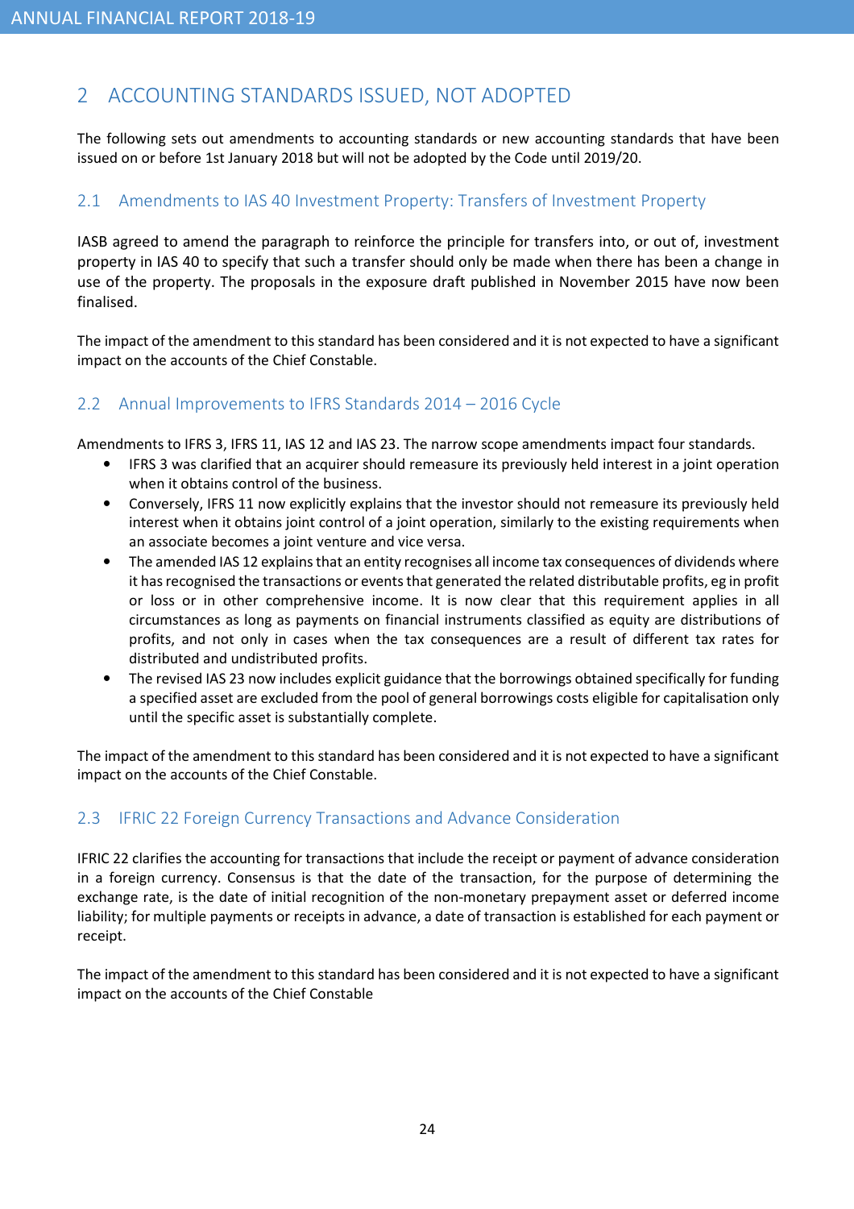## 2 ACCOUNTING STANDARDS ISSUED, NOT ADOPTED

The following sets out amendments to accounting standards or new accounting standards that have been issued on or before 1st January 2018 but will not be adopted by the Code until 2019/20.

### 2.1 Amendments to IAS 40 Investment Property: Transfers of Investment Property

IASB agreed to amend the paragraph to reinforce the principle for transfers into, or out of, investment property in IAS 40 to specify that such a transfer should only be made when there has been a change in use of the property. The proposals in the exposure draft published in November 2015 have now been finalised.

The impact of the amendment to this standard has been considered and it is not expected to have a significant impact on the accounts of the Chief Constable.

### 2.2 Annual Improvements to IFRS Standards 2014 – 2016 Cycle

Amendments to IFRS 3, IFRS 11, IAS 12 and IAS 23. The narrow scope amendments impact four standards.

- IFRS 3 was clarified that an acquirer should remeasure its previously held interest in a joint operation when it obtains control of the business.
- Conversely, IFRS 11 now explicitly explains that the investor should not remeasure its previously held interest when it obtains joint control of a joint operation, similarly to the existing requirements when an associate becomes a joint venture and vice versa.
- The amended IAS 12 explains that an entity recognises all income tax consequences of dividends where it has recognised the transactions or events that generated the related distributable profits, eg in profit or loss or in other comprehensive income. It is now clear that this requirement applies in all circumstances as long as payments on financial instruments classified as equity are distributions of profits, and not only in cases when the tax consequences are a result of different tax rates for distributed and undistributed profits.
- The revised IAS 23 now includes explicit guidance that the borrowings obtained specifically for funding a specified asset are excluded from the pool of general borrowings costs eligible for capitalisation only until the specific asset is substantially complete.

The impact of the amendment to this standard has been considered and it is not expected to have a significant impact on the accounts of the Chief Constable.

### 2.3 IFRIC 22 Foreign Currency Transactions and Advance Consideration

IFRIC 22 clarifies the accounting for transactions that include the receipt or payment of advance consideration in a foreign currency. Consensus is that the date of the transaction, for the purpose of determining the exchange rate, is the date of initial recognition of the non-monetary prepayment asset or deferred income liability; for multiple payments or receipts in advance, a date of transaction is established for each payment or receipt.

The impact of the amendment to this standard has been considered and it is not expected to have a significant impact on the accounts of the Chief Constable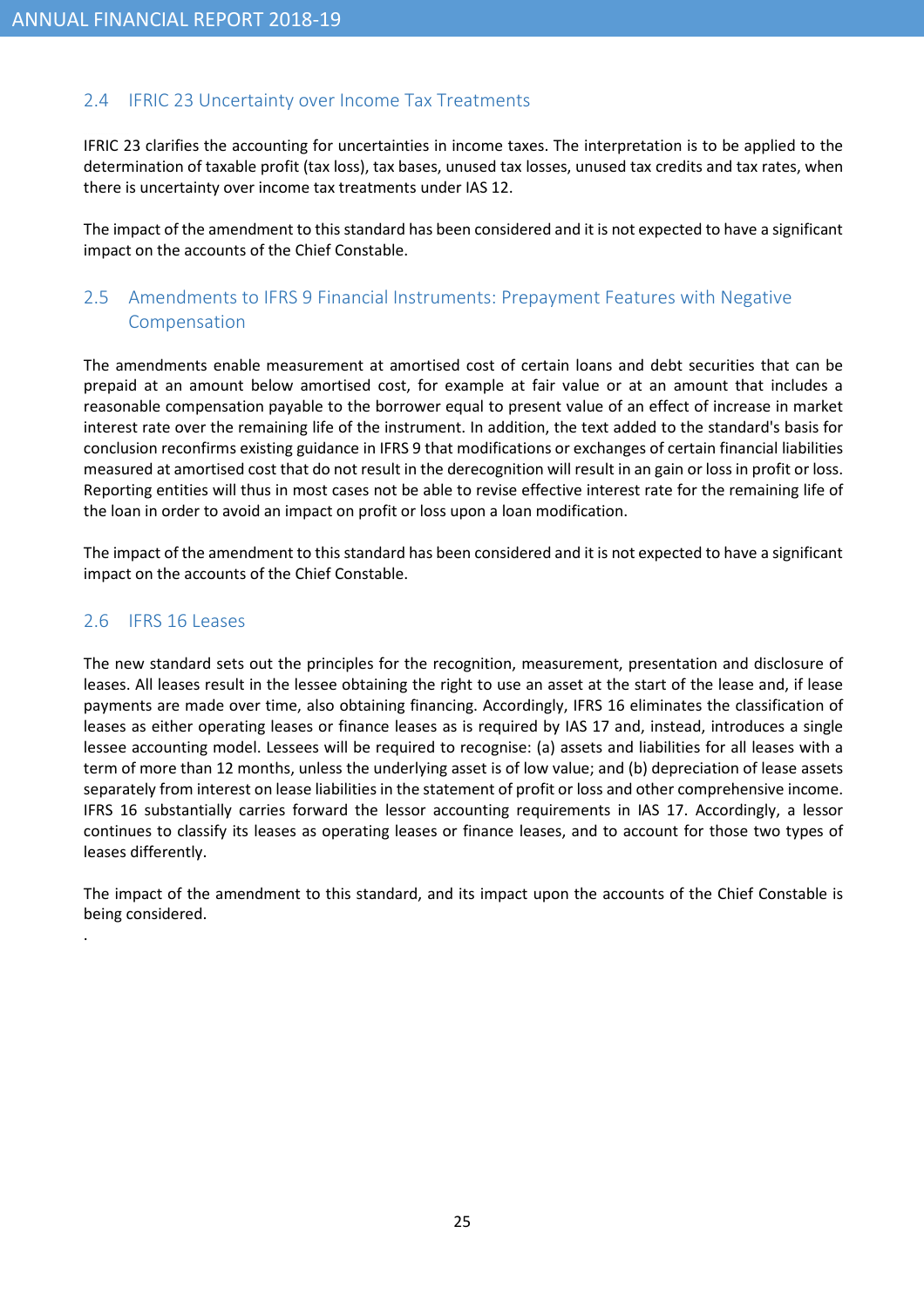## 2.4 IFRIC 23 Uncertainty over Income Tax Treatments

IFRIC 23 clarifies the accounting for uncertainties in income taxes. The interpretation is to be applied to the determination of taxable profit (tax loss), tax bases, unused tax losses, unused tax credits and tax rates, when there is uncertainty over income tax treatments under IAS 12.

The impact of the amendment to this standard has been considered and it is not expected to have a significant impact on the accounts of the Chief Constable.

## 2.5 Amendments to IFRS 9 Financial Instruments: Prepayment Features with Negative Compensation

The amendments enable measurement at amortised cost of certain loans and debt securities that can be prepaid at an amount below amortised cost, for example at fair value or at an amount that includes a reasonable compensation payable to the borrower equal to present value of an effect of increase in market interest rate over the remaining life of the instrument. In addition, the text added to the standard's basis for conclusion reconfirms existing guidance in IFRS 9 that modifications or exchanges of certain financial liabilities measured at amortised cost that do not result in the derecognition will result in an gain or loss in profit or loss. Reporting entities will thus in most cases not be able to revise effective interest rate for the remaining life of the loan in order to avoid an impact on profit or loss upon a loan modification.

The impact of the amendment to this standard has been considered and it is not expected to have a significant impact on the accounts of the Chief Constable.

## 2.6 IFRS 16 Leases

The new standard sets out the principles for the recognition, measurement, presentation and disclosure of leases. All leases result in the lessee obtaining the right to use an asset at the start of the lease and, if lease payments are made over time, also obtaining financing. Accordingly, IFRS 16 eliminates the classification of leases as either operating leases or finance leases as is required by IAS 17 and, instead, introduces a single lessee accounting model. Lessees will be required to recognise: (a) assets and liabilities for all leases with a term of more than 12 months, unless the underlying asset is of low value; and (b) depreciation of lease assets separately from interest on lease liabilities in the statement of profit or loss and other comprehensive income. IFRS 16 substantially carries forward the lessor accounting requirements in IAS 17. Accordingly, a lessor continues to classify its leases as operating leases or finance leases, and to account for those two types of leases differently.

The impact of the amendment to this standard, and its impact upon the accounts of the Chief Constable is being considered.

.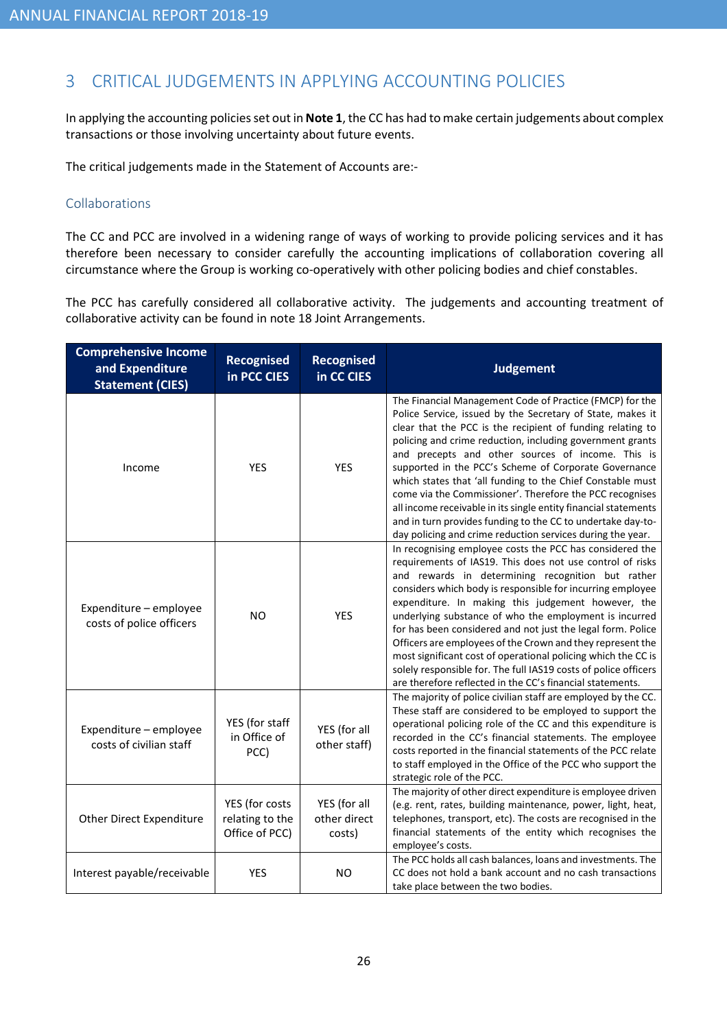## 3 CRITICAL JUDGEMENTS IN APPLYING ACCOUNTING POLICIES

In applying the accounting policies set out in **Note 1**, the CC has had to make certain judgements about complex transactions or those involving uncertainty about future events.

The critical judgements made in the Statement of Accounts are:-

### Collaborations

The CC and PCC are involved in a widening range of ways of working to provide policing services and it has therefore been necessary to consider carefully the accounting implications of collaboration covering all circumstance where the Group is working co-operatively with other policing bodies and chief constables.

The PCC has carefully considered all collaborative activity. The judgements and accounting treatment of collaborative activity can be found in note 18 Joint Arrangements.

| Comprehensive Income and Expenditure Statement (CIES) | Recognised in PCC CIES | Recognised in CC CIES | Judgement |
|---|---|---|---|
| Income | YES | YES | The Financial Management Code of Practice (FMCP) for the Police Service, issued by the Secretary of State, makes it clear that the PCC is the recipient of funding relating to policing and crime reduction, including government grants and precepts and other sources of income. This is supported in the PCC's Scheme of Corporate Governance which states that 'all funding to the Chief Constable must come via the Commissioner'. Therefore the PCC recognises all income receivable in its single entity financial statements and in turn provides funding to the CC to undertake day-to-day policing and crime reduction services during the year. |
| Expenditure – employee costs of police officers | NO | YES | In recognising employee costs the PCC has considered the requirements of IAS19. This does not use control of risks and rewards in determining recognition but rather considers which body is responsible for incurring employee expenditure. In making this judgement however, the underlying substance of who the employment is incurred for has been considered and not just the legal form. Police Officers are employees of the Crown and they represent the most significant cost of operational policing which the CC is solely responsible for. The full IAS19 costs of police officers are therefore reflected in the CC's financial statements. |
| Expenditure – employee costs of civilian staff | YES (for staff in Office of PCC) | YES (for all other staff) | The majority of police civilian staff are employed by the CC. These staff are considered to be employed to support the operational policing role of the CC and this expenditure is recorded in the CC's financial statements. The employee costs reported in the financial statements of the PCC relate to staff employed in the Office of the PCC who support the strategic role of the PCC. |
| Other Direct Expenditure | YES (for costs relating to the Office of PCC) | YES (for all other direct costs) | The majority of other direct expenditure is employee driven (e.g. rent, rates, building maintenance, power, light, heat, telephones, transport, etc). The costs are recognised in the financial statements of the entity which recognises the employee's costs. |
| Interest payable/receivable | YES | NO | The PCC holds all cash balances, loans and investments. The CC does not hold a bank account and no cash transactions take place between the two bodies. |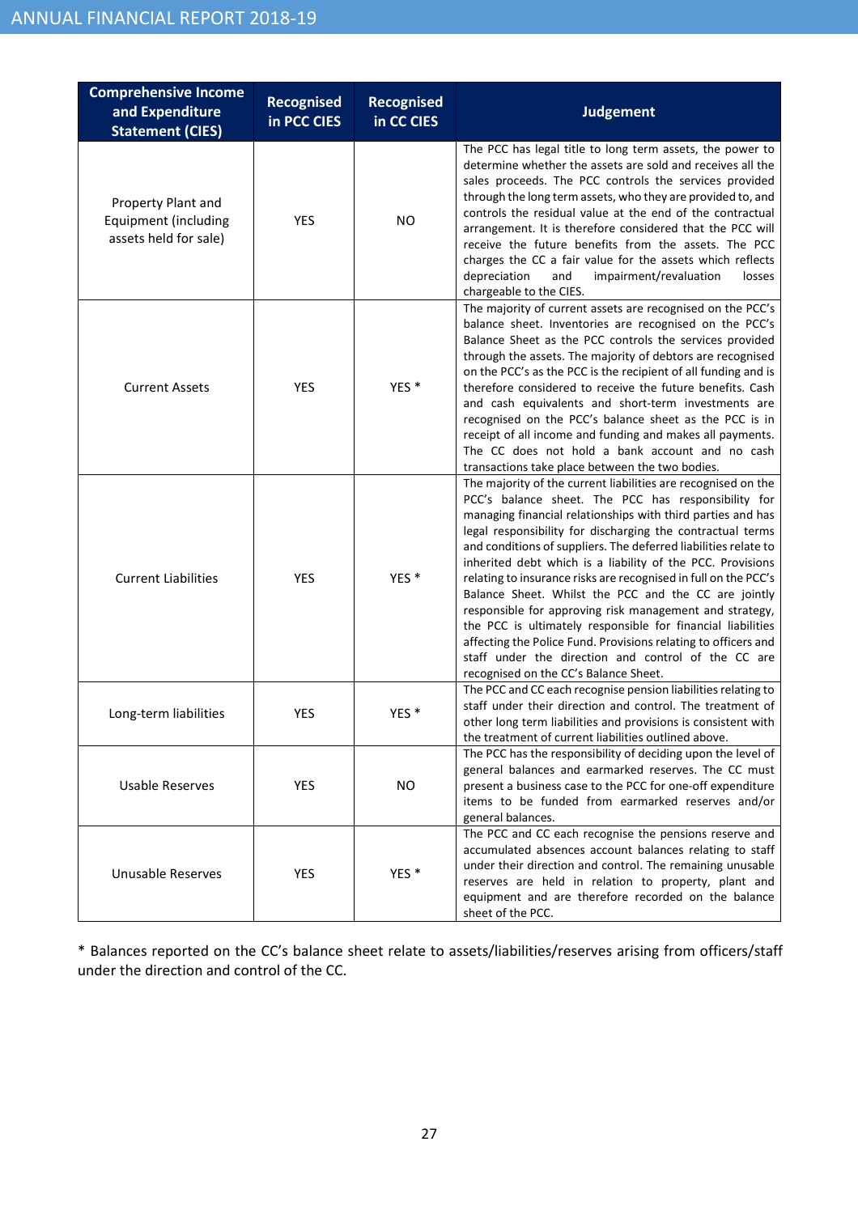| Comprehensive Income and Expenditure Statement (CIES) | Recognised in PCC CIES | Recognised in CC CIES | Judgement |
|---|---|---|---|
| Property Plant and Equipment (including assets held for sale) | YES | NO | The PCC has legal title to long term assets, the power to determine whether the assets are sold and receives all the sales proceeds. The PCC controls the services provided through the long term assets, who they are provided to, and controls the residual value at the end of the contractual arrangement. It is therefore considered that the PCC will receive the future benefits from the assets. The PCC charges the CC a fair value for the assets which reflects depreciation and impairment/revaluation losses chargeable to the CIES. |
| Current Assets | YES | YES * | The majority of current assets are recognised on the PCC's balance sheet. Inventories are recognised on the PCC's Balance Sheet as the PCC controls the services provided through the assets. The majority of debtors are recognised on the PCC's as the PCC is the recipient of all funding and is therefore considered to receive the future benefits. Cash and cash equivalents and short-term investments are recognised on the PCC's balance sheet as the PCC is in receipt of all income and funding and makes all payments. The CC does not hold a bank account and no cash transactions take place between the two bodies. |
| Current Liabilities | YES | YES * | The majority of the current liabilities are recognised on the PCC's balance sheet. The PCC has responsibility for managing financial relationships with third parties and has legal responsibility for discharging the contractual terms and conditions of suppliers. The deferred liabilities relate to inherited debt which is a liability of the PCC. Provisions relating to insurance risks are recognised in full on the PCC's Balance Sheet. Whilst the PCC and the CC are jointly responsible for approving risk management and strategy, the PCC is ultimately responsible for financial liabilities affecting the Police Fund. Provisions relating to officers and staff under the direction and control of the CC are recognised on the CC's Balance Sheet. |
| Long-term liabilities | YES | YES * | The PCC and CC each recognise pension liabilities relating to staff under their direction and control. The treatment of other long term liabilities and provisions is consistent with the treatment of current liabilities outlined above. |
| Usable Reserves | YES | NO | The PCC has the responsibility of deciding upon the level of general balances and earmarked reserves. The CC must present a business case to the PCC for one-off expenditure items to be funded from earmarked reserves and/or general balances. |
| Unusable Reserves | YES | YES * | The PCC and CC each recognise the pensions reserve and accumulated absences account balances relating to staff under their direction and control. The remaining unusable reserves are held in relation to property, plant and equipment and are therefore recorded on the balance sheet of the PCC. |

* Balances reported on the CC's balance sheet relate to assets/liabilities/reserves arising from officers/staff under the direction and control of the CC.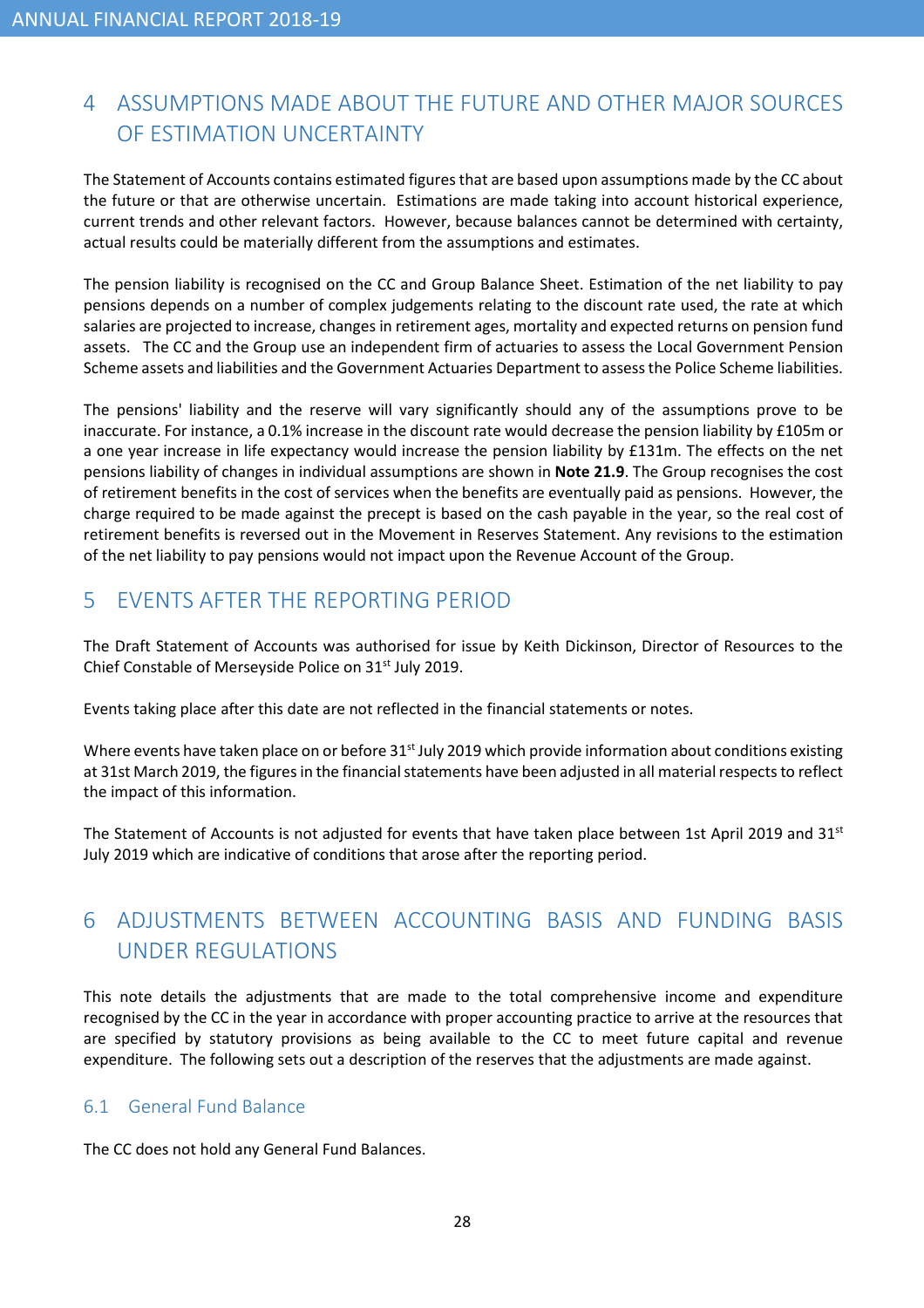## 4 ASSUMPTIONS MADE ABOUT THE FUTURE AND OTHER MAJOR SOURCES OF ESTIMATION UNCERTAINTY

The Statement of Accounts contains estimated figures that are based upon assumptions made by the CC about the future or that are otherwise uncertain. Estimations are made taking into account historical experience, current trends and other relevant factors. However, because balances cannot be determined with certainty, actual results could be materially different from the assumptions and estimates.

The pension liability is recognised on the CC and Group Balance Sheet. Estimation of the net liability to pay pensions depends on a number of complex judgements relating to the discount rate used, the rate at which salaries are projected to increase, changes in retirement ages, mortality and expected returns on pension fund assets. The CC and the Group use an independent firm of actuaries to assess the Local Government Pension Scheme assets and liabilities and the Government Actuaries Department to assess the Police Scheme liabilities.

The pensions' liability and the reserve will vary significantly should any of the assumptions prove to be inaccurate. For instance, a 0.1% increase in the discount rate would decrease the pension liability by £105m or a one year increase in life expectancy would increase the pension liability by £131m. The effects on the net pensions liability of changes in individual assumptions are shown in **Note 21.9**. The Group recognises the cost of retirement benefits in the cost of services when the benefits are eventually paid as pensions. However, the charge required to be made against the precept is based on the cash payable in the year, so the real cost of retirement benefits is reversed out in the Movement in Reserves Statement. Any revisions to the estimation of the net liability to pay pensions would not impact upon the Revenue Account of the Group.

## 5 EVENTS AFTER THE REPORTING PERIOD

The Draft Statement of Accounts was authorised for issue by Keith Dickinson, Director of Resources to the Chief Constable of Merseyside Police on 31st July 2019.

Events taking place after this date are not reflected in the financial statements or notes.

Where events have taken place on or before 31st July 2019 which provide information about conditions existing at 31st March 2019, the figures in the financial statements have been adjusted in all material respects to reflect the impact of this information.

The Statement of Accounts is not adjusted for events that have taken place between 1st April 2019 and 31st July 2019 which are indicative of conditions that arose after the reporting period.

## 6 ADJUSTMENTS BETWEEN ACCOUNTING BASIS AND FUNDING BASIS UNDER REGULATIONS

This note details the adjustments that are made to the total comprehensive income and expenditure recognised by the CC in the year in accordance with proper accounting practice to arrive at the resources that are specified by statutory provisions as being available to the CC to meet future capital and revenue expenditure. The following sets out a description of the reserves that the adjustments are made against.

### 6.1 General Fund Balance

The CC does not hold any General Fund Balances.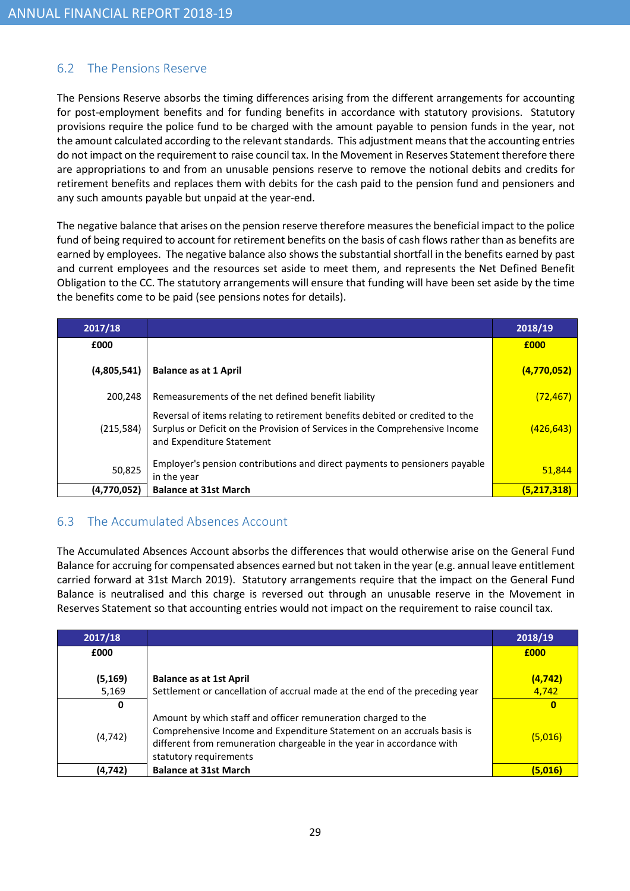## 6.2 The Pensions Reserve

The Pensions Reserve absorbs the timing differences arising from the different arrangements for accounting for post-employment benefits and for funding benefits in accordance with statutory provisions. Statutory provisions require the police fund to be charged with the amount payable to pension funds in the year, not the amount calculated according to the relevant standards. This adjustment means that the accounting entries do not impact on the requirement to raise council tax. In the Movement in Reserves Statement therefore there are appropriations to and from an unusable pensions reserve to remove the notional debits and credits for retirement benefits and replaces them with debits for the cash paid to the pension fund and pensioners and any such amounts payable but unpaid at the year-end.

The negative balance that arises on the pension reserve therefore measures the beneficial impact to the police fund of being required to account for retirement benefits on the basis of cash flows rather than as benefits are earned by employees. The negative balance also shows the substantial shortfall in the benefits earned by past and current employees and the resources set aside to meet them, and represents the Net Defined Benefit Obligation to the CC. The statutory arrangements will ensure that funding will have been set aside by the time the benefits come to be paid (see pensions notes for details).

| 2017/18 | | 2018/19 |
|---|---|---|
| £000 | | £000 |
| **(4,805,541)** | **Balance as at 1 April** | **(4,770,052)** |
| 200,248 | Remeasurements of the net defined benefit liability | (72,467) |
| (215,584) | Reversal of items relating to retirement benefits debited or credited to the Surplus or Deficit on the Provision of Services in the Comprehensive Income and Expenditure Statement | (426,643) |
| 50,825 | Employer's pension contributions and direct payments to pensioners payable in the year | 51,844 |
| **(4,770,052)** | **Balance at 31st March** | **(5,217,318)** |

## 6.3 The Accumulated Absences Account

The Accumulated Absences Account absorbs the differences that would otherwise arise on the General Fund Balance for accruing for compensated absences earned but not taken in the year (e.g. annual leave entitlement carried forward at 31st March 2019). Statutory arrangements require that the impact on the General Fund Balance is neutralised and this charge is reversed out through an unusable reserve in the Movement in Reserves Statement so that accounting entries would not impact on the requirement to raise council tax.

| 2017/18 | | 2018/19 |
|---|---|---|
| £000 | | £000 |
| **(5,169)** | **Balance as at 1st April** | **(4,742)** |
| 5,169 | Settlement or cancellation of accrual made at the end of the preceding year | 4,742 |
| **0** | | **0** |
| (4,742) | Amount by which staff and officer remuneration charged to the Comprehensive Income and Expenditure Statement on an accruals basis is different from remuneration chargeable in the year in accordance with statutory requirements | (5,016) |
| **(4,742)** | **Balance at 31st March** | **(5,016)** |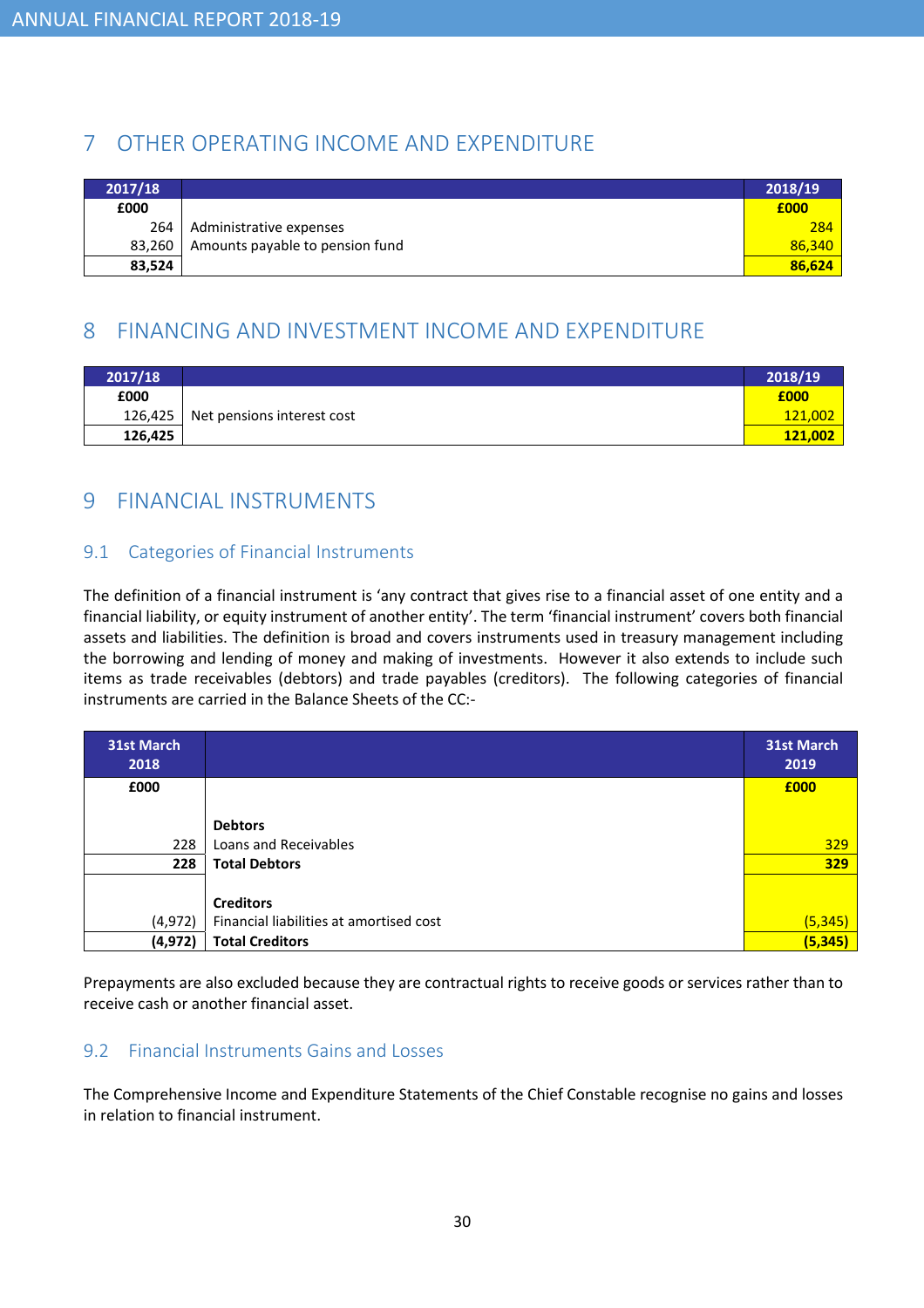## 7 OTHER OPERATING INCOME AND EXPENDITURE

| 2017/18 | | 2018/19 |
|---|---|---|
| £000 | | £000 |
| 264 | Administrative expenses | 284 |
| 83,260 | Amounts payable to pension fund | 86,340 |
| **83,524** | | **86,624** |

## 8 FINANCING AND INVESTMENT INCOME AND EXPENDITURE

| 2017/18 | | 2018/19 |
|---|---|---|
| £000 | | £000 |
| 126,425 | Net pensions interest cost | 121,002 |
| **126,425** | | **121,002** |

## 9 FINANCIAL INSTRUMENTS

### 9.1 Categories of Financial Instruments

The definition of a financial instrument is 'any contract that gives rise to a financial asset of one entity and a financial liability, or equity instrument of another entity'. The term 'financial instrument' covers both financial assets and liabilities. The definition is broad and covers instruments used in treasury management including the borrowing and lending of money and making of investments. However it also extends to include such items as trade receivables (debtors) and trade payables (creditors). The following categories of financial instruments are carried in the Balance Sheets of the CC:-

| 31st March 2018 | | 31st March 2019 |
|---|---|---|
| £000 | | £000 |
| | **Debtors** | |
| 228 | Loans and Receivables | 329 |
| **228** | **Total Debtors** | **329** |
| | **Creditors** | |
| (4,972) | Financial liabilities at amortised cost | (5,345) |
| **(4,972)** | **Total Creditors** | **(5,345)** |

Prepayments are also excluded because they are contractual rights to receive goods or services rather than to receive cash or another financial asset.

### 9.2 Financial Instruments Gains and Losses

The Comprehensive Income and Expenditure Statements of the Chief Constable recognise no gains and losses in relation to financial instrument.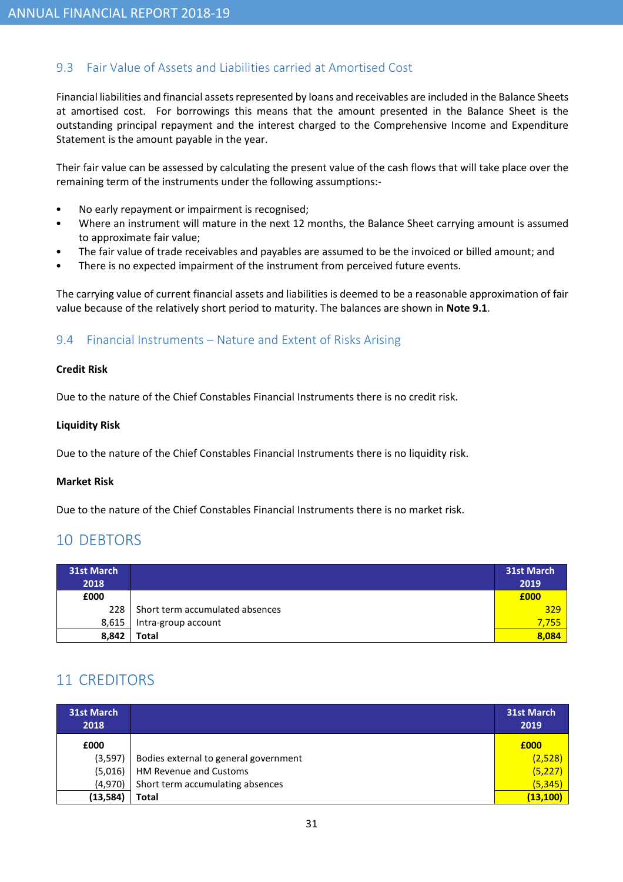### 9.3 Fair Value of Assets and Liabilities carried at Amortised Cost

Financial liabilities and financial assets represented by loans and receivables are included in the Balance Sheets at amortised cost. For borrowings this means that the amount presented in the Balance Sheet is the outstanding principal repayment and the interest charged to the Comprehensive Income and Expenditure Statement is the amount payable in the year.

Their fair value can be assessed by calculating the present value of the cash flows that will take place over the remaining term of the instruments under the following assumptions:-

- No early repayment or impairment is recognised;
- Where an instrument will mature in the next 12 months, the Balance Sheet carrying amount is assumed to approximate fair value;
- The fair value of trade receivables and payables are assumed to be the invoiced or billed amount; and
- There is no expected impairment of the instrument from perceived future events.

The carrying value of current financial assets and liabilities is deemed to be a reasonable approximation of fair value because of the relatively short period to maturity. The balances are shown in **Note 9.1**.

### 9.4 Financial Instruments – Nature and Extent of Risks Arising

**Credit Risk**

Due to the nature of the Chief Constables Financial Instruments there is no credit risk.

**Liquidity Risk**

Due to the nature of the Chief Constables Financial Instruments there is no liquidity risk.

**Market Risk**

Due to the nature of the Chief Constables Financial Instruments there is no market risk.

## 10 DEBTORS

| 31st March 2018 | | 31st March 2019 |
|---|---|---|
| **£000** | | **£000** |
| 228 | Short term accumulated absences | 329 |
| 8,615 | Intra-group account | 7,755 |
| **8,842** | **Total** | **8,084** |

## 11 CREDITORS

| 31st March 2018 | | 31st March 2019 |
|---|---|---|
| **£000** | | **£000** |
| (3,597) | Bodies external to general government | (2,528) |
| (5,016) | HM Revenue and Customs | (5,227) |
| (4,970) | Short term accumulating absences | (5,345) |
| **(13,584)** | **Total** | **(13,100)** |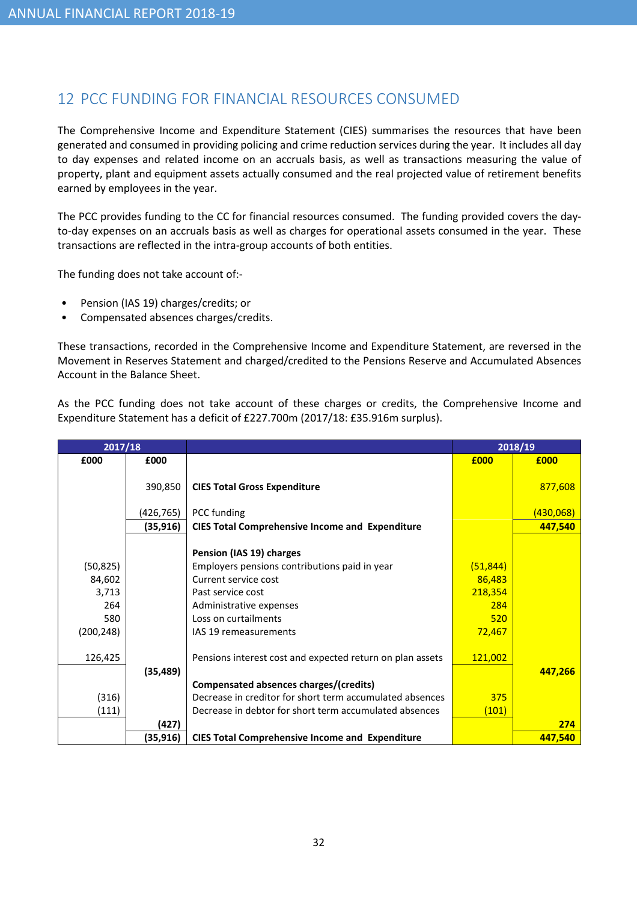## 12 PCC FUNDING FOR FINANCIAL RESOURCES CONSUMED

The Comprehensive Income and Expenditure Statement (CIES) summarises the resources that have been generated and consumed in providing policing and crime reduction services during the year. It includes all day to day expenses and related income on an accruals basis, as well as transactions measuring the value of property, plant and equipment assets actually consumed and the real projected value of retirement benefits earned by employees in the year.

The PCC provides funding to the CC for financial resources consumed. The funding provided covers the day-to-day expenses on an accruals basis as well as charges for operational assets consumed in the year. These transactions are reflected in the intra-group accounts of both entities.

The funding does not take account of:-

- Pension (IAS 19) charges/credits; or
- Compensated absences charges/credits.

These transactions, recorded in the Comprehensive Income and Expenditure Statement, are reversed in the Movement in Reserves Statement and charged/credited to the Pensions Reserve and Accumulated Absences Account in the Balance Sheet.

As the PCC funding does not take account of these charges or credits, the Comprehensive Income and Expenditure Statement has a deficit of £227.700m (2017/18: £35.916m surplus).

| 2017/18 | | | 2018/19 | |
|---|---|---|---|---|
| £000 | £000 | | £000 | £000 |
| | 390,850 | **CIES Total Gross Expenditure** | | 877,608 |
| | (426,765) | PCC funding | | (430,068) |
| | **(35,916)** | **CIES Total Comprehensive Income and Expenditure** | | **447,540** |
| | | **Pension (IAS 19) charges** | | |
| (50,825) | | Employers pensions contributions paid in year | (51,844) | |
| 84,602 | | Current service cost | 86,483 | |
| 3,713 | | Past service cost | 218,354 | |
| 264 | | Administrative expenses | 284 | |
| 580 | | Loss on curtailments | 520 | |
| (200,248) | | IAS 19 remeasurements | 72,467 | |
| 126,425 | | Pensions interest cost and expected return on plan assets | 121,002 | |
| | **(35,489)** | | | **447,266** |
| | | **Compensated absences charges/(credits)** | | |
| (316) | | Decrease in creditor for short term accumulated absences | 375 | |
| (111) | | Decrease in debtor for short term accumulated absences | (101) | |
| | **(427)** | | | **274** |
| | **(35,916)** | **CIES Total Comprehensive Income and Expenditure** | | **447,540** |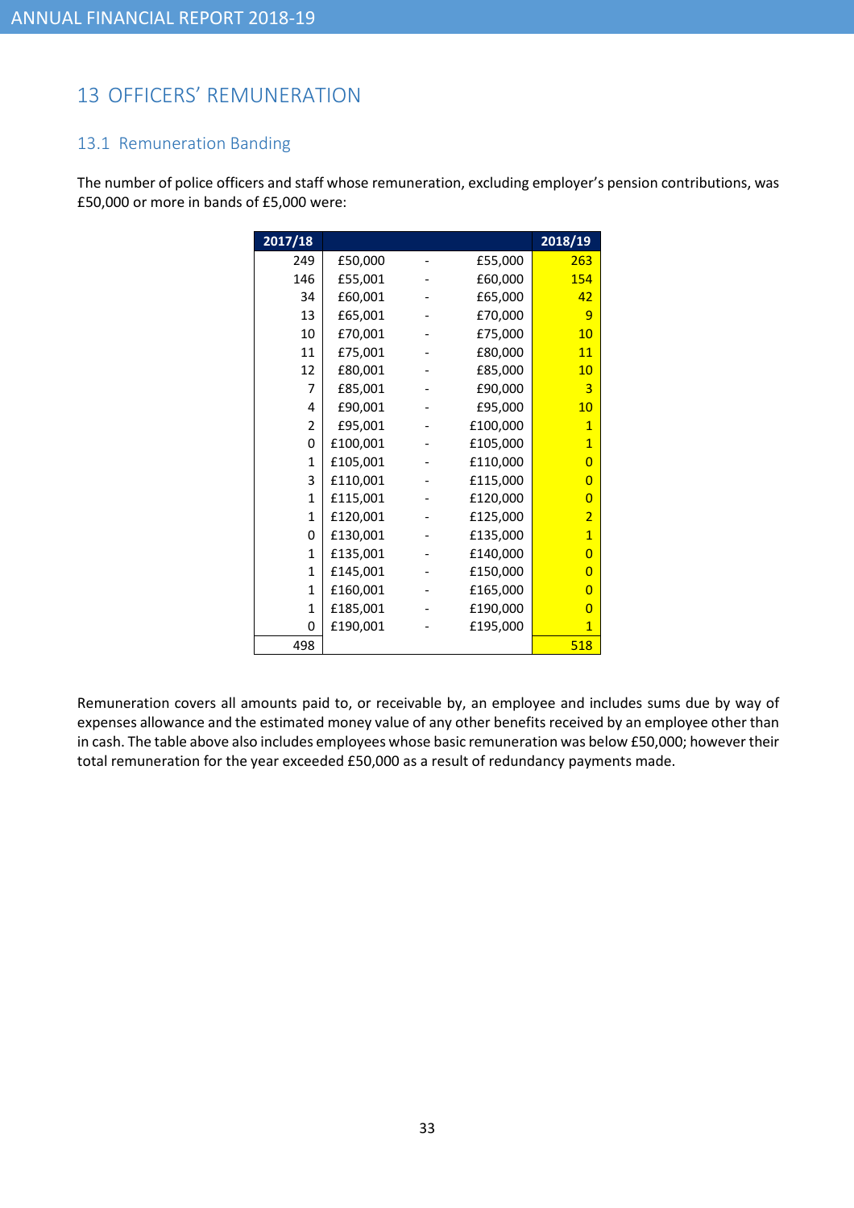## 13 OFFICERS' REMUNERATION

### 13.1 Remuneration Banding

The number of police officers and staff whose remuneration, excluding employer's pension contributions, was £50,000 or more in bands of £5,000 were:

| 2017/18 | | | | 2018/19 |
|---|---|---|---|---|
| 249 | £50,000 | - | £55,000 | 263 |
| 146 | £55,001 | - | £60,000 | 154 |
| 34 | £60,001 | - | £65,000 | 42 |
| 13 | £65,001 | - | £70,000 | 9 |
| 10 | £70,001 | - | £75,000 | 10 |
| 11 | £75,001 | - | £80,000 | 11 |
| 12 | £80,001 | - | £85,000 | 10 |
| 7 | £85,001 | - | £90,000 | 3 |
| 4 | £90,001 | - | £95,000 | 10 |
| 2 | £95,001 | - | £100,000 | 1 |
| 0 | £100,001 | - | £105,000 | 1 |
| 1 | £105,001 | - | £110,000 | 0 |
| 3 | £110,001 | - | £115,000 | 0 |
| 1 | £115,001 | - | £120,000 | 0 |
| 1 | £120,001 | - | £125,000 | 2 |
| 0 | £130,001 | - | £135,000 | 1 |
| 1 | £135,001 | - | £140,000 | 0 |
| 1 | £145,001 | - | £150,000 | 0 |
| 1 | £160,001 | - | £165,000 | 0 |
| 1 | £185,001 | - | £190,000 | 0 |
| 0 | £190,001 | - | £195,000 | 1 |
| 498 | | | | 518 |

Remuneration covers all amounts paid to, or receivable by, an employee and includes sums due by way of expenses allowance and the estimated money value of any other benefits received by an employee other than in cash. The table above also includes employees whose basic remuneration was below £50,000; however their total remuneration for the year exceeded £50,000 as a result of redundancy payments made.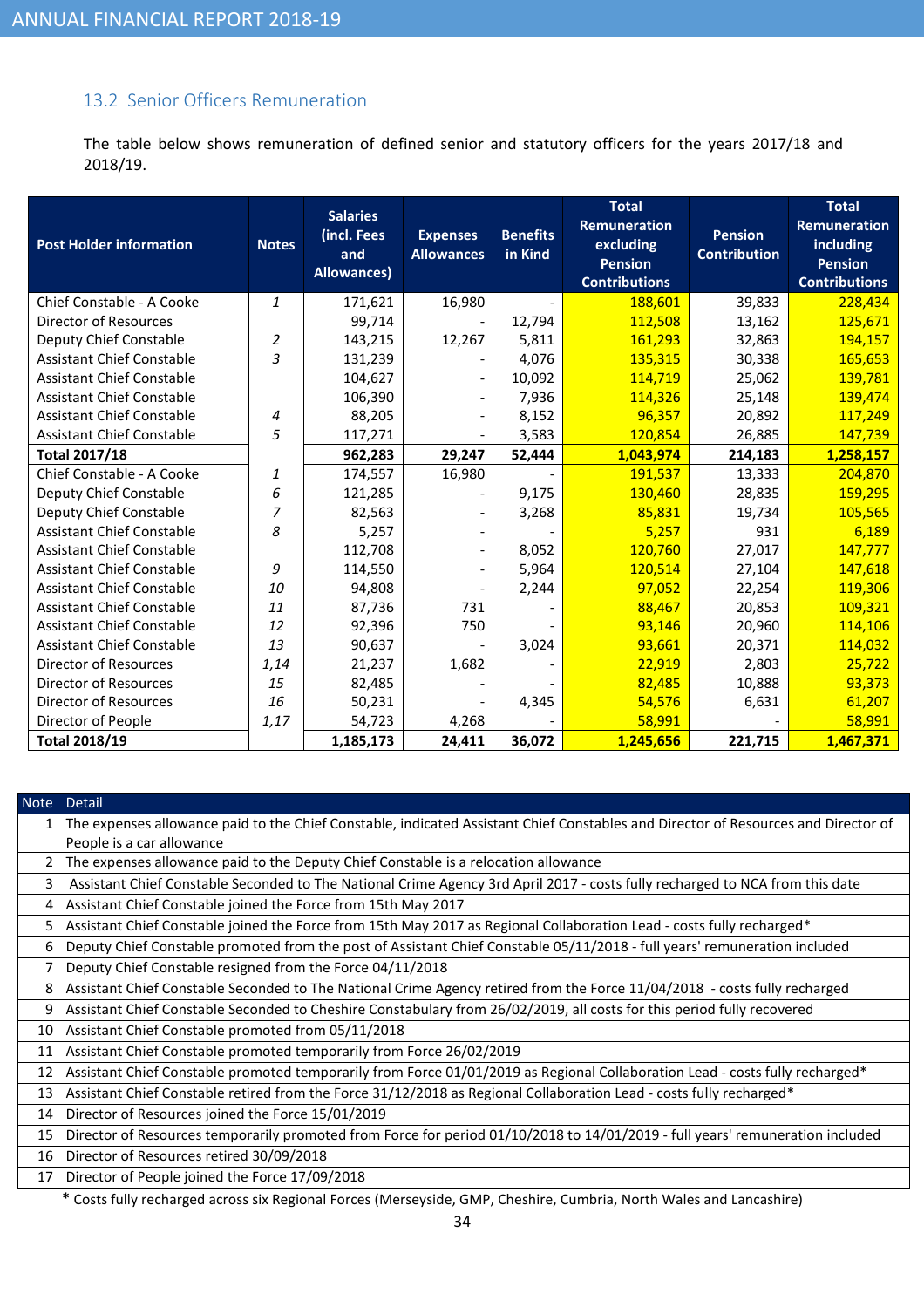## 13.2 Senior Officers Remuneration

The table below shows remuneration of defined senior and statutory officers for the years 2017/18 and 2018/19.

| Post Holder information | Notes | Salaries (incl. Fees and Allowances) | Expenses Allowances | Benefits in Kind | Total Remuneration excluding Pension Contributions | Pension Contribution | Total Remuneration including Pension Contributions |
|---|---|---|---|---|---|---|---|
| Chief Constable - A Cooke | 1 | 171,621 | 16,980 | - | 188,601 | 39,833 | 228,434 |
| Director of Resources | | 99,714 | - | 12,794 | 112,508 | 13,162 | 125,671 |
| Deputy Chief Constable | 2 | 143,215 | 12,267 | 5,811 | 161,293 | 32,863 | 194,157 |
| Assistant Chief Constable | 3 | 131,239 | - | 4,076 | 135,315 | 30,338 | 165,653 |
| Assistant Chief Constable | | 104,627 | - | 10,092 | 114,719 | 25,062 | 139,781 |
| Assistant Chief Constable | | 106,390 | - | 7,936 | 114,326 | 25,148 | 139,474 |
| Assistant Chief Constable | 4 | 88,205 | - | 8,152 | 96,357 | 20,892 | 117,249 |
| Assistant Chief Constable | 5 | 117,271 | - | 3,583 | 120,854 | 26,885 | 147,739 |
| **Total 2017/18** | | **962,283** | **29,247** | **52,444** | **1,043,974** | **214,183** | **1,258,157** |
| Chief Constable - A Cooke | 1 | 174,557 | 16,980 | - | 191,537 | 13,333 | 204,870 |
| Deputy Chief Constable | 6 | 121,285 | - | 9,175 | 130,460 | 28,835 | 159,295 |
| Deputy Chief Constable | 7 | 82,563 | - | 3,268 | 85,831 | 19,734 | 105,565 |
| Assistant Chief Constable | 8 | 5,257 | - | - | 5,257 | 931 | 6,189 |
| Assistant Chief Constable | | 112,708 | - | 8,052 | 120,760 | 27,017 | 147,777 |
| Assistant Chief Constable | 9 | 114,550 | - | 5,964 | 120,514 | 27,104 | 147,618 |
| Assistant Chief Constable | 10 | 94,808 | - | 2,244 | 97,052 | 22,254 | 119,306 |
| Assistant Chief Constable | 11 | 87,736 | 731 | - | 88,467 | 20,853 | 109,321 |
| Assistant Chief Constable | 12 | 92,396 | 750 | - | 93,146 | 20,960 | 114,106 |
| Assistant Chief Constable | 13 | 90,637 | - | 3,024 | 93,661 | 20,371 | 114,032 |
| Director of Resources | 1,14 | 21,237 | 1,682 | - | 22,919 | 2,803 | 25,722 |
| Director of Resources | 15 | 82,485 | - | - | 82,485 | 10,888 | 93,373 |
| Director of Resources | 16 | 50,231 | - | 4,345 | 54,576 | 6,631 | 61,207 |
| Director of People | 1,17 | 54,723 | 4,268 | - | 58,991 | - | 58,991 |
| **Total 2018/19** | | **1,185,173** | **24,411** | **36,072** | **1,245,656** | **221,715** | **1,467,371** |

| Note | Detail |
|---|---|
| 1 | The expenses allowance paid to the Chief Constable, indicated Assistant Chief Constables and Director of Resources and Director of People is a car allowance |
| 2 | The expenses allowance paid to the Deputy Chief Constable is a relocation allowance |
| 3 | Assistant Chief Constable Seconded to The National Crime Agency 3rd April 2017 - costs fully recharged to NCA from this date |
| 4 | Assistant Chief Constable joined the Force from 15th May 2017 |
| 5 | Assistant Chief Constable joined the Force from 15th May 2017 as Regional Collaboration Lead - costs fully recharged* |
| 6 | Deputy Chief Constable promoted from the post of Assistant Chief Constable 05/11/2018 - full years' remuneration included |
| 7 | Deputy Chief Constable resigned from the Force 04/11/2018 |
| 8 | Assistant Chief Constable Seconded to The National Crime Agency retired from the Force 11/04/2018 - costs fully recharged |
| 9 | Assistant Chief Constable Seconded to Cheshire Constabulary from 26/02/2019, all costs for this period fully recovered |
| 10 | Assistant Chief Constable promoted from 05/11/2018 |
| 11 | Assistant Chief Constable promoted temporarily from Force 26/02/2019 |
| 12 | Assistant Chief Constable promoted temporarily from Force 01/01/2019 as Regional Collaboration Lead - costs fully recharged* |
| 13 | Assistant Chief Constable retired from the Force 31/12/2018 as Regional Collaboration Lead - costs fully recharged* |
| 14 | Director of Resources joined the Force 15/01/2019 |
| 15 | Director of Resources temporarily promoted from Force for period 01/10/2018 to 14/01/2019 - full years' remuneration included |
| 16 | Director of Resources retired 30/09/2018 |
| 17 | Director of People joined the Force 17/09/2018 |

* Costs fully recharged across six Regional Forces (Merseyside, GMP, Cheshire, Cumbria, North Wales and Lancashire)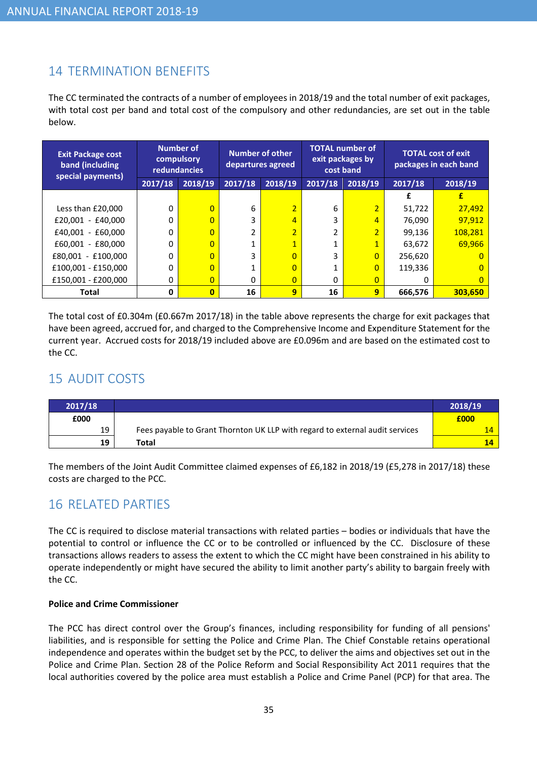## 14 TERMINATION BENEFITS

The CC terminated the contracts of a number of employees in 2018/19 and the total number of exit packages, with total cost per band and total cost of the compulsory and other redundancies, are set out in the table below.

| Exit Package cost band (including special payments) | Number of compulsory redundancies | | Number of other departures agreed | | TOTAL number of exit packages by cost band | | TOTAL cost of exit packages in each band | |
|---|---|---|---|---|---|---|---|---|
| | 2017/18 | 2018/19 | 2017/18 | 2018/19 | 2017/18 | 2018/19 | 2017/18 | 2018/19 |
| | | | | | | | £ | £ |
| Less than £20,000 | 0 | 0 | 6 | 2 | 6 | 2 | 51,722 | 27,492 |
| £20,001 - £40,000 | 0 | 0 | 3 | 4 | 3 | 4 | 76,090 | 97,912 |
| £40,001 - £60,000 | 0 | 0 | 2 | 2 | 2 | 2 | 99,136 | 108,281 |
| £60,001 - £80,000 | 0 | 0 | 1 | 1 | 1 | 1 | 63,672 | 69,966 |
| £80,001 - £100,000 | 0 | 0 | 3 | 0 | 3 | 0 | 256,620 | 0 |
| £100,001 - £150,000 | 0 | 0 | 1 | 0 | 1 | 0 | 119,336 | 0 |
| £150,001 - £200,000 | 0 | 0 | 0 | 0 | 0 | 0 | 0 | 0 |
| **Total** | **0** | **0** | **16** | **9** | **16** | **9** | **666,576** | **303,650** |

The total cost of £0.304m (£0.667m 2017/18) in the table above represents the charge for exit packages that have been agreed, accrued for, and charged to the Comprehensive Income and Expenditure Statement for the current year. Accrued costs for 2018/19 included above are £0.096m and are based on the estimated cost to the CC.

## 15 AUDIT COSTS

| 2017/18 | | 2018/19 |
|---|---|---|
| £000 | | £000 |
| 19 | Fees payable to Grant Thornton UK LLP with regard to external audit services | 14 |
| **19** | **Total** | **14** |

The members of the Joint Audit Committee claimed expenses of £6,182 in 2018/19 (£5,278 in 2017/18) these costs are charged to the PCC.

## 16 RELATED PARTIES

The CC is required to disclose material transactions with related parties – bodies or individuals that have the potential to control or influence the CC or to be controlled or influenced by the CC. Disclosure of these transactions allows readers to assess the extent to which the CC might have been constrained in his ability to operate independently or might have secured the ability to limit another party's ability to bargain freely with the CC.

**Police and Crime Commissioner**

The PCC has direct control over the Group's finances, including responsibility for funding of all pensions' liabilities, and is responsible for setting the Police and Crime Plan. The Chief Constable retains operational independence and operates within the budget set by the PCC, to deliver the aims and objectives set out in the Police and Crime Plan. Section 28 of the Police Reform and Social Responsibility Act 2011 requires that the local authorities covered by the police area must establish a Police and Crime Panel (PCP) for that area. The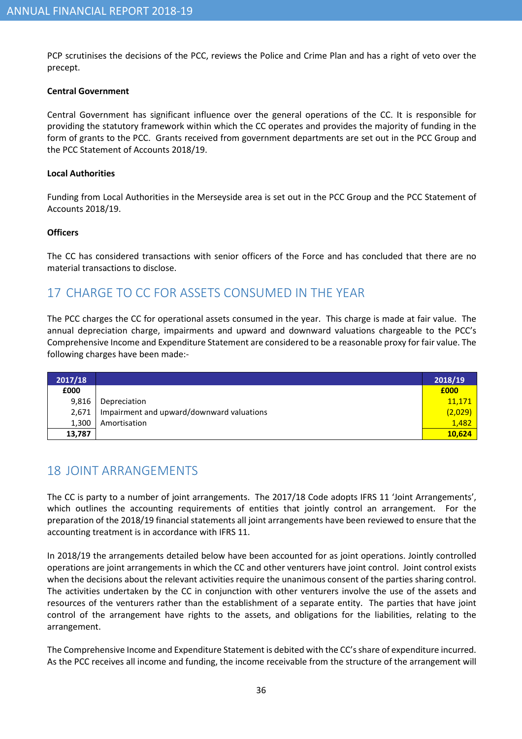PCP scrutinises the decisions of the PCC, reviews the Police and Crime Plan and has a right of veto over the precept.

**Central Government**

Central Government has significant influence over the general operations of the CC. It is responsible for providing the statutory framework within which the CC operates and provides the majority of funding in the form of grants to the PCC. Grants received from government departments are set out in the PCC Group and the PCC Statement of Accounts 2018/19.

**Local Authorities**

Funding from Local Authorities in the Merseyside area is set out in the PCC Group and the PCC Statement of Accounts 2018/19.

**Officers**

The CC has considered transactions with senior officers of the Force and has concluded that there are no material transactions to disclose.

## 17 CHARGE TO CC FOR ASSETS CONSUMED IN THE YEAR

The PCC charges the CC for operational assets consumed in the year. This charge is made at fair value. The annual depreciation charge, impairments and upward and downward valuations chargeable to the PCC's Comprehensive Income and Expenditure Statement are considered to be a reasonable proxy for fair value. The following charges have been made:-

| 2017/18 | | 2018/19 |
|---|---|---|
| **£000** | | **£000** |
| 9,816 | Depreciation | 11,171 |
| 2,671 | Impairment and upward/downward valuations | (2,029) |
| 1,300 | Amortisation | 1,482 |
| **13,787** | | **10,624** |

## 18 JOINT ARRANGEMENTS

The CC is party to a number of joint arrangements. The 2017/18 Code adopts IFRS 11 'Joint Arrangements', which outlines the accounting requirements of entities that jointly control an arrangement. For the preparation of the 2018/19 financial statements all joint arrangements have been reviewed to ensure that the accounting treatment is in accordance with IFRS 11.

In 2018/19 the arrangements detailed below have been accounted for as joint operations. Jointly controlled operations are joint arrangements in which the CC and other venturers have joint control. Joint control exists when the decisions about the relevant activities require the unanimous consent of the parties sharing control. The activities undertaken by the CC in conjunction with other venturers involve the use of the assets and resources of the venturers rather than the establishment of a separate entity. The parties that have joint control of the arrangement have rights to the assets, and obligations for the liabilities, relating to the arrangement.

The Comprehensive Income and Expenditure Statement is debited with the CC's share of expenditure incurred. As the PCC receives all income and funding, the income receivable from the structure of the arrangement will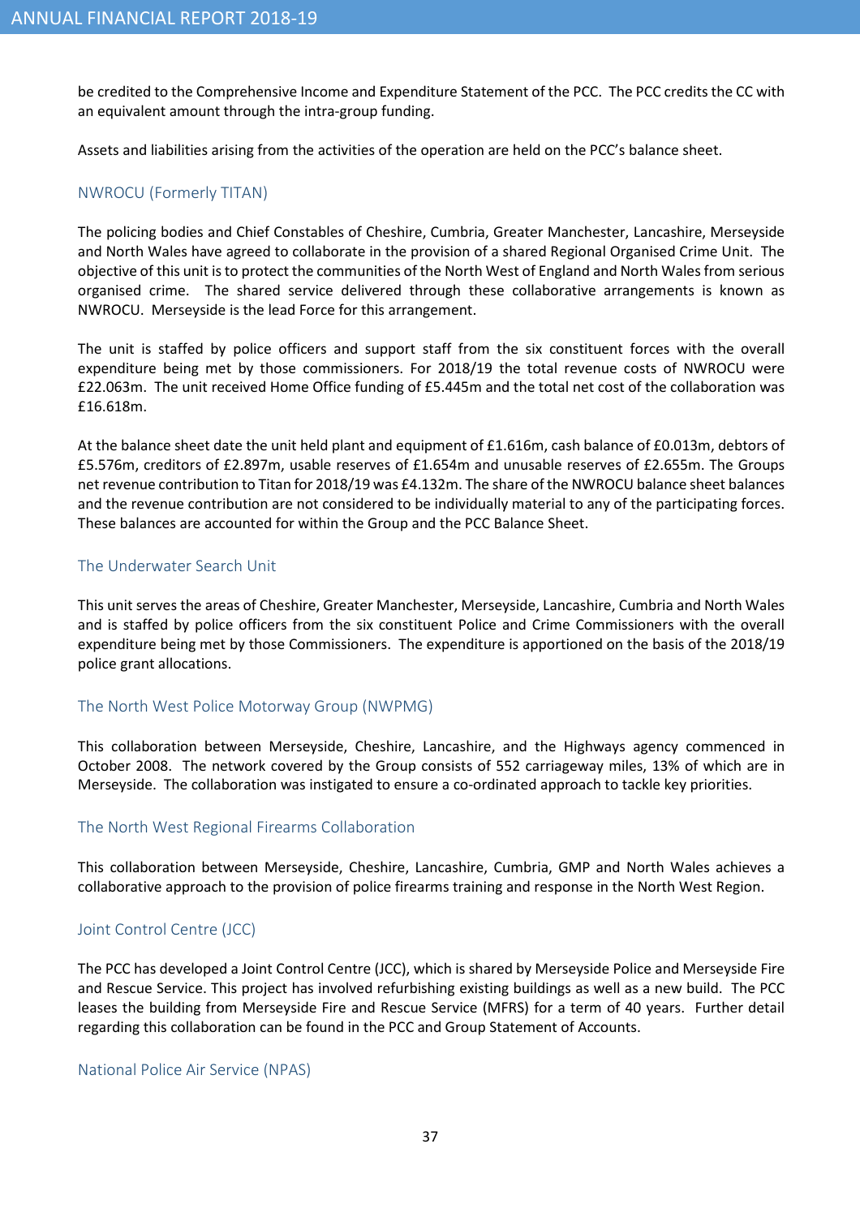be credited to the Comprehensive Income and Expenditure Statement of the PCC. The PCC credits the CC with an equivalent amount through the intra-group funding.

Assets and liabilities arising from the activities of the operation are held on the PCC's balance sheet.

### NWROCU (Formerly TITAN)

The policing bodies and Chief Constables of Cheshire, Cumbria, Greater Manchester, Lancashire, Merseyside and North Wales have agreed to collaborate in the provision of a shared Regional Organised Crime Unit. The objective of this unit is to protect the communities of the North West of England and North Wales from serious organised crime. The shared service delivered through these collaborative arrangements is known as NWROCU. Merseyside is the lead Force for this arrangement.

The unit is staffed by police officers and support staff from the six constituent forces with the overall expenditure being met by those commissioners. For 2018/19 the total revenue costs of NWROCU were £22.063m. The unit received Home Office funding of £5.445m and the total net cost of the collaboration was £16.618m.

At the balance sheet date the unit held plant and equipment of £1.616m, cash balance of £0.013m, debtors of £5.576m, creditors of £2.897m, usable reserves of £1.654m and unusable reserves of £2.655m. The Groups net revenue contribution to Titan for 2018/19 was £4.132m. The share of the NWROCU balance sheet balances and the revenue contribution are not considered to be individually material to any of the participating forces. These balances are accounted for within the Group and the PCC Balance Sheet.

### The Underwater Search Unit

This unit serves the areas of Cheshire, Greater Manchester, Merseyside, Lancashire, Cumbria and North Wales and is staffed by police officers from the six constituent Police and Crime Commissioners with the overall expenditure being met by those Commissioners. The expenditure is apportioned on the basis of the 2018/19 police grant allocations.

### The North West Police Motorway Group (NWPMG)

This collaboration between Merseyside, Cheshire, Lancashire, and the Highways agency commenced in October 2008. The network covered by the Group consists of 552 carriageway miles, 13% of which are in Merseyside. The collaboration was instigated to ensure a co-ordinated approach to tackle key priorities.

### The North West Regional Firearms Collaboration

This collaboration between Merseyside, Cheshire, Lancashire, Cumbria, GMP and North Wales achieves a collaborative approach to the provision of police firearms training and response in the North West Region.

### Joint Control Centre (JCC)

The PCC has developed a Joint Control Centre (JCC), which is shared by Merseyside Police and Merseyside Fire and Rescue Service. This project has involved refurbishing existing buildings as well as a new build. The PCC leases the building from Merseyside Fire and Rescue Service (MFRS) for a term of 40 years. Further detail regarding this collaboration can be found in the PCC and Group Statement of Accounts.

### National Police Air Service (NPAS)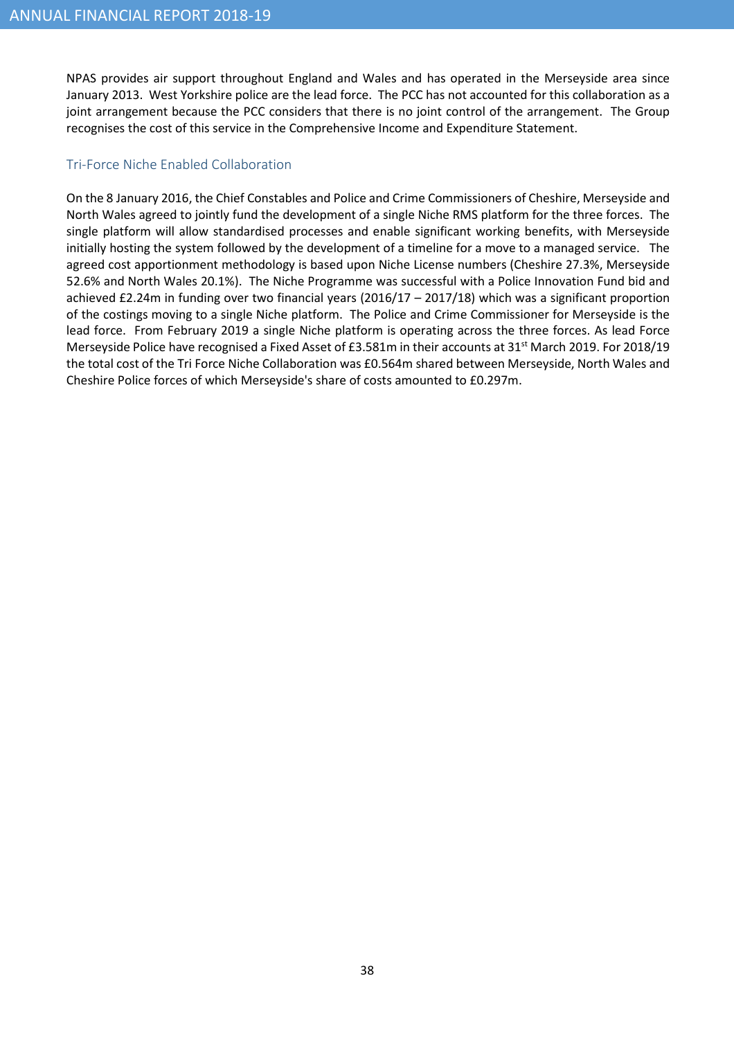NPAS provides air support throughout England and Wales and has operated in the Merseyside area since January 2013. West Yorkshire police are the lead force. The PCC has not accounted for this collaboration as a joint arrangement because the PCC considers that there is no joint control of the arrangement. The Group recognises the cost of this service in the Comprehensive Income and Expenditure Statement.

### Tri-Force Niche Enabled Collaboration

On the 8 January 2016, the Chief Constables and Police and Crime Commissioners of Cheshire, Merseyside and North Wales agreed to jointly fund the development of a single Niche RMS platform for the three forces. The single platform will allow standardised processes and enable significant working benefits, with Merseyside initially hosting the system followed by the development of a timeline for a move to a managed service. The agreed cost apportionment methodology is based upon Niche License numbers (Cheshire 27.3%, Merseyside 52.6% and North Wales 20.1%). The Niche Programme was successful with a Police Innovation Fund bid and achieved £2.24m in funding over two financial years (2016/17 – 2017/18) which was a significant proportion of the costings moving to a single Niche platform. The Police and Crime Commissioner for Merseyside is the lead force. From February 2019 a single Niche platform is operating across the three forces. As lead Force Merseyside Police have recognised a Fixed Asset of £3.581m in their accounts at 31st March 2019. For 2018/19 the total cost of the Tri Force Niche Collaboration was £0.564m shared between Merseyside, North Wales and Cheshire Police forces of which Merseyside's share of costs amounted to £0.297m.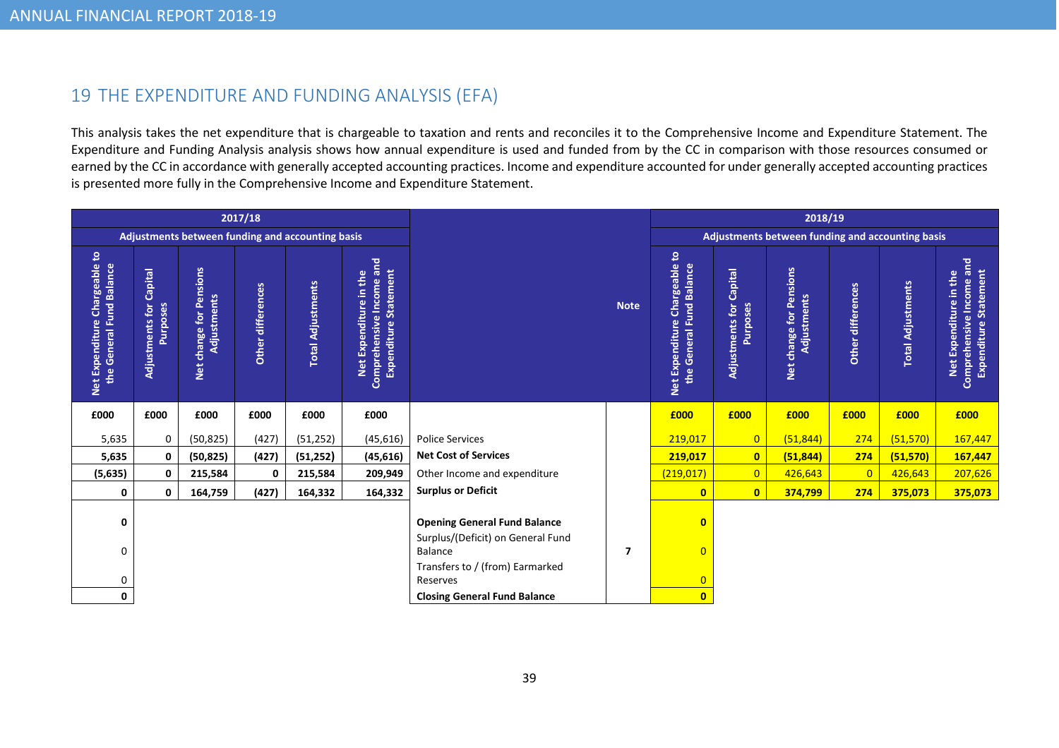## 19 THE EXPENDITURE AND FUNDING ANALYSIS (EFA)

This analysis takes the net expenditure that is chargeable to taxation and rents and reconciles it to the Comprehensive Income and Expenditure Statement. The Expenditure and Funding Analysis analysis shows how annual expenditure is used and funded from by the CC in comparison with those resources consumed or earned by the CC in accordance with generally accepted accounting practices. Income and expenditure accounted for under generally accepted accounting practices is presented more fully in the Comprehensive Income and Expenditure Statement.

| 2017/18 | | | | | | | | 2018/19 | | | | | |
|---|---|---|---|---|---|---|---|---|---|---|---|---|---|
| | Adjustments between funding and accounting basis | | | | | | | | Adjustments between funding and accounting basis | | | | |
| Net Expenditure Chargeable to the General Fund Balance | Adjustments for Capital Purposes | Net change for Pensions Adjustments | Other differences | Total Adjustments | Net Expenditure in the Comprehensive Income and Expenditure Statement | | Note | Net Expenditure Chargeable to the General Fund Balance | Adjustments for Capital Purposes | Net change for Pensions Adjustments | Other differences | Total Adjustments | Net Expenditure in the Comprehensive Income and Expenditure Statement |
| £000 | £000 | £000 | £000 | £000 | £000 | | | £000 | £000 | £000 | £000 | £000 | £000 |
| 5,635 | 0 | (50,825) | (427) | (51,252) | (45,616) | Police Services | | 219,017 | 0 | (51,844) | 274 | (51,570) | 167,447 |
| **5,635** | **0** | **(50,825)** | **(427)** | **(51,252)** | **(45,616)** | **Net Cost of Services** | | **219,017** | **0** | **(51,844)** | **274** | **(51,570)** | **167,447** |
| **(5,635)** | **0** | **215,584** | **0** | **215,584** | **209,949** | Other Income and expenditure | | (219,017) | 0 | 426,643 | 0 | 426,643 | 207,626 |
| **0** | **0** | **164,759** | **(427)** | **164,332** | **164,332** | **Surplus or Deficit** | | **0** | **0** | **374,799** | **274** | **375,073** | **375,073** |
| **0** | | | | | | **Opening General Fund Balance** | | **0** | | | | | |
| 0 | | | | | | Surplus/(Deficit) on General Fund Balance | 7 | 0 | | | | | |
| 0 | | | | | | Transfers to / (from) Earmarked Reserves | | 0 | | | | | |
| **0** | | | | | | **Closing General Fund Balance** | | **0** | | | | | |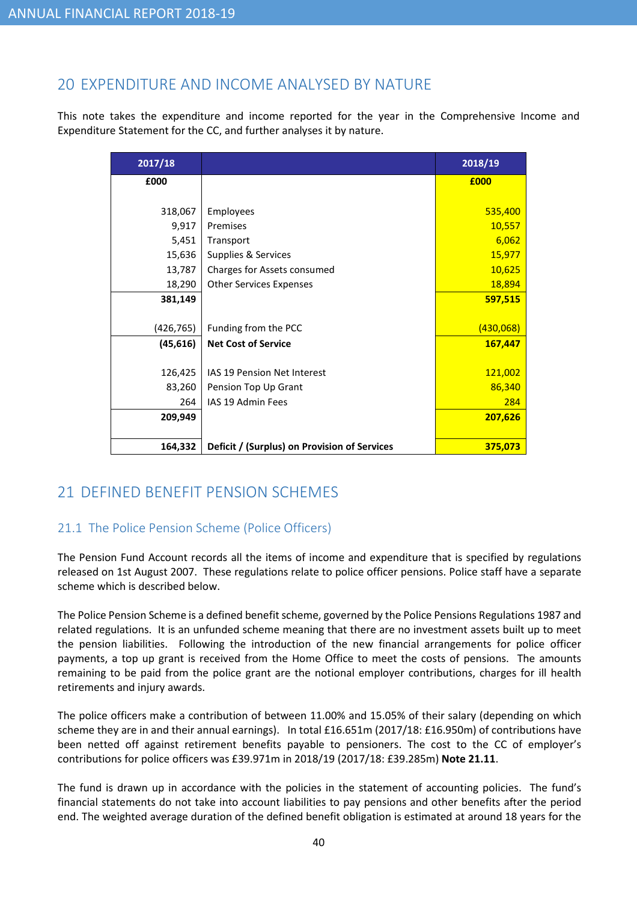## 20 EXPENDITURE AND INCOME ANALYSED BY NATURE

This note takes the expenditure and income reported for the year in the Comprehensive Income and Expenditure Statement for the CC, and further analyses it by nature.

| 2017/18 | | 2018/19 |
|---|---|---|
| £000 | | £000 |
| 318,067 | Employees | 535,400 |
| 9,917 | Premises | 10,557 |
| 5,451 | Transport | 6,062 |
| 15,636 | Supplies & Services | 15,977 |
| 13,787 | Charges for Assets consumed | 10,625 |
| 18,290 | Other Services Expenses | 18,894 |
| **381,149** | | **597,515** |
| (426,765) | Funding from the PCC | (430,068) |
| **(45,616)** | **Net Cost of Service** | **167,447** |
| 126,425 | IAS 19 Pension Net Interest | 121,002 |
| 83,260 | Pension Top Up Grant | 86,340 |
| 264 | IAS 19 Admin Fees | 284 |
| **209,949** | | **207,626** |
| **164,332** | **Deficit / (Surplus) on Provision of Services** | **375,073** |

## 21 DEFINED BENEFIT PENSION SCHEMES

### 21.1 The Police Pension Scheme (Police Officers)

The Pension Fund Account records all the items of income and expenditure that is specified by regulations released on 1st August 2007. These regulations relate to police officer pensions. Police staff have a separate scheme which is described below.

The Police Pension Scheme is a defined benefit scheme, governed by the Police Pensions Regulations 1987 and related regulations. It is an unfunded scheme meaning that there are no investment assets built up to meet the pension liabilities. Following the introduction of the new financial arrangements for police officer payments, a top up grant is received from the Home Office to meet the costs of pensions. The amounts remaining to be paid from the police grant are the notional employer contributions, charges for ill health retirements and injury awards.

The police officers make a contribution of between 11.00% and 15.05% of their salary (depending on which scheme they are in and their annual earnings). In total £16.651m (2017/18: £16.950m) of contributions have been netted off against retirement benefits payable to pensioners. The cost to the CC of employer's contributions for police officers was £39.971m in 2018/19 (2017/18: £39.285m) **Note 21.11**.

The fund is drawn up in accordance with the policies in the statement of accounting policies. The fund's financial statements do not take into account liabilities to pay pensions and other benefits after the period end. The weighted average duration of the defined benefit obligation is estimated at around 18 years for the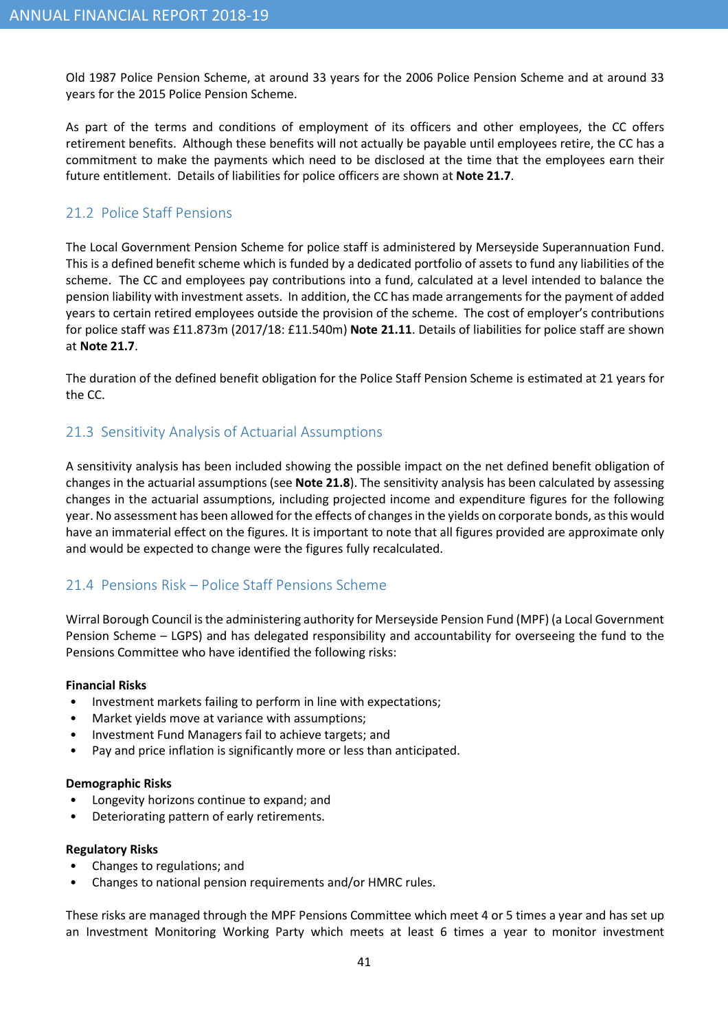Old 1987 Police Pension Scheme, at around 33 years for the 2006 Police Pension Scheme and at around 33 years for the 2015 Police Pension Scheme.

As part of the terms and conditions of employment of its officers and other employees, the CC offers retirement benefits. Although these benefits will not actually be payable until employees retire, the CC has a commitment to make the payments which need to be disclosed at the time that the employees earn their future entitlement. Details of liabilities for police officers are shown at **Note 21.7**.

## 21.2 Police Staff Pensions

The Local Government Pension Scheme for police staff is administered by Merseyside Superannuation Fund. This is a defined benefit scheme which is funded by a dedicated portfolio of assets to fund any liabilities of the scheme. The CC and employees pay contributions into a fund, calculated at a level intended to balance the pension liability with investment assets. In addition, the CC has made arrangements for the payment of added years to certain retired employees outside the provision of the scheme. The cost of employer's contributions for police staff was £11.873m (2017/18: £11.540m) **Note 21.11**. Details of liabilities for police staff are shown at **Note 21.7**.

The duration of the defined benefit obligation for the Police Staff Pension Scheme is estimated at 21 years for the CC.

## 21.3 Sensitivity Analysis of Actuarial Assumptions

A sensitivity analysis has been included showing the possible impact on the net defined benefit obligation of changes in the actuarial assumptions (see **Note 21.8**). The sensitivity analysis has been calculated by assessing changes in the actuarial assumptions, including projected income and expenditure figures for the following year. No assessment has been allowed for the effects of changes in the yields on corporate bonds, as this would have an immaterial effect on the figures. It is important to note that all figures provided are approximate only and would be expected to change were the figures fully recalculated.

## 21.4 Pensions Risk – Police Staff Pensions Scheme

Wirral Borough Council is the administering authority for Merseyside Pension Fund (MPF) (a Local Government Pension Scheme – LGPS) and has delegated responsibility and accountability for overseeing the fund to the Pensions Committee who have identified the following risks:

**Financial Risks**

- Investment markets failing to perform in line with expectations;
- Market yields move at variance with assumptions;
- Investment Fund Managers fail to achieve targets; and
- Pay and price inflation is significantly more or less than anticipated.

**Demographic Risks**

- Longevity horizons continue to expand; and
- Deteriorating pattern of early retirements.

**Regulatory Risks**

- Changes to regulations; and
- Changes to national pension requirements and/or HMRC rules.

These risks are managed through the MPF Pensions Committee which meet 4 or 5 times a year and has set up an Investment Monitoring Working Party which meets at least 6 times a year to monitor investment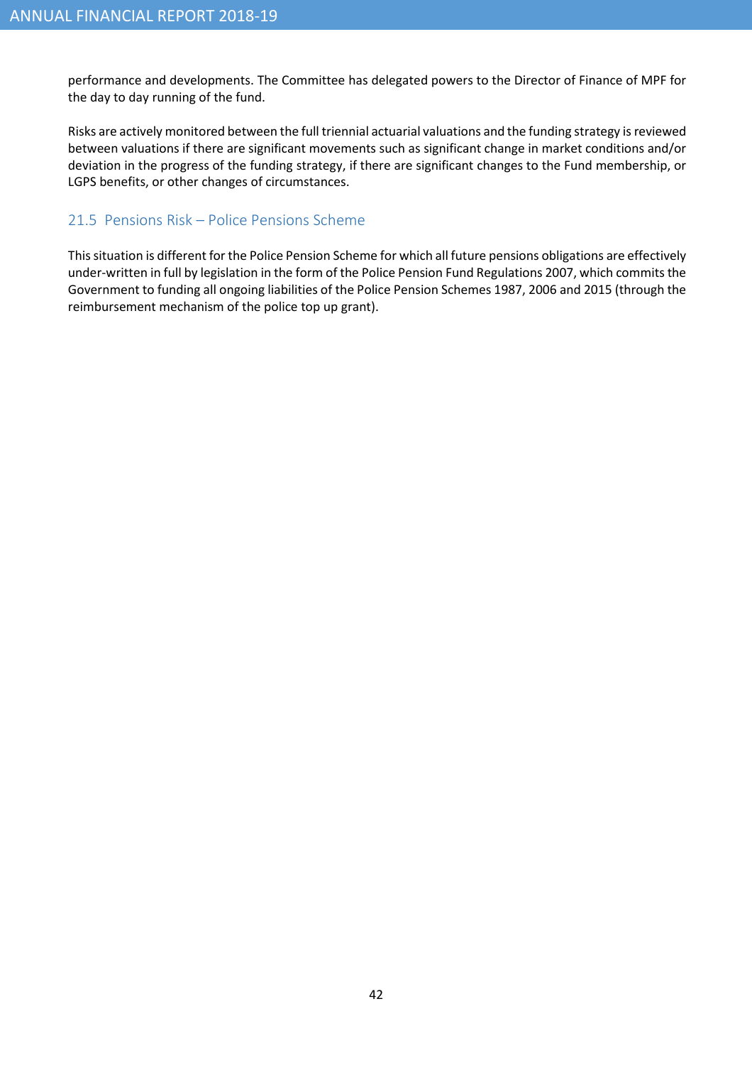performance and developments. The Committee has delegated powers to the Director of Finance of MPF for the day to day running of the fund.

Risks are actively monitored between the full triennial actuarial valuations and the funding strategy is reviewed between valuations if there are significant movements such as significant change in market conditions and/or deviation in the progress of the funding strategy, if there are significant changes to the Fund membership, or LGPS benefits, or other changes of circumstances.

### 21.5 Pensions Risk – Police Pensions Scheme

This situation is different for the Police Pension Scheme for which all future pensions obligations are effectively under-written in full by legislation in the form of the Police Pension Fund Regulations 2007, which commits the Government to funding all ongoing liabilities of the Police Pension Schemes 1987, 2006 and 2015 (through the reimbursement mechanism of the police top up grant).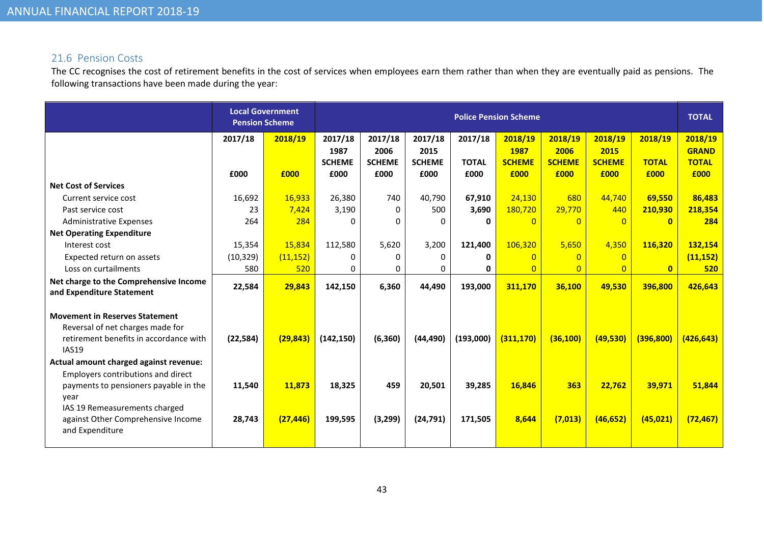## 21.6 Pension Costs

The CC recognises the cost of retirement benefits in the cost of services when employees earn them rather than when they are eventually paid as pensions. The following transactions have been made during the year:

| | Local Government Pension Scheme | | Police Pension Scheme | | | | | | | | TOTAL |
|---|---|---|---|---|---|---|---|---|---|---|---|
| | 2017/18 £000 | 2018/19 £000 | 2017/18 1987 SCHEME £000 | 2017/18 2006 SCHEME £000 | 2017/18 2015 SCHEME £000 | 2017/18 TOTAL £000 | 2018/19 1987 SCHEME £000 | 2018/19 2006 SCHEME £000 | 2018/19 2015 SCHEME £000 | 2018/19 TOTAL £000 | 2018/19 GRAND TOTAL £000 |
| **Net Cost of Services** | | | | | | | | | | | |
| Current service cost | 16,692 | 16,933 | 26,380 | 740 | 40,790 | **67,910** | 24,130 | 680 | 44,740 | **69,550** | **86,483** |
| Past service cost | 23 | 7,424 | 3,190 | 0 | 500 | **3,690** | 180,720 | 29,770 | 440 | **210,930** | **218,354** |
| Administrative Expenses | 264 | 284 | 0 | 0 | 0 | **0** | 0 | 0 | 0 | **0** | **284** |
| **Net Operating Expenditure** | | | | | | | | | | | |
| Interest cost | 15,354 | 15,834 | 112,580 | 5,620 | 3,200 | **121,400** | 106,320 | 5,650 | 4,350 | **116,320** | **132,154** |
| Expected return on assets | (10,329) | (11,152) | 0 | 0 | 0 | **0** | 0 | 0 | 0 | | **(11,152)** |
| Loss on curtailments | 580 | 520 | 0 | 0 | 0 | **0** | 0 | 0 | 0 | **0** | **520** |
| **Net charge to the Comprehensive Income and Expenditure Statement** | **22,584** | **29,843** | **142,150** | **6,360** | **44,490** | **193,000** | **311,170** | **36,100** | **49,530** | **396,800** | **426,643** |
| **Movement in Reserves Statement** | | | | | | | | | | | |
| Reversal of net charges made for retirement benefits in accordance with IAS19 | **(22,584)** | **(29,843)** | **(142,150)** | **(6,360)** | **(44,490)** | **(193,000)** | **(311,170)** | **(36,100)** | **(49,530)** | **(396,800)** | **(426,643)** |
| **Actual amount charged against revenue:** | | | | | | | | | | | |
| Employers contributions and direct payments to pensioners payable in the year | **11,540** | **11,873** | **18,325** | **459** | **20,501** | **39,285** | **16,846** | **363** | **22,762** | **39,971** | **51,844** |
| IAS 19 Remeasurements charged against Other Comprehensive Income and Expenditure | **28,743** | **(27,446)** | **199,595** | **(3,299)** | **(24,791)** | **171,505** | **8,644** | **(7,013)** | **(46,652)** | **(45,021)** | **(72,467)** |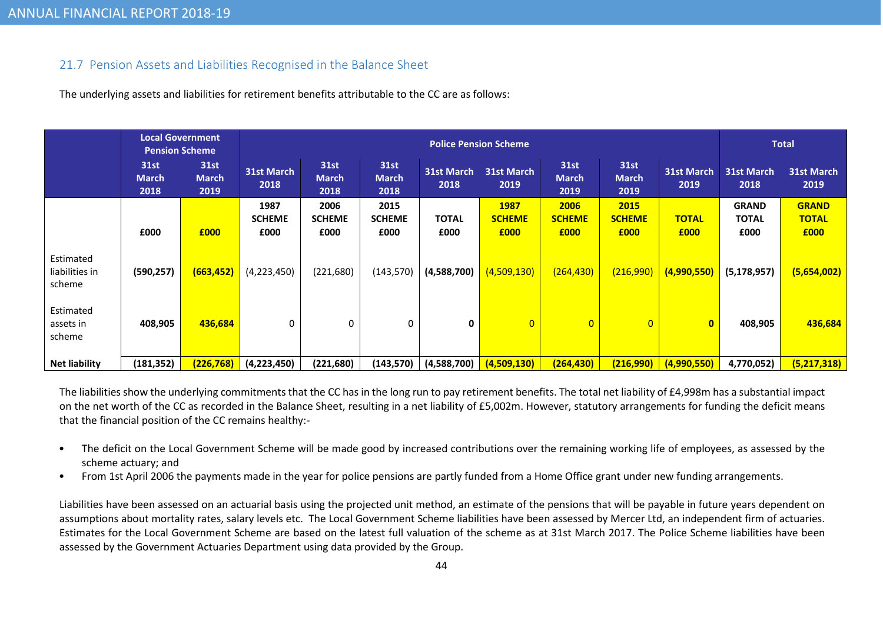## 21.7 Pension Assets and Liabilities Recognised in the Balance Sheet

The underlying assets and liabilities for retirement benefits attributable to the CC are as follows:

| | Local Government Pension Scheme | | Police Pension Scheme | | | | | | | | Total | |
|---|---|---|---|---|---|---|---|---|---|---|---|---|
| | 31st March 2018 | 31st March 2019 | 31st March 2018 | 31st March 2018 | 31st March 2018 | 31st March 2018 | 31st March 2019 | 31st March 2019 | 31st March 2019 | 31st March 2019 | 31st March 2018 | 31st March 2019 |
| | £000 | £000 | 1987 SCHEME £000 | 2006 SCHEME £000 | 2015 SCHEME £000 | TOTAL £000 | 1987 SCHEME £000 | 2006 SCHEME £000 | 2015 SCHEME £000 | TOTAL £000 | GRAND TOTAL £000 | GRAND TOTAL £000 |
| Estimated liabilities in scheme | **(590,257)** | **(663,452)** | (4,223,450) | (221,680) | (143,570) | **(4,588,700)** | (4,509,130) | (264,430) | (216,990) | **(4,990,550)** | **(5,178,957)** | **(5,654,002)** |
| Estimated assets in scheme | **408,905** | **436,684** | 0 | 0 | 0 | **0** | 0 | 0 | 0 | **0** | **408,905** | **436,684** |
| **Net liability** | **(181,352)** | **(226,768)** | **(4,223,450)** | **(221,680)** | **(143,570)** | **(4,588,700)** | **(4,509,130)** | **(264,430)** | **(216,990)** | **(4,990,550)** | **4,770,052)** | **(5,217,318)** |

The liabilities show the underlying commitments that the CC has in the long run to pay retirement benefits. The total net liability of £4,998m has a substantial impact on the net worth of the CC as recorded in the Balance Sheet, resulting in a net liability of £5,002m. However, statutory arrangements for funding the deficit means that the financial position of the CC remains healthy:-

- The deficit on the Local Government Scheme will be made good by increased contributions over the remaining working life of employees, as assessed by the scheme actuary; and
- From 1st April 2006 the payments made in the year for police pensions are partly funded from a Home Office grant under new funding arrangements.

Liabilities have been assessed on an actuarial basis using the projected unit method, an estimate of the pensions that will be payable in future years dependent on assumptions about mortality rates, salary levels etc. The Local Government Scheme liabilities have been assessed by Mercer Ltd, an independent firm of actuaries. Estimates for the Local Government Scheme are based on the latest full valuation of the scheme as at 31st March 2017. The Police Scheme liabilities have been assessed by the Government Actuaries Department using data provided by the Group.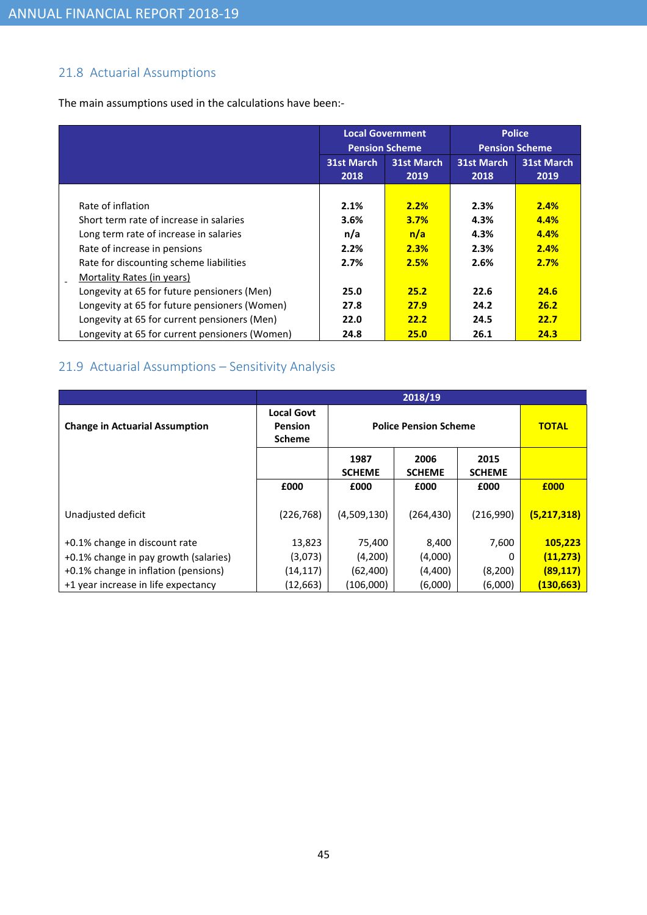### 21.8 Actuarial Assumptions

The main assumptions used in the calculations have been:-

| | Local Government Pension Scheme | | Police Pension Scheme | |
|---|---|---|---|---|
| | 31st March 2018 | 31st March 2019 | 31st March 2018 | 31st March 2019 |
| Rate of inflation | 2.1% | 2.2% | 2.3% | 2.4% |
| Short term rate of increase in salaries | 3.6% | 3.7% | 4.3% | 4.4% |
| Long term rate of increase in salaries | n/a | n/a | 4.3% | 4.4% |
| Rate of increase in pensions | 2.2% | 2.3% | 2.3% | 2.4% |
| Rate for discounting scheme liabilities | 2.7% | 2.5% | 2.6% | 2.7% |
| Mortality Rates (in years) | | | | |
| Longevity at 65 for future pensioners (Men) | 25.0 | 25.2 | 22.6 | 24.6 |
| Longevity at 65 for future pensioners (Women) | 27.8 | 27.9 | 24.2 | 26.2 |
| Longevity at 65 for current pensioners (Men) | 22.0 | 22.2 | 24.5 | 22.7 |
| Longevity at 65 for current pensioners (Women) | 24.8 | 25.0 | 26.1 | 24.3 |

### 21.9 Actuarial Assumptions – Sensitivity Analysis

| | 2018/19 | | | | |
|---|---|---|---|---|---|
| Change in Actuarial Assumption | Local Govt Pension Scheme | Police Pension Scheme | | | TOTAL |
| | | 1987 SCHEME | 2006 SCHEME | 2015 SCHEME | |
| | £000 | £000 | £000 | £000 | £000 |
| Unadjusted deficit | (226,768) | (4,509,130) | (264,430) | (216,990) | **(5,217,318)** |
| +0.1% change in discount rate | 13,823 | 75,400 | 8,400 | 7,600 | **105,223** |
| +0.1% change in pay growth (salaries) | (3,073) | (4,200) | (4,000) | 0 | **(11,273)** |
| +0.1% change in inflation (pensions) | (14,117) | (62,400) | (4,400) | (8,200) | **(89,117)** |
| +1 year increase in life expectancy | (12,663) | (106,000) | (6,000) | (6,000) | **(130,663)** |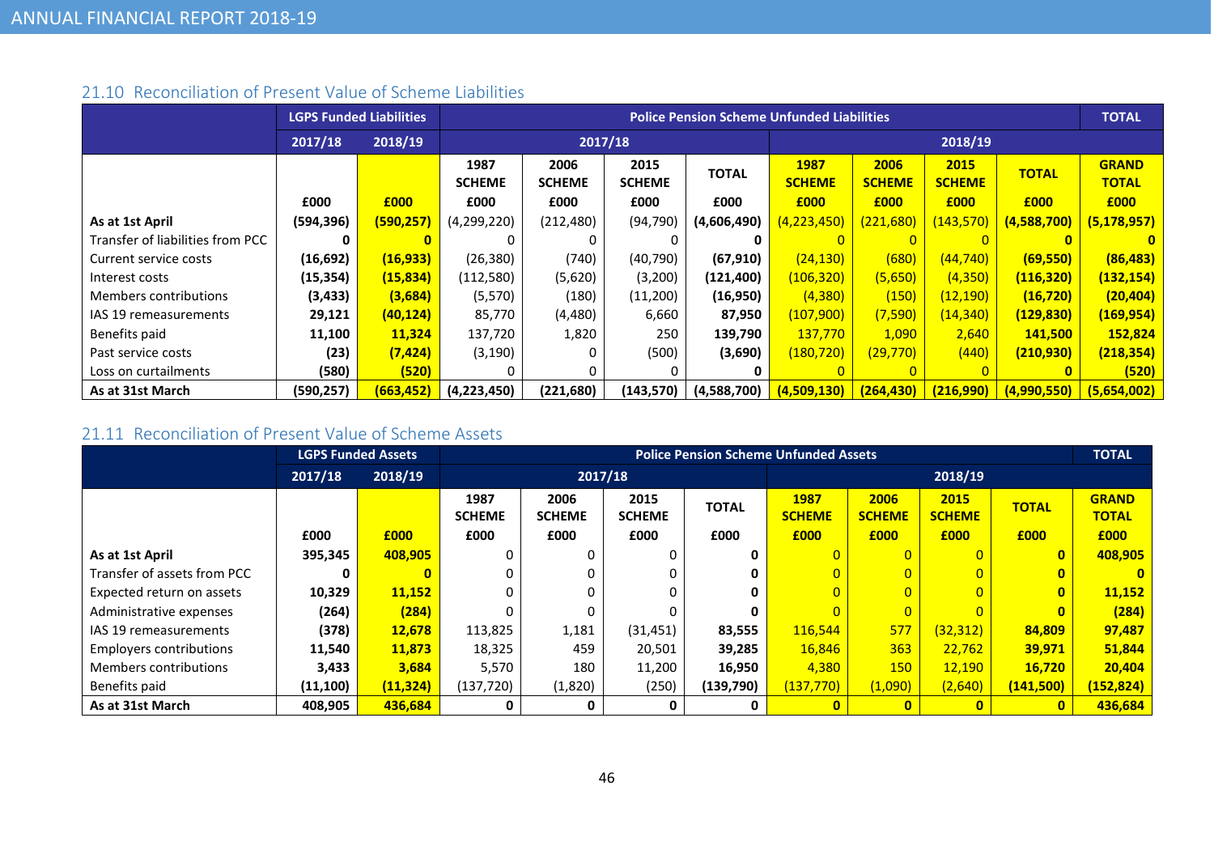## 21.10 Reconciliation of Present Value of Scheme Liabilities

| | LGPS Funded Liabilities | | Police Pension Scheme Unfunded Liabilities | | | | | | | | TOTAL |
|---|---|---|---|---|---|---|---|---|---|---|---|
| | 2017/18 | 2018/19 | 2017/18 | | | | 2018/19 | | | | |
| | | | 1987 SCHEME | 2006 SCHEME | 2015 SCHEME | TOTAL | 1987 SCHEME | 2006 SCHEME | 2015 SCHEME | TOTAL | GRAND TOTAL |
| | £000 | £000 | £000 | £000 | £000 | £000 | £000 | £000 | £000 | £000 | £000 |
| **As at 1st April** | **(594,396)** | **(590,257)** | (4,299,220) | (212,480) | (94,790) | **(4,606,490)** | (4,223,450) | (221,680) | (143,570) | **(4,588,700)** | **(5,178,957)** |
| Transfer of liabilities from PCC | **0** | **0** | 0 | 0 | 0 | **0** | 0 | 0 | 0 | **0** | **0** |
| Current service costs | **(16,692)** | **(16,933)** | (26,380) | (740) | (40,790) | **(67,910)** | (24,130) | (680) | (44,740) | **(69,550)** | **(86,483)** |
| Interest costs | **(15,354)** | **(15,834)** | (112,580) | (5,620) | (3,200) | **(121,400)** | (106,320) | (5,650) | (4,350) | **(116,320)** | **(132,154)** |
| Members contributions | **(3,433)** | **(3,684)** | (5,570) | (180) | (11,200) | **(16,950)** | (4,380) | (150) | (12,190) | **(16,720)** | **(20,404)** |
| IAS 19 remeasurements | **29,121** | **(40,124)** | 85,770 | (4,480) | 6,660 | **87,950** | (107,900) | (7,590) | (14,340) | **(129,830)** | **(169,954)** |
| Benefits paid | **11,100** | **11,324** | 137,720 | 1,820 | 250 | **139,790** | 137,770 | 1,090 | 2,640 | **141,500** | **152,824** |
| Past service costs | **(23)** | **(7,424)** | (3,190) | 0 | (500) | **(3,690)** | (180,720) | (29,770) | (440) | **(210,930)** | **(218,354)** |
| Loss on curtailments | **(580)** | **(520)** | 0 | 0 | 0 | **0** | 0 | 0 | 0 | **0** | **(520)** |
| **As at 31st March** | **(590,257)** | **(663,452)** | **(4,223,450)** | **(221,680)** | **(143,570)** | **(4,588,700)** | **(4,509,130)** | **(264,430)** | **(216,990)** | **(4,990,550)** | **(5,654,002)** |

## 21.11 Reconciliation of Present Value of Scheme Assets

| | LGPS Funded Assets | | Police Pension Scheme Unfunded Assets | | | | | | | | TOTAL |
|---|---|---|---|---|---|---|---|---|---|---|---|
| | 2017/18 | 2018/19 | 2017/18 | | | | 2018/19 | | | | |
| | | | 1987 SCHEME | 2006 SCHEME | 2015 SCHEME | TOTAL | 1987 SCHEME | 2006 SCHEME | 2015 SCHEME | TOTAL | GRAND TOTAL |
| | £000 | £000 | £000 | £000 | £000 | £000 | £000 | £000 | £000 | £000 | £000 |
| **As at 1st April** | **395,345** | **408,905** | 0 | 0 | 0 | **0** | 0 | 0 | 0 | **0** | **408,905** |
| Transfer of assets from PCC | **0** | **0** | 0 | 0 | 0 | **0** | 0 | 0 | 0 | **0** | **0** |
| Expected return on assets | **10,329** | **11,152** | 0 | 0 | 0 | **0** | 0 | 0 | 0 | **0** | **11,152** |
| Administrative expenses | **(264)** | **(284)** | 0 | 0 | 0 | **0** | 0 | 0 | 0 | **0** | **(284)** |
| IAS 19 remeasurements | **(378)** | **12,678** | 113,825 | 1,181 | (31,451) | **83,555** | 116,544 | 577 | (32,312) | **84,809** | **97,487** |
| Employers contributions | **11,540** | **11,873** | 18,325 | 459 | 20,501 | **39,285** | 16,846 | 363 | 22,762 | **39,971** | **51,844** |
| Members contributions | **3,433** | **3,684** | 5,570 | 180 | 11,200 | **16,950** | 4,380 | 150 | 12,190 | **16,720** | **20,404** |
| Benefits paid | **(11,100)** | **(11,324)** | (137,720) | (1,820) | (250) | **(139,790)** | (137,770) | (1,090) | (2,640) | **(141,500)** | **(152,824)** |
| **As at 31st March** | **408,905** | **436,684** | **0** | **0** | **0** | **0** | **0** | **0** | **0** | **0** | **436,684** |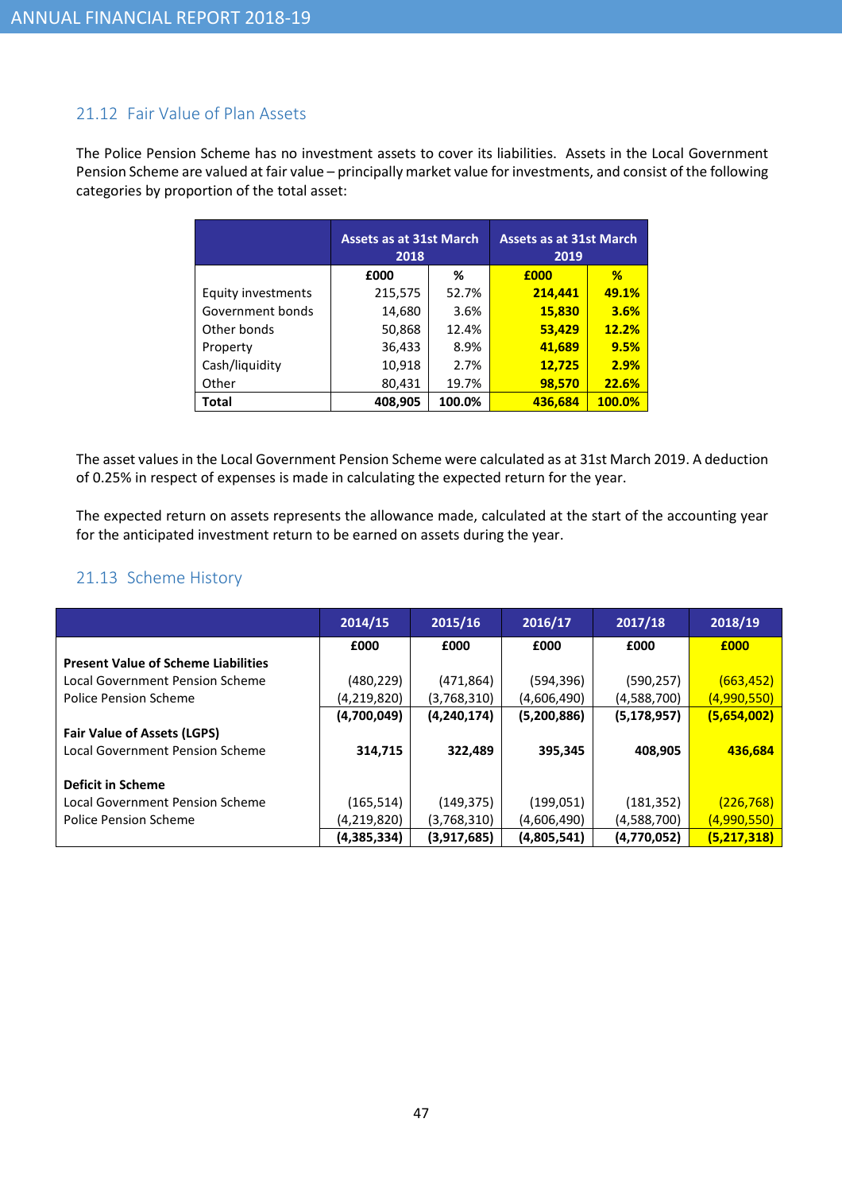### 21.12 Fair Value of Plan Assets

The Police Pension Scheme has no investment assets to cover its liabilities. Assets in the Local Government Pension Scheme are valued at fair value – principally market value for investments, and consist of the following categories by proportion of the total asset:

| | Assets as at 31st March 2018 | | Assets as at 31st March 2019 | |
|---|---|---|---|---|
| | £000 | % | £000 | % |
| Equity investments | 215,575 | 52.7% | 214,441 | 49.1% |
| Government bonds | 14,680 | 3.6% | 15,830 | 3.6% |
| Other bonds | 50,868 | 12.4% | 53,429 | 12.2% |
| Property | 36,433 | 8.9% | 41,689 | 9.5% |
| Cash/liquidity | 10,918 | 2.7% | 12,725 | 2.9% |
| Other | 80,431 | 19.7% | 98,570 | 22.6% |
| **Total** | **408,905** | **100.0%** | **436,684** | **100.0%** |

The asset values in the Local Government Pension Scheme were calculated as at 31st March 2019. A deduction of 0.25% in respect of expenses is made in calculating the expected return for the year.

The expected return on assets represents the allowance made, calculated at the start of the accounting year for the anticipated investment return to be earned on assets during the year.

### 21.13 Scheme History

| | 2014/15 | 2015/16 | 2016/17 | 2017/18 | 2018/19 |
|---|---|---|---|---|---|
| | £000 | £000 | £000 | £000 | £000 |
| **Present Value of Scheme Liabilities** | | | | | |
| Local Government Pension Scheme | (480,229) | (471,864) | (594,396) | (590,257) | (663,452) |
| Police Pension Scheme | (4,219,820) | (3,768,310) | (4,606,490) | (4,588,700) | (4,990,550) |
| | **(4,700,049)** | **(4,240,174)** | **(5,200,886)** | **(5,178,957)** | **(5,654,002)** |
| **Fair Value of Assets (LGPS)** | | | | | |
| Local Government Pension Scheme | **314,715** | **322,489** | **395,345** | **408,905** | **436,684** |
| **Deficit in Scheme** | | | | | |
| Local Government Pension Scheme | (165,514) | (149,375) | (199,051) | (181,352) | (226,768) |
| Police Pension Scheme | (4,219,820) | (3,768,310) | (4,606,490) | (4,588,700) | (4,990,550) |
| | **(4,385,334)** | **(3,917,685)** | **(4,805,541)** | **(4,770,052)** | **(5,217,318)** |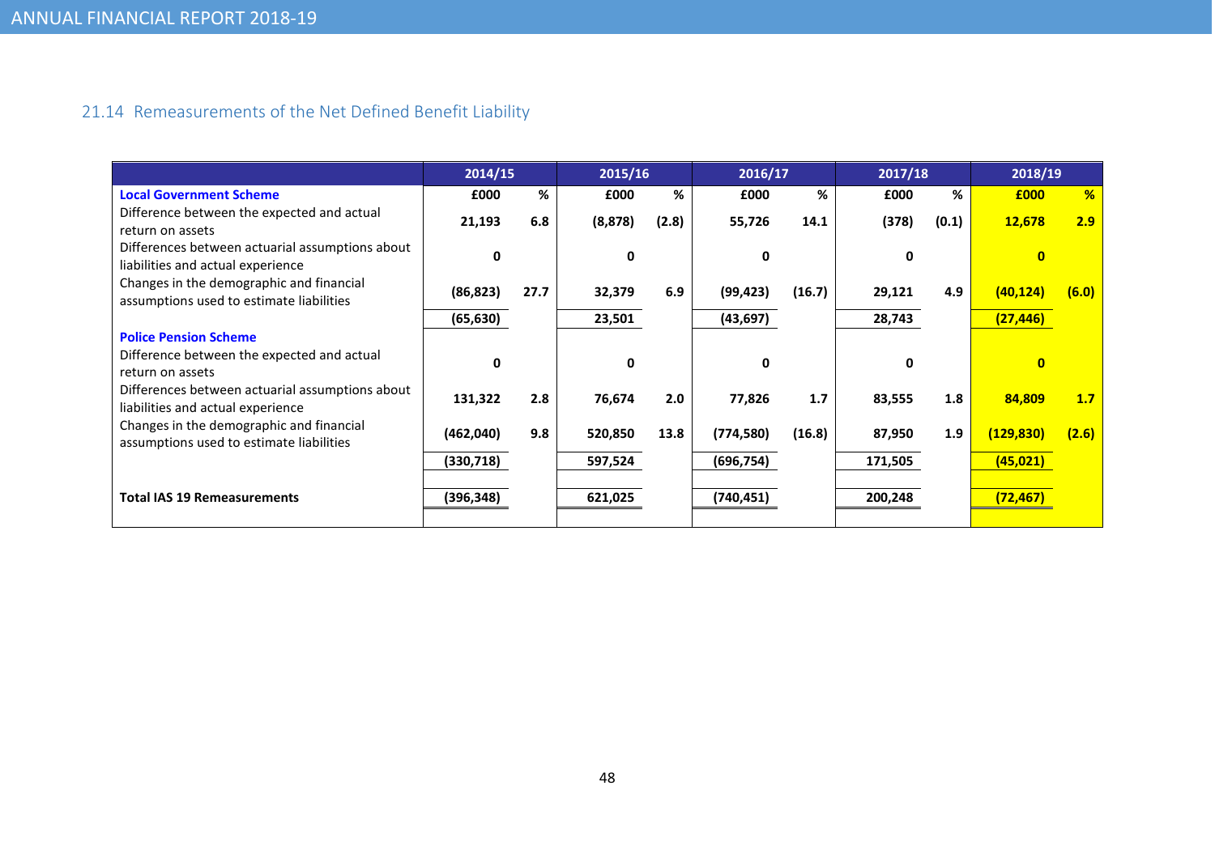## 21.14 Remeasurements of the Net Defined Benefit Liability

| | 2014/15 | | 2015/16 | | 2016/17 | | 2017/18 | | 2018/19 | |
|---|---|---|---|---|---|---|---|---|---|---|
| **Local Government Scheme** | **£000** | **%** | **£000** | **%** | **£000** | **%** | **£000** | **%** | **£000** | **%** |
| Difference between the expected and actual return on assets | **21,193** | **6.8** | **(8,878)** | **(2.8)** | **55,726** | **14.1** | **(378)** | **(0.1)** | **12,678** | **2.9** |
| Differences between actuarial assumptions about liabilities and actual experience | **0** | | **0** | | **0** | | **0** | | **0** | |
| Changes in the demographic and financial assumptions used to estimate liabilities | **(86,823)** | **27.7** | **32,379** | **6.9** | **(99,423)** | **(16.7)** | **29,121** | **4.9** | **(40,124)** | **(6.0)** |
| | **(65,630)** | | **23,501** | | **(43,697)** | | **28,743** | | **(27,446)** | |
| **Police Pension Scheme** | | | | | | | | | | |
| Difference between the expected and actual return on assets | **0** | | **0** | | **0** | | **0** | | **0** | |
| Differences between actuarial assumptions about liabilities and actual experience | **131,322** | **2.8** | **76,674** | **2.0** | **77,826** | **1.7** | **83,555** | **1.8** | **84,809** | **1.7** |
| Changes in the demographic and financial assumptions used to estimate liabilities | **(462,040)** | **9.8** | **520,850** | **13.8** | **(774,580)** | **(16.8)** | **87,950** | **1.9** | **(129,830)** | **(2.6)** |
| | **(330,718)** | | **597,524** | | **(696,754)** | | **171,505** | | **(45,021)** | |
| **Total IAS 19 Remeasurements** | **(396,348)** | | **621,025** | | **(740,451)** | | **200,248** | | **(72,467)** | |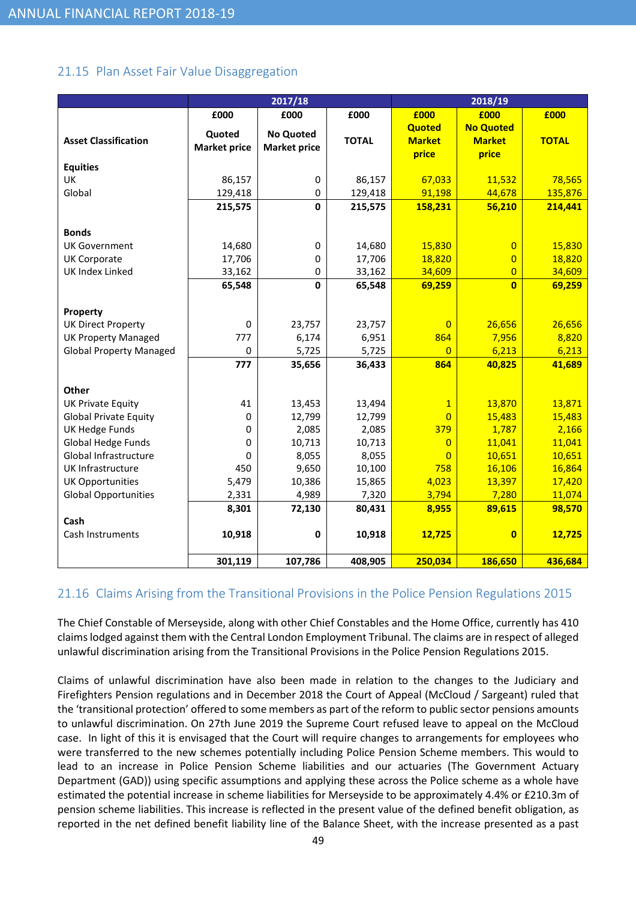## 21.15 Plan Asset Fair Value Disaggregation

| Asset Classification | 2017/18 | | | 2018/19 | | |
|---|---|---|---|---|---|---|
| | £000 Quoted Market price | £000 No Quoted Market price | £000 TOTAL | £000 Quoted Market price | £000 No Quoted Market price | £000 TOTAL |
| **Equities** | | | | | | |
| UK | 86,157 | 0 | 86,157 | 67,033 | 11,532 | 78,565 |
| Global | 129,418 | 0 | 129,418 | 91,198 | 44,678 | 135,876 |
| | **215,575** | **0** | **215,575** | **158,231** | **56,210** | **214,441** |
| **Bonds** | | | | | | |
| UK Government | 14,680 | 0 | 14,680 | 15,830 | 0 | 15,830 |
| UK Corporate | 17,706 | 0 | 17,706 | 18,820 | 0 | 18,820 |
| UK Index Linked | 33,162 | 0 | 33,162 | 34,609 | 0 | 34,609 |
| | **65,548** | **0** | **65,548** | **69,259** | **0** | **69,259** |
| **Property** | | | | | | |
| UK Direct Property | 0 | 23,757 | 23,757 | 0 | 26,656 | 26,656 |
| UK Property Managed | 777 | 6,174 | 6,951 | 864 | 7,956 | 8,820 |
| Global Property Managed | 0 | 5,725 | 5,725 | 0 | 6,213 | 6,213 |
| | **777** | **35,656** | **36,433** | **864** | **40,825** | **41,689** |
| **Other** | | | | | | |
| UK Private Equity | 41 | 13,453 | 13,494 | 1 | 13,870 | 13,871 |
| Global Private Equity | 0 | 12,799 | 12,799 | 0 | 15,483 | 15,483 |
| UK Hedge Funds | 0 | 2,085 | 2,085 | 379 | 1,787 | 2,166 |
| Global Hedge Funds | 0 | 10,713 | 10,713 | 0 | 11,041 | 11,041 |
| Global Infrastructure | 0 | 8,055 | 8,055 | 0 | 10,651 | 10,651 |
| UK Infrastructure | 450 | 9,650 | 10,100 | 758 | 16,106 | 16,864 |
| UK Opportunities | 5,479 | 10,386 | 15,865 | 4,023 | 13,397 | 17,420 |
| Global Opportunities | 2,331 | 4,989 | 7,320 | 3,794 | 7,280 | 11,074 |
| | **8,301** | **72,130** | **80,431** | **8,955** | **89,615** | **98,570** |
| **Cash** | | | | | | |
| Cash Instruments | **10,918** | **0** | **10,918** | **12,725** | **0** | **12,725** |
| | **301,119** | **107,786** | **408,905** | **250,034** | **186,650** | **436,684** |

## 21.16 Claims Arising from the Transitional Provisions in the Police Pension Regulations 2015

The Chief Constable of Merseyside, along with other Chief Constables and the Home Office, currently has 410 claims lodged against them with the Central London Employment Tribunal. The claims are in respect of alleged unlawful discrimination arising from the Transitional Provisions in the Police Pension Regulations 2015.

Claims of unlawful discrimination have also been made in relation to the changes to the Judiciary and Firefighters Pension regulations and in December 2018 the Court of Appeal (McCloud / Sargeant) ruled that the 'transitional protection' offered to some members as part of the reform to public sector pensions amounts to unlawful discrimination. On 27th June 2019 the Supreme Court refused leave to appeal on the McCloud case. In light of this it is envisaged that the Court will require changes to arrangements for employees who were transferred to the new schemes potentially including Police Pension Scheme members. This would to lead to an increase in Police Pension Scheme liabilities and our actuaries (The Government Actuary Department (GAD)) using specific assumptions and applying these across the Police scheme as a whole have estimated the potential increase in scheme liabilities for Merseyside to be approximately 4.4% or £210.3m of pension scheme liabilities. This increase is reflected in the present value of the defined benefit obligation, as reported in the net defined benefit liability line of the Balance Sheet, with the increase presented as a past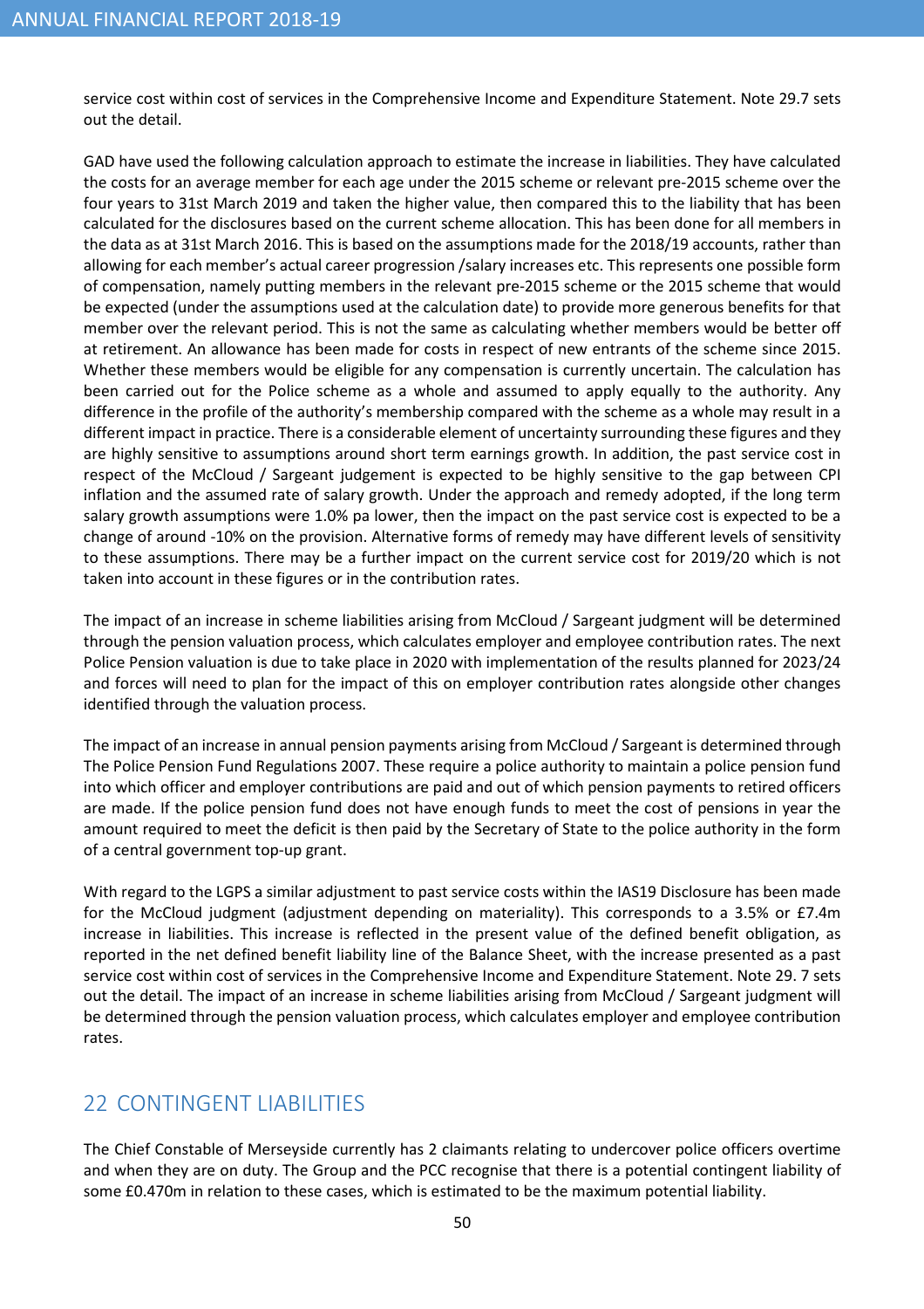service cost within cost of services in the Comprehensive Income and Expenditure Statement. Note 29.7 sets out the detail.

GAD have used the following calculation approach to estimate the increase in liabilities. They have calculated the costs for an average member for each age under the 2015 scheme or relevant pre-2015 scheme over the four years to 31st March 2019 and taken the higher value, then compared this to the liability that has been calculated for the disclosures based on the current scheme allocation. This has been done for all members in the data as at 31st March 2016. This is based on the assumptions made for the 2018/19 accounts, rather than allowing for each member's actual career progression /salary increases etc. This represents one possible form of compensation, namely putting members in the relevant pre-2015 scheme or the 2015 scheme that would be expected (under the assumptions used at the calculation date) to provide more generous benefits for that member over the relevant period. This is not the same as calculating whether members would be better off at retirement. An allowance has been made for costs in respect of new entrants of the scheme since 2015. Whether these members would be eligible for any compensation is currently uncertain. The calculation has been carried out for the Police scheme as a whole and assumed to apply equally to the authority. Any difference in the profile of the authority's membership compared with the scheme as a whole may result in a different impact in practice. There is a considerable element of uncertainty surrounding these figures and they are highly sensitive to assumptions around short term earnings growth. In addition, the past service cost in respect of the McCloud / Sargeant judgement is expected to be highly sensitive to the gap between CPI inflation and the assumed rate of salary growth. Under the approach and remedy adopted, if the long term salary growth assumptions were 1.0% pa lower, then the impact on the past service cost is expected to be a change of around -10% on the provision. Alternative forms of remedy may have different levels of sensitivity to these assumptions. There may be a further impact on the current service cost for 2019/20 which is not taken into account in these figures or in the contribution rates.

The impact of an increase in scheme liabilities arising from McCloud / Sargeant judgment will be determined through the pension valuation process, which calculates employer and employee contribution rates. The next Police Pension valuation is due to take place in 2020 with implementation of the results planned for 2023/24 and forces will need to plan for the impact of this on employer contribution rates alongside other changes identified through the valuation process.

The impact of an increase in annual pension payments arising from McCloud / Sargeant is determined through The Police Pension Fund Regulations 2007. These require a police authority to maintain a police pension fund into which officer and employer contributions are paid and out of which pension payments to retired officers are made. If the police pension fund does not have enough funds to meet the cost of pensions in year the amount required to meet the deficit is then paid by the Secretary of State to the police authority in the form of a central government top-up grant.

With regard to the LGPS a similar adjustment to past service costs within the IAS19 Disclosure has been made for the McCloud judgment (adjustment depending on materiality). This corresponds to a 3.5% or £7.4m increase in liabilities. This increase is reflected in the present value of the defined benefit obligation, as reported in the net defined benefit liability line of the Balance Sheet, with the increase presented as a past service cost within cost of services in the Comprehensive Income and Expenditure Statement. Note 29. 7 sets out the detail. The impact of an increase in scheme liabilities arising from McCloud / Sargeant judgment will be determined through the pension valuation process, which calculates employer and employee contribution rates.

## 22 CONTINGENT LIABILITIES

The Chief Constable of Merseyside currently has 2 claimants relating to undercover police officers overtime and when they are on duty. The Group and the PCC recognise that there is a potential contingent liability of some £0.470m in relation to these cases, which is estimated to be the maximum potential liability.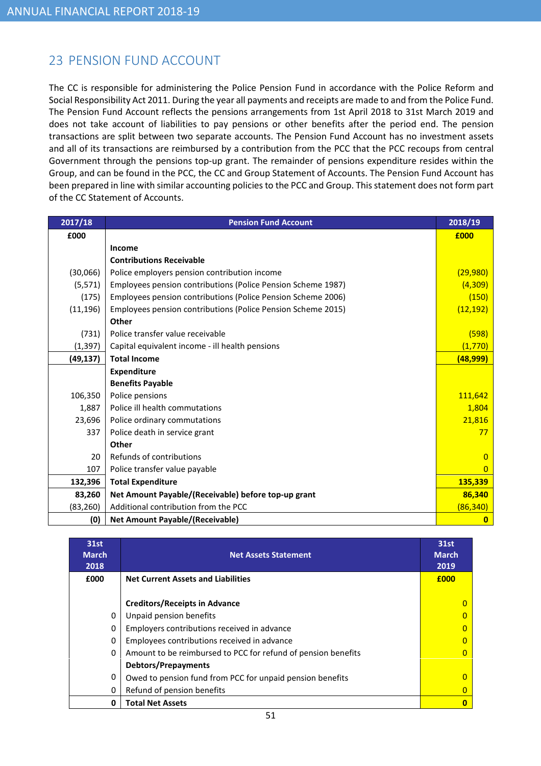## 23 PENSION FUND ACCOUNT

The CC is responsible for administering the Police Pension Fund in accordance with the Police Reform and Social Responsibility Act 2011. During the year all payments and receipts are made to and from the Police Fund. The Pension Fund Account reflects the pensions arrangements from 1st April 2018 to 31st March 2019 and does not take account of liabilities to pay pensions or other benefits after the period end. The pension transactions are split between two separate accounts. The Pension Fund Account has no investment assets and all of its transactions are reimbursed by a contribution from the PCC that the PCC recoups from central Government through the pensions top-up grant. The remainder of pensions expenditure resides within the Group, and can be found in the PCC, the CC and Group Statement of Accounts. The Pension Fund Account has been prepared in line with similar accounting policies to the PCC and Group. This statement does not form part of the CC Statement of Accounts.

| 2017/18 | Pension Fund Account | 2018/19 |
|---|---|---|
| £000 | | £000 |
| | **Income** | |
| | **Contributions Receivable** | |
| (30,066) | Police employers pension contribution income | (29,980) |
| (5,571) | Employees pension contributions (Police Pension Scheme 1987) | (4,309) |
| (175) | Employees pension contributions (Police Pension Scheme 2006) | (150) |
| (11,196) | Employees pension contributions (Police Pension Scheme 2015) | (12,192) |
| | **Other** | |
| (731) | Police transfer value receivable | (598) |
| (1,397) | Capital equivalent income - ill health pensions | (1,770) |
| **(49,137)** | **Total Income** | **(48,999)** |
| | **Expenditure** | |
| | **Benefits Payable** | |
| 106,350 | Police pensions | 111,642 |
| 1,887 | Police ill health commutations | 1,804 |
| 23,696 | Police ordinary commutations | 21,816 |
| 337 | Police death in service grant | 77 |
| | **Other** | |
| 20 | Refunds of contributions | 0 |
| 107 | Police transfer value payable | 0 |
| **132,396** | **Total Expenditure** | **135,339** |
| **83,260** | **Net Amount Payable/(Receivable) before top-up grant** | **86,340** |
| (83,260) | Additional contribution from the PCC | (86,340) |
| **(0)** | **Net Amount Payable/(Receivable)** | **0** |

| 31st March 2018 | Net Assets Statement | 31st March 2019 |
|---|---|---|
| £000 | **Net Current Assets and Liabilities** | £000 |
| | **Creditors/Receipts in Advance** | 0 |
| 0 | Unpaid pension benefits | 0 |
| 0 | Employers contributions received in advance | 0 |
| 0 | Employees contributions received in advance | 0 |
| 0 | Amount to be reimbursed to PCC for refund of pension benefits | 0 |
| | **Debtors/Prepayments** | |
| 0 | Owed to pension fund from PCC for unpaid pension benefits | 0 |
| 0 | Refund of pension benefits | 0 |
| **0** | **Total Net Assets** | **0** |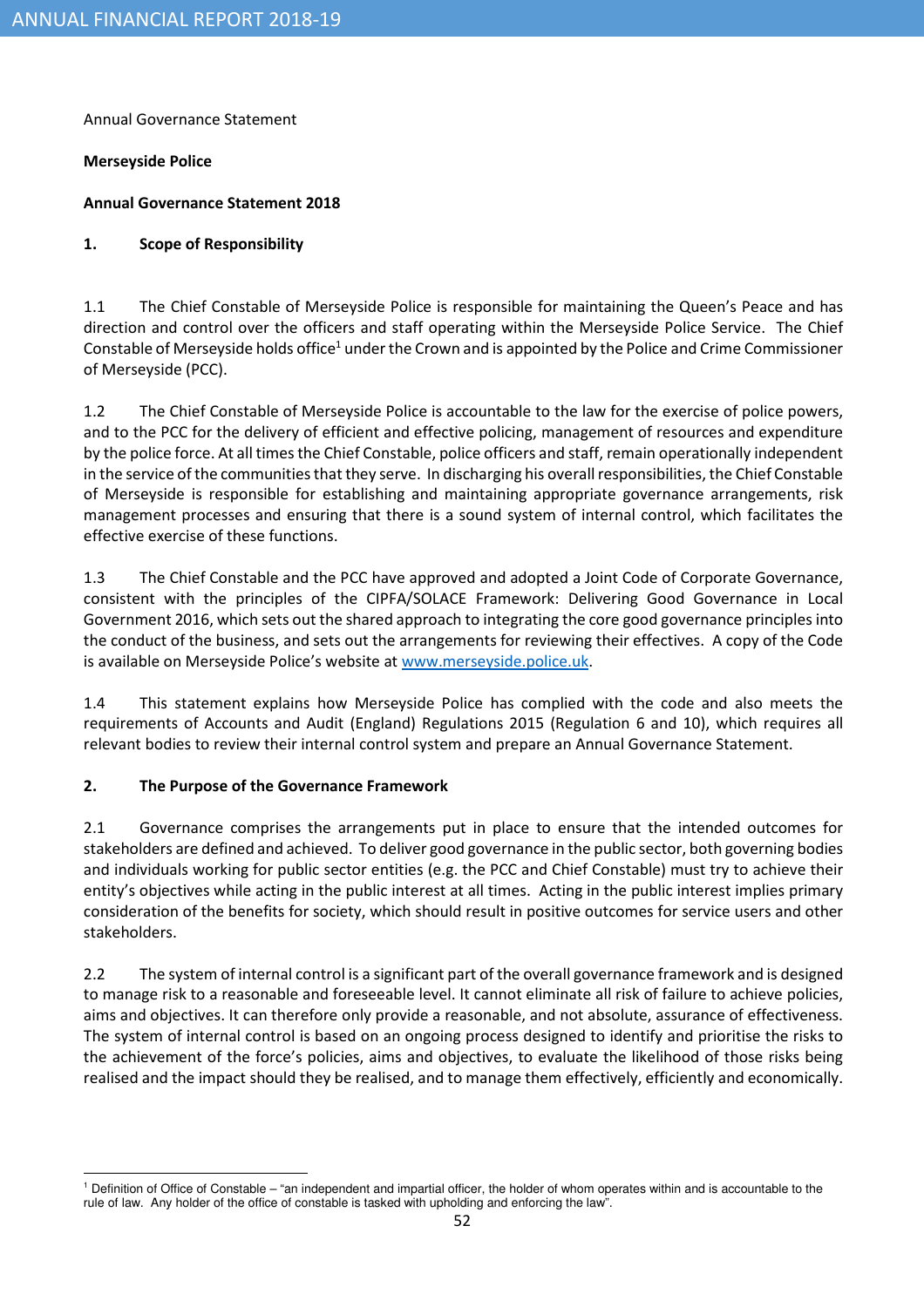Annual Governance Statement

**Merseyside Police**

**Annual Governance Statement 2018**

## 1. Scope of Responsibility

1.1 The Chief Constable of Merseyside Police is responsible for maintaining the Queen's Peace and has direction and control over the officers and staff operating within the Merseyside Police Service. The Chief Constable of Merseyside holds office[1] under the Crown and is appointed by the Police and Crime Commissioner of Merseyside (PCC).

1.2 The Chief Constable of Merseyside Police is accountable to the law for the exercise of police powers, and to the PCC for the delivery of efficient and effective policing, management of resources and expenditure by the police force. At all times the Chief Constable, police officers and staff, remain operationally independent in the service of the communities that they serve. In discharging his overall responsibilities, the Chief Constable of Merseyside is responsible for establishing and maintaining appropriate governance arrangements, risk management processes and ensuring that there is a sound system of internal control, which facilitates the effective exercise of these functions.

1.3 The Chief Constable and the PCC have approved and adopted a Joint Code of Corporate Governance, consistent with the principles of the CIPFA/SOLACE Framework: Delivering Good Governance in Local Government 2016, which sets out the shared approach to integrating the core good governance principles into the conduct of the business, and sets out the arrangements for reviewing their effectives. A copy of the Code is available on Merseyside Police's website at www.merseyside.police.uk.

1.4 This statement explains how Merseyside Police has complied with the code and also meets the requirements of Accounts and Audit (England) Regulations 2015 (Regulation 6 and 10), which requires all relevant bodies to review their internal control system and prepare an Annual Governance Statement.

## 2. The Purpose of the Governance Framework

2.1 Governance comprises the arrangements put in place to ensure that the intended outcomes for stakeholders are defined and achieved. To deliver good governance in the public sector, both governing bodies and individuals working for public sector entities (e.g. the PCC and Chief Constable) must try to achieve their entity's objectives while acting in the public interest at all times. Acting in the public interest implies primary consideration of the benefits for society, which should result in positive outcomes for service users and other stakeholders.

2.2 The system of internal control is a significant part of the overall governance framework and is designed to manage risk to a reasonable and foreseeable level. It cannot eliminate all risk of failure to achieve policies, aims and objectives. It can therefore only provide a reasonable, and not absolute, assurance of effectiveness. The system of internal control is based on an ongoing process designed to identify and prioritise the risks to the achievement of the force's policies, aims and objectives, to evaluate the likelihood of those risks being realised and the impact should they be realised, and to manage them effectively, efficiently and economically.

---

[1] Definition of Office of Constable – "an independent and impartial officer, the holder of whom operates within and is accountable to the rule of law. Any holder of the office of constable is tasked with upholding and enforcing the law".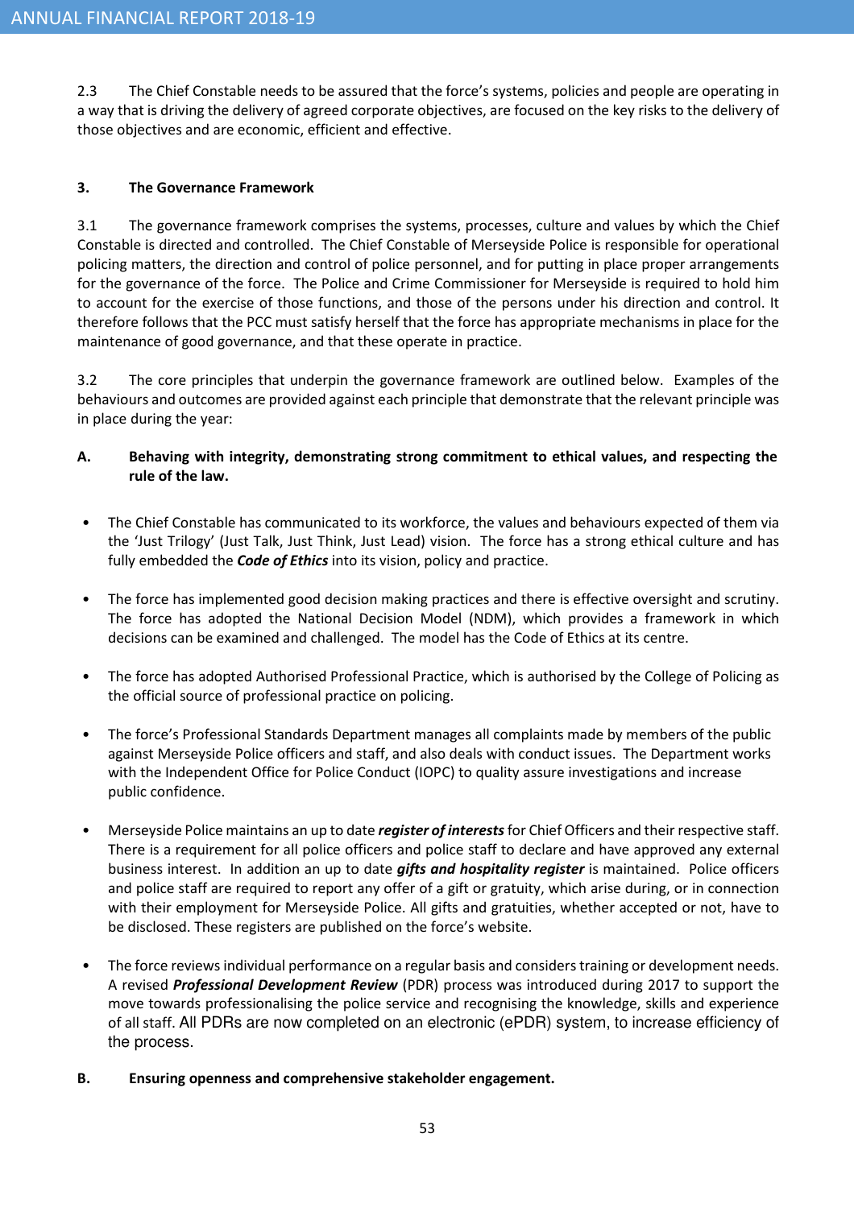2.3 The Chief Constable needs to be assured that the force's systems, policies and people are operating in a way that is driving the delivery of agreed corporate objectives, are focused on the key risks to the delivery of those objectives and are economic, efficient and effective.

### 3. The Governance Framework

3.1 The governance framework comprises the systems, processes, culture and values by which the Chief Constable is directed and controlled. The Chief Constable of Merseyside Police is responsible for operational policing matters, the direction and control of police personnel, and for putting in place proper arrangements for the governance of the force. The Police and Crime Commissioner for Merseyside is required to hold him to account for the exercise of those functions, and those of the persons under his direction and control. It therefore follows that the PCC must satisfy herself that the force has appropriate mechanisms in place for the maintenance of good governance, and that these operate in practice.

3.2 The core principles that underpin the governance framework are outlined below. Examples of the behaviours and outcomes are provided against each principle that demonstrate that the relevant principle was in place during the year:

**A. Behaving with integrity, demonstrating strong commitment to ethical values, and respecting the rule of the law.**

- The Chief Constable has communicated to its workforce, the values and behaviours expected of them via the 'Just Trilogy' (Just Talk, Just Think, Just Lead) vision. The force has a strong ethical culture and has fully embedded the ***Code of Ethics*** into its vision, policy and practice.

- The force has implemented good decision making practices and there is effective oversight and scrutiny. The force has adopted the National Decision Model (NDM), which provides a framework in which decisions can be examined and challenged. The model has the Code of Ethics at its centre.

- The force has adopted Authorised Professional Practice, which is authorised by the College of Policing as the official source of professional practice on policing.

- The force's Professional Standards Department manages all complaints made by members of the public against Merseyside Police officers and staff, and also deals with conduct issues. The Department works with the Independent Office for Police Conduct (IOPC) to quality assure investigations and increase public confidence.

- Merseyside Police maintains an up to date ***register of interests*** for Chief Officers and their respective staff. There is a requirement for all police officers and police staff to declare and have approved any external business interest. In addition an up to date ***gifts and hospitality register*** is maintained. Police officers and police staff are required to report any offer of a gift or gratuity, which arise during, or in connection with their employment for Merseyside Police. All gifts and gratuities, whether accepted or not, have to be disclosed. These registers are published on the force's website.

- The force reviews individual performance on a regular basis and considers training or development needs. A revised ***Professional Development Review*** (PDR) process was introduced during 2017 to support the move towards professionalising the police service and recognising the knowledge, skills and experience of all staff. All PDRs are now completed on an electronic (ePDR) system, to increase efficiency of the process.

**B. Ensuring openness and comprehensive stakeholder engagement.**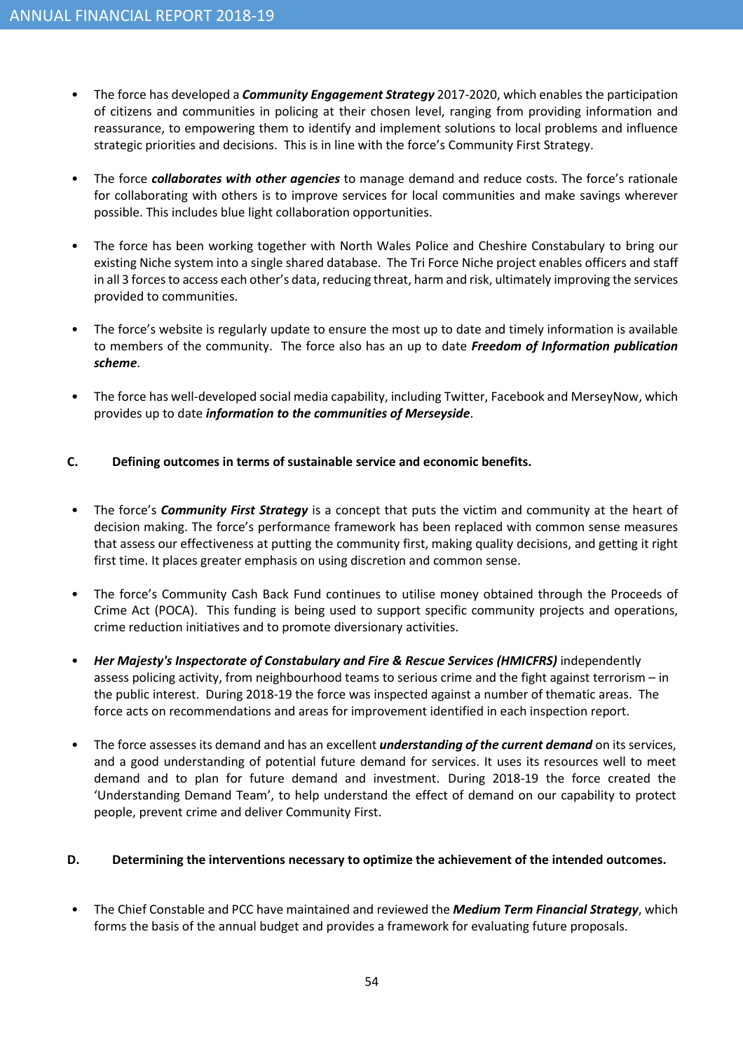- The force has developed a ***Community Engagement Strategy*** 2017-2020, which enables the participation of citizens and communities in policing at their chosen level, ranging from providing information and reassurance, to empowering them to identify and implement solutions to local problems and influence strategic priorities and decisions. This is in line with the force's Community First Strategy.

- The force ***collaborates with other agencies*** to manage demand and reduce costs. The force's rationale for collaborating with others is to improve services for local communities and make savings wherever possible. This includes blue light collaboration opportunities.

- The force has been working together with North Wales Police and Cheshire Constabulary to bring our existing Niche system into a single shared database. The Tri Force Niche project enables officers and staff in all 3 forces to access each other's data, reducing threat, harm and risk, ultimately improving the services provided to communities.

- The force's website is regularly update to ensure the most up to date and timely information is available to members of the community. The force also has an up to date ***Freedom of Information publication scheme***.

- The force has well-developed social media capability, including Twitter, Facebook and MerseyNow, which provides up to date ***information to the communities of Merseyside***.

**C. Defining outcomes in terms of sustainable service and economic benefits.**

- The force's ***Community First Strategy*** is a concept that puts the victim and community at the heart of decision making. The force's performance framework has been replaced with common sense measures that assess our effectiveness at putting the community first, making quality decisions, and getting it right first time. It places greater emphasis on using discretion and common sense.

- The force's Community Cash Back Fund continues to utilise money obtained through the Proceeds of Crime Act (POCA). This funding is being used to support specific community projects and operations, crime reduction initiatives and to promote diversionary activities.

- ***Her Majesty's Inspectorate of Constabulary and Fire & Rescue Services (HMICFRS)*** independently assess policing activity, from neighbourhood teams to serious crime and the fight against terrorism – in the public interest. During 2018-19 the force was inspected against a number of thematic areas. The force acts on recommendations and areas for improvement identified in each inspection report.

- The force assesses its demand and has an excellent ***understanding of the current demand*** on its services, and a good understanding of potential future demand for services. It uses its resources well to meet demand and to plan for future demand and investment. During 2018-19 the force created the 'Understanding Demand Team', to help understand the effect of demand on our capability to protect people, prevent crime and deliver Community First.

**D. Determining the interventions necessary to optimize the achievement of the intended outcomes.**

- The Chief Constable and PCC have maintained and reviewed the ***Medium Term Financial Strategy***, which forms the basis of the annual budget and provides a framework for evaluating future proposals.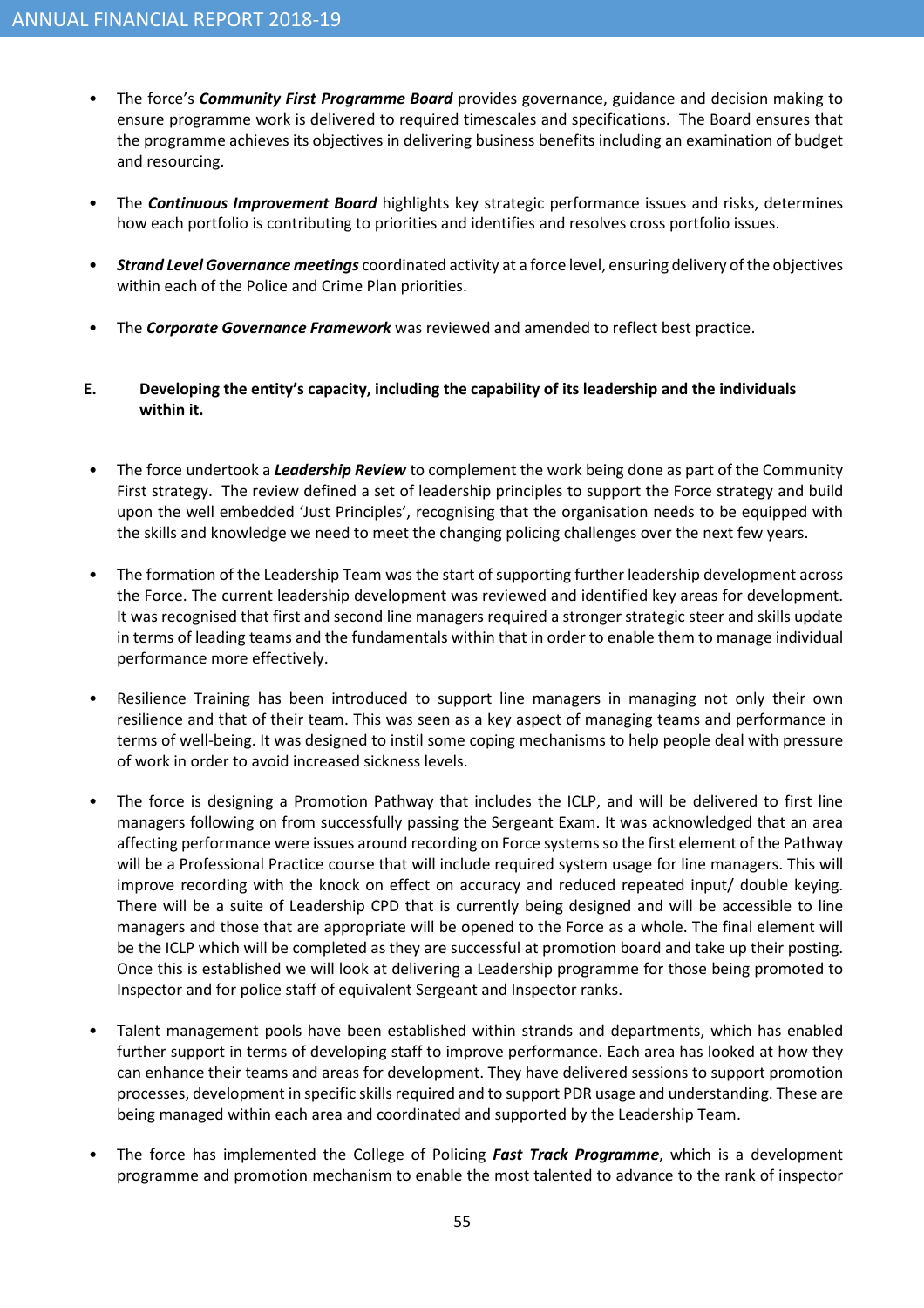- The force's ***Community First Programme Board*** provides governance, guidance and decision making to ensure programme work is delivered to required timescales and specifications. The Board ensures that the programme achieves its objectives in delivering business benefits including an examination of budget and resourcing.

- The ***Continuous Improvement Board*** highlights key strategic performance issues and risks, determines how each portfolio is contributing to priorities and identifies and resolves cross portfolio issues.

- ***Strand Level Governance meetings*** coordinated activity at a force level, ensuring delivery of the objectives within each of the Police and Crime Plan priorities.

- The ***Corporate Governance Framework*** was reviewed and amended to reflect best practice.

**E. Developing the entity's capacity, including the capability of its leadership and the individuals within it.**

- The force undertook a ***Leadership Review*** to complement the work being done as part of the Community First strategy. The review defined a set of leadership principles to support the Force strategy and build upon the well embedded 'Just Principles', recognising that the organisation needs to be equipped with the skills and knowledge we need to meet the changing policing challenges over the next few years.

- The formation of the Leadership Team was the start of supporting further leadership development across the Force. The current leadership development was reviewed and identified key areas for development. It was recognised that first and second line managers required a stronger strategic steer and skills update in terms of leading teams and the fundamentals within that in order to enable them to manage individual performance more effectively.

- Resilience Training has been introduced to support line managers in managing not only their own resilience and that of their team. This was seen as a key aspect of managing teams and performance in terms of well-being. It was designed to instil some coping mechanisms to help people deal with pressure of work in order to avoid increased sickness levels.

- The force is designing a Promotion Pathway that includes the ICLP, and will be delivered to first line managers following on from successfully passing the Sergeant Exam. It was acknowledged that an area affecting performance were issues around recording on Force systems so the first element of the Pathway will be a Professional Practice course that will include required system usage for line managers. This will improve recording with the knock on effect on accuracy and reduced repeated input/ double keying. There will be a suite of Leadership CPD that is currently being designed and will be accessible to line managers and those that are appropriate will be opened to the Force as a whole. The final element will be the ICLP which will be completed as they are successful at promotion board and take up their posting. Once this is established we will look at delivering a Leadership programme for those being promoted to Inspector and for police staff of equivalent Sergeant and Inspector ranks.

- Talent management pools have been established within strands and departments, which has enabled further support in terms of developing staff to improve performance. Each area has looked at how they can enhance their teams and areas for development. They have delivered sessions to support promotion processes, development in specific skills required and to support PDR usage and understanding. These are being managed within each area and coordinated and supported by the Leadership Team.

- The force has implemented the College of Policing ***Fast Track Programme***, which is a development programme and promotion mechanism to enable the most talented to advance to the rank of inspector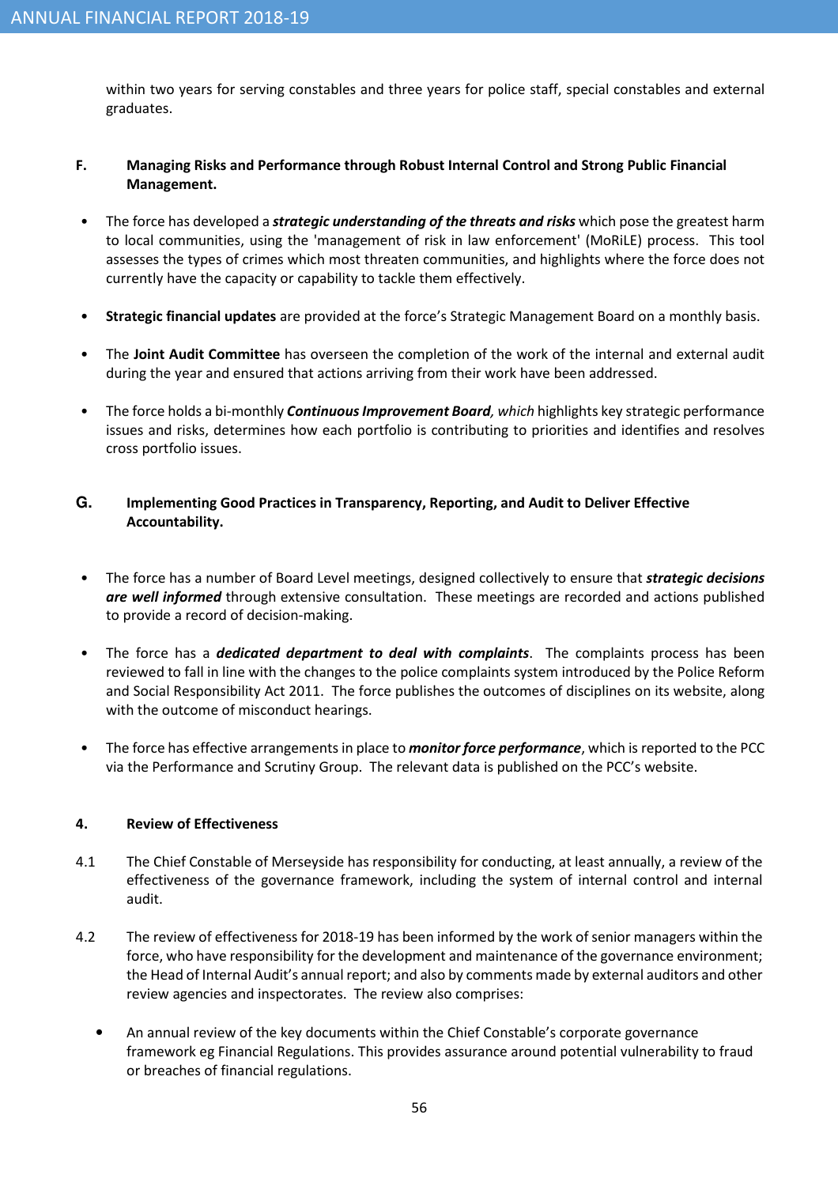within two years for serving constables and three years for police staff, special constables and external graduates.

**F. Managing Risks and Performance through Robust Internal Control and Strong Public Financial Management.**

- The force has developed a ***strategic understanding of the threats and risks*** which pose the greatest harm to local communities, using the 'management of risk in law enforcement' (MoRiLE) process. This tool assesses the types of crimes which most threaten communities, and highlights where the force does not currently have the capacity or capability to tackle them effectively.

- **Strategic financial updates** are provided at the force's Strategic Management Board on a monthly basis.

- The **Joint Audit Committee** has overseen the completion of the work of the internal and external audit during the year and ensured that actions arriving from their work have been addressed.

- The force holds a bi-monthly ***Continuous Improvement Board****, which* highlights key strategic performance issues and risks, determines how each portfolio is contributing to priorities and identifies and resolves cross portfolio issues.

**G. Implementing Good Practices in Transparency, Reporting, and Audit to Deliver Effective Accountability.**

- The force has a number of Board Level meetings, designed collectively to ensure that ***strategic decisions are well informed*** through extensive consultation. These meetings are recorded and actions published to provide a record of decision-making.

- The force has a ***dedicated department to deal with complaints***. The complaints process has been reviewed to fall in line with the changes to the police complaints system introduced by the Police Reform and Social Responsibility Act 2011. The force publishes the outcomes of disciplines on its website, along with the outcome of misconduct hearings.

- The force has effective arrangements in place to ***monitor force performance***, which is reported to the PCC via the Performance and Scrutiny Group. The relevant data is published on the PCC's website.

**4. Review of Effectiveness**

4.1 The Chief Constable of Merseyside has responsibility for conducting, at least annually, a review of the effectiveness of the governance framework, including the system of internal control and internal audit.

4.2 The review of effectiveness for 2018-19 has been informed by the work of senior managers within the force, who have responsibility for the development and maintenance of the governance environment; the Head of Internal Audit's annual report; and also by comments made by external auditors and other review agencies and inspectorates. The review also comprises:

- An annual review of the key documents within the Chief Constable's corporate governance framework eg Financial Regulations. This provides assurance around potential vulnerability to fraud or breaches of financial regulations.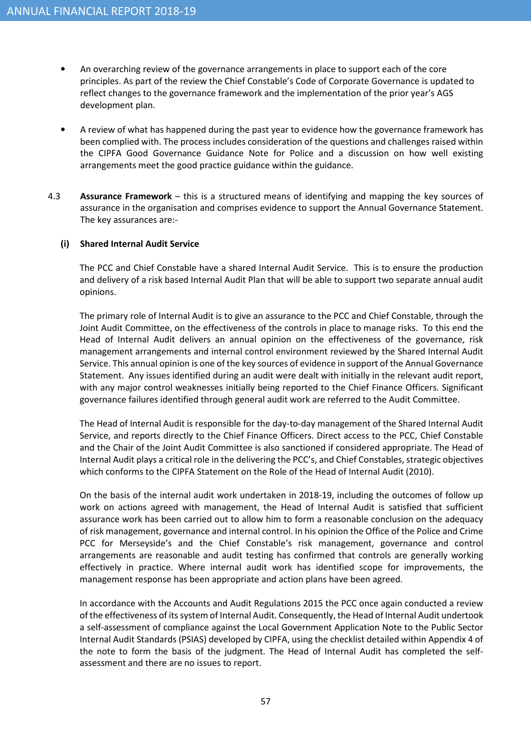- An overarching review of the governance arrangements in place to support each of the core principles. As part of the review the Chief Constable's Code of Corporate Governance is updated to reflect changes to the governance framework and the implementation of the prior year's AGS development plan.

- A review of what has happened during the past year to evidence how the governance framework has been complied with. The process includes consideration of the questions and challenges raised within the CIPFA Good Governance Guidance Note for Police and a discussion on how well existing arrangements meet the good practice guidance within the guidance.

4.3 **Assurance Framework** – this is a structured means of identifying and mapping the key sources of assurance in the organisation and comprises evidence to support the Annual Governance Statement. The key assurances are:-

**(i) Shared Internal Audit Service**

The PCC and Chief Constable have a shared Internal Audit Service. This is to ensure the production and delivery of a risk based Internal Audit Plan that will be able to support two separate annual audit opinions.

The primary role of Internal Audit is to give an assurance to the PCC and Chief Constable, through the Joint Audit Committee, on the effectiveness of the controls in place to manage risks. To this end the Head of Internal Audit delivers an annual opinion on the effectiveness of the governance, risk management arrangements and internal control environment reviewed by the Shared Internal Audit Service. This annual opinion is one of the key sources of evidence in support of the Annual Governance Statement. Any issues identified during an audit were dealt with initially in the relevant audit report, with any major control weaknesses initially being reported to the Chief Finance Officers. Significant governance failures identified through general audit work are referred to the Audit Committee.

The Head of Internal Audit is responsible for the day-to-day management of the Shared Internal Audit Service, and reports directly to the Chief Finance Officers. Direct access to the PCC, Chief Constable and the Chair of the Joint Audit Committee is also sanctioned if considered appropriate. The Head of Internal Audit plays a critical role in the delivering the PCC's, and Chief Constables, strategic objectives which conforms to the CIPFA Statement on the Role of the Head of Internal Audit (2010).

On the basis of the internal audit work undertaken in 2018-19, including the outcomes of follow up work on actions agreed with management, the Head of Internal Audit is satisfied that sufficient assurance work has been carried out to allow him to form a reasonable conclusion on the adequacy of risk management, governance and internal control. In his opinion the Office of the Police and Crime PCC for Merseyside's and the Chief Constable's risk management, governance and control arrangements are reasonable and audit testing has confirmed that controls are generally working effectively in practice. Where internal audit work has identified scope for improvements, the management response has been appropriate and action plans have been agreed.

In accordance with the Accounts and Audit Regulations 2015 the PCC once again conducted a review of the effectiveness of its system of Internal Audit. Consequently, the Head of Internal Audit undertook a self-assessment of compliance against the Local Government Application Note to the Public Sector Internal Audit Standards (PSIAS) developed by CIPFA, using the checklist detailed within Appendix 4 of the note to form the basis of the judgment. The Head of Internal Audit has completed the self-assessment and there are no issues to report.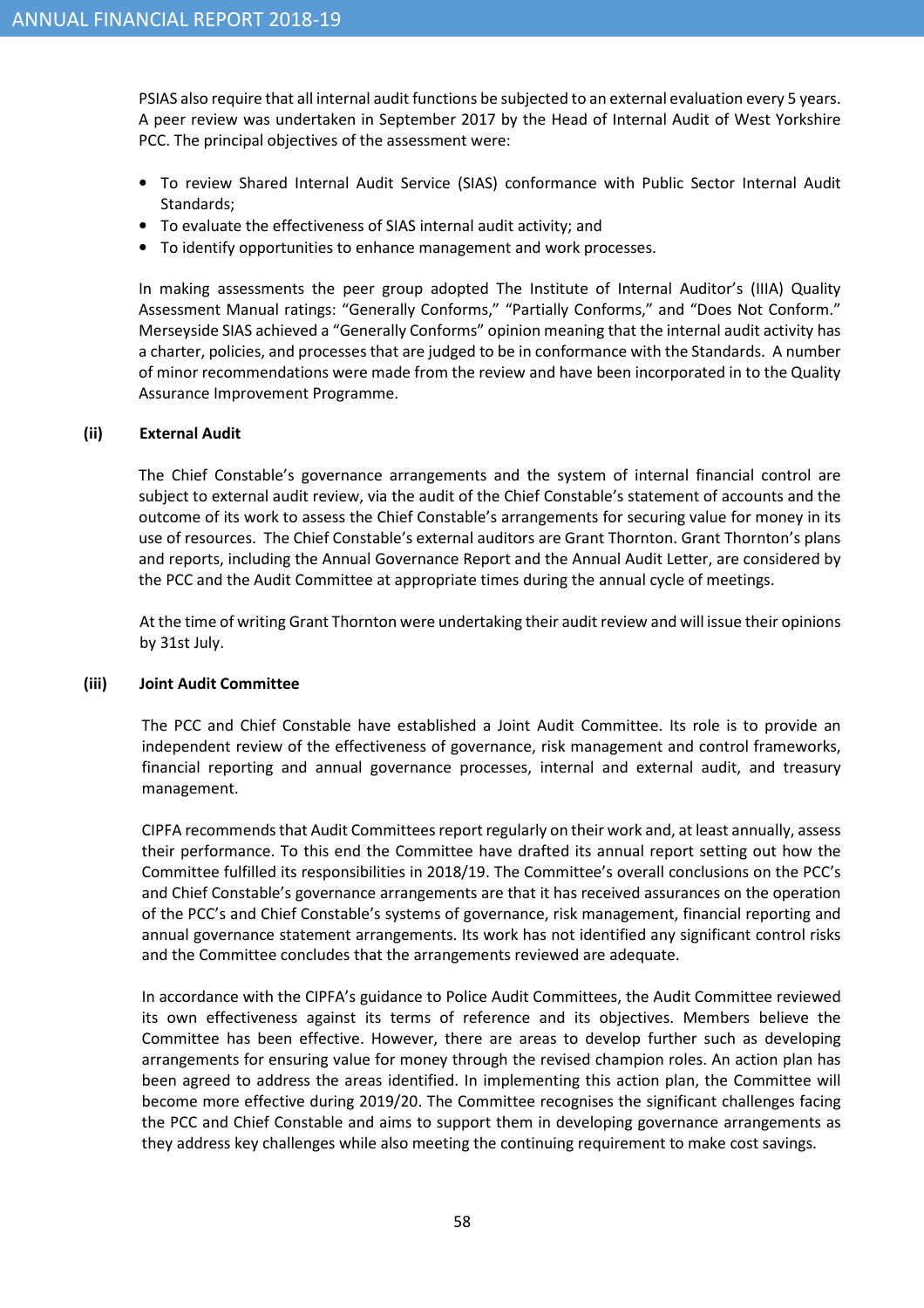PSIAS also require that all internal audit functions be subjected to an external evaluation every 5 years. A peer review was undertaken in September 2017 by the Head of Internal Audit of West Yorkshire PCC. The principal objectives of the assessment were:

- To review Shared Internal Audit Service (SIAS) conformance with Public Sector Internal Audit Standards;
- To evaluate the effectiveness of SIAS internal audit activity; and
- To identify opportunities to enhance management and work processes.

In making assessments the peer group adopted The Institute of Internal Auditor's (IIIA) Quality Assessment Manual ratings: "Generally Conforms," "Partially Conforms," and "Does Not Conform." Merseyside SIAS achieved a "Generally Conforms" opinion meaning that the internal audit activity has a charter, policies, and processes that are judged to be in conformance with the Standards. A number of minor recommendations were made from the review and have been incorporated in to the Quality Assurance Improvement Programme.

**(ii) External Audit**

The Chief Constable's governance arrangements and the system of internal financial control are subject to external audit review, via the audit of the Chief Constable's statement of accounts and the outcome of its work to assess the Chief Constable's arrangements for securing value for money in its use of resources. The Chief Constable's external auditors are Grant Thornton. Grant Thornton's plans and reports, including the Annual Governance Report and the Annual Audit Letter, are considered by the PCC and the Audit Committee at appropriate times during the annual cycle of meetings.

At the time of writing Grant Thornton were undertaking their audit review and will issue their opinions by 31st July.

**(iii) Joint Audit Committee**

The PCC and Chief Constable have established a Joint Audit Committee. Its role is to provide an independent review of the effectiveness of governance, risk management and control frameworks, financial reporting and annual governance processes, internal and external audit, and treasury management.

CIPFA recommends that Audit Committees report regularly on their work and, at least annually, assess their performance. To this end the Committee have drafted its annual report setting out how the Committee fulfilled its responsibilities in 2018/19. The Committee's overall conclusions on the PCC's and Chief Constable's governance arrangements are that it has received assurances on the operation of the PCC's and Chief Constable's systems of governance, risk management, financial reporting and annual governance statement arrangements. Its work has not identified any significant control risks and the Committee concludes that the arrangements reviewed are adequate.

In accordance with the CIPFA's guidance to Police Audit Committees, the Audit Committee reviewed its own effectiveness against its terms of reference and its objectives. Members believe the Committee has been effective. However, there are areas to develop further such as developing arrangements for ensuring value for money through the revised champion roles. An action plan has been agreed to address the areas identified. In implementing this action plan, the Committee will become more effective during 2019/20. The Committee recognises the significant challenges facing the PCC and Chief Constable and aims to support them in developing governance arrangements as they address key challenges while also meeting the continuing requirement to make cost savings.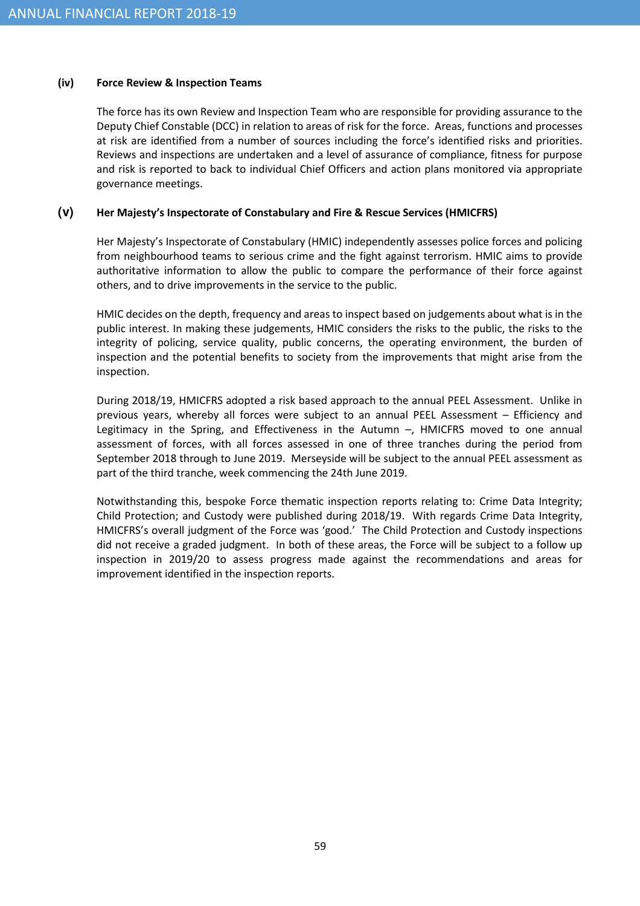**(iv) Force Review & Inspection Teams**

The force has its own Review and Inspection Team who are responsible for providing assurance to the Deputy Chief Constable (DCC) in relation to areas of risk for the force. Areas, functions and processes at risk are identified from a number of sources including the force's identified risks and priorities. Reviews and inspections are undertaken and a level of assurance of compliance, fitness for purpose and risk is reported to back to individual Chief Officers and action plans monitored via appropriate governance meetings.

**(v) Her Majesty's Inspectorate of Constabulary and Fire & Rescue Services (HMICFRS)**

Her Majesty's Inspectorate of Constabulary (HMIC) independently assesses police forces and policing from neighbourhood teams to serious crime and the fight against terrorism. HMIC aims to provide authoritative information to allow the public to compare the performance of their force against others, and to drive improvements in the service to the public.

HMIC decides on the depth, frequency and areas to inspect based on judgements about what is in the public interest. In making these judgements, HMIC considers the risks to the public, the risks to the integrity of policing, service quality, public concerns, the operating environment, the burden of inspection and the potential benefits to society from the improvements that might arise from the inspection.

During 2018/19, HMICFRS adopted a risk based approach to the annual PEEL Assessment. Unlike in previous years, whereby all forces were subject to an annual PEEL Assessment – Efficiency and Legitimacy in the Spring, and Effectiveness in the Autumn –, HMICFRS moved to one annual assessment of forces, with all forces assessed in one of three tranches during the period from September 2018 through to June 2019. Merseyside will be subject to the annual PEEL assessment as part of the third tranche, week commencing the 24th June 2019.

Notwithstanding this, bespoke Force thematic inspection reports relating to: Crime Data Integrity; Child Protection; and Custody were published during 2018/19. With regards Crime Data Integrity, HMICFRS's overall judgment of the Force was 'good.' The Child Protection and Custody inspections did not receive a graded judgment. In both of these areas, the Force will be subject to a follow up inspection in 2019/20 to assess progress made against the recommendations and areas for improvement identified in the inspection reports.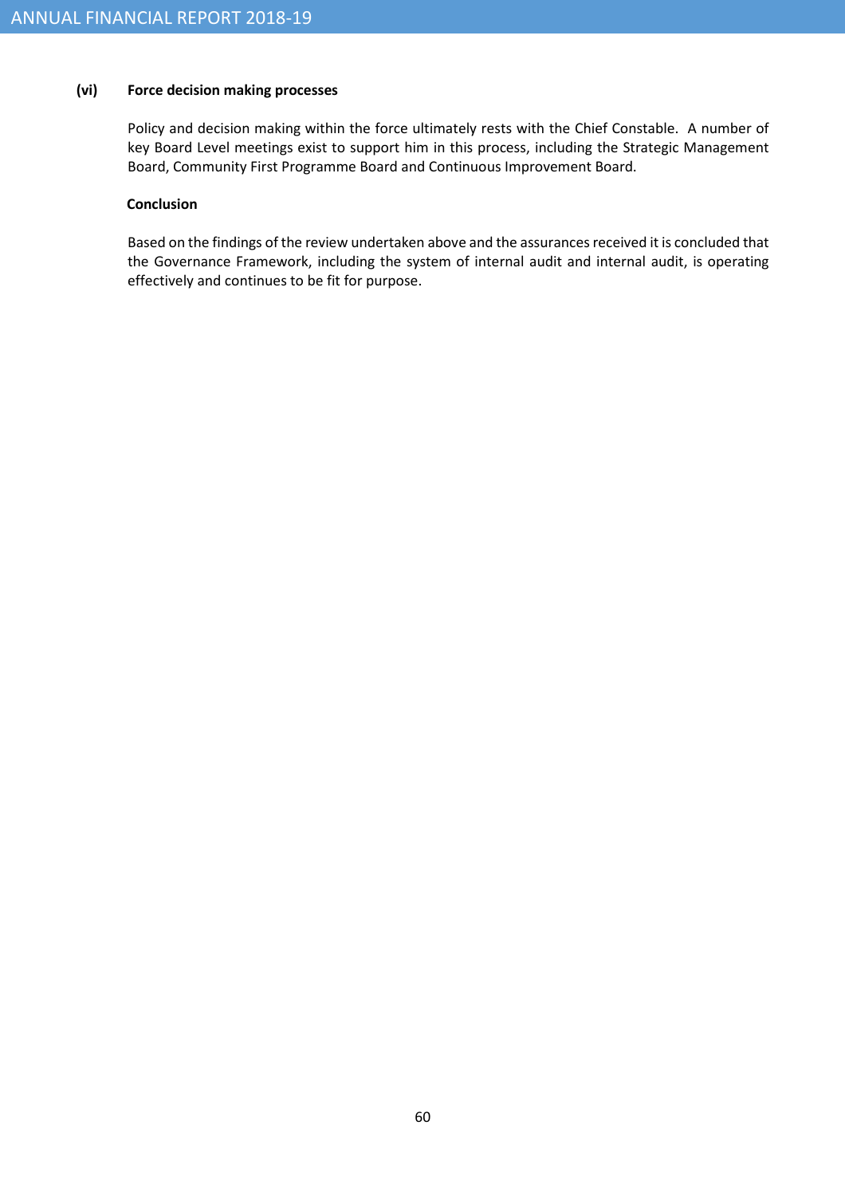### (vi) Force decision making processes

Policy and decision making within the force ultimately rests with the Chief Constable. A number of key Board Level meetings exist to support him in this process, including the Strategic Management Board, Community First Programme Board and Continuous Improvement Board.

**Conclusion**

Based on the findings of the review undertaken above and the assurances received it is concluded that the Governance Framework, including the system of internal audit and internal audit, is operating effectively and continues to be fit for purpose.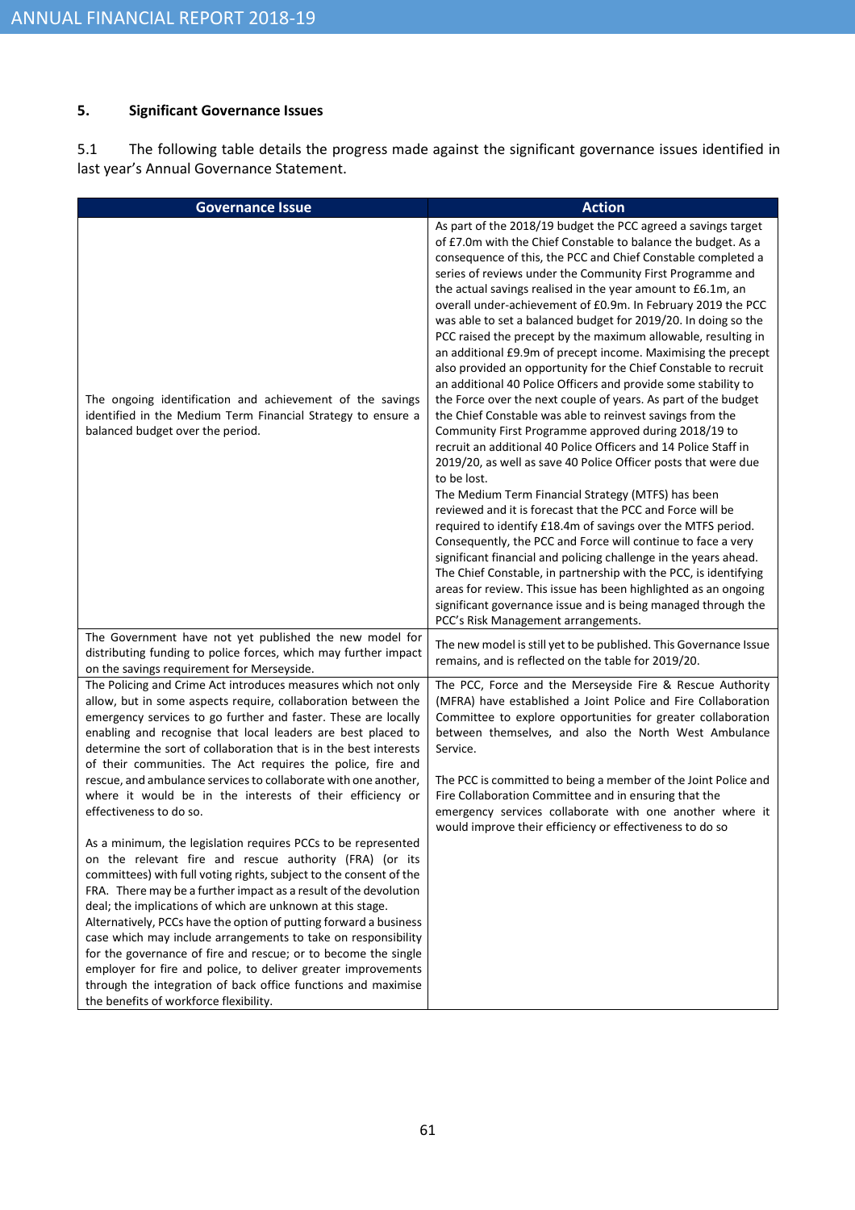## 5. Significant Governance Issues

5.1 The following table details the progress made against the significant governance issues identified in last year's Annual Governance Statement.

| Governance Issue | Action |
|---|---|
| The ongoing identification and achievement of the savings identified in the Medium Term Financial Strategy to ensure a balanced budget over the period. | As part of the 2018/19 budget the PCC agreed a savings target of £7.0m with the Chief Constable to balance the budget. As a consequence of this, the PCC and Chief Constable completed a series of reviews under the Community First Programme and the actual savings realised in the year amount to £6.1m, an overall under-achievement of £0.9m. In February 2019 the PCC was able to set a balanced budget for 2019/20. In doing so the PCC raised the precept by the maximum allowable, resulting in an additional £9.9m of precept income. Maximising the precept also provided an opportunity for the Chief Constable to recruit an additional 40 Police Officers and provide some stability to the Force over the next couple of years. As part of the budget the Chief Constable was able to reinvest savings from the Community First Programme approved during 2018/19 to recruit an additional 40 Police Officers and 14 Police Staff in 2019/20, as well as save 40 Police Officer posts that were due to be lost.<br>The Medium Term Financial Strategy (MTFS) has been reviewed and it is forecast that the PCC and Force will be required to identify £18.4m of savings over the MTFS period. Consequently, the PCC and Force will continue to face a very significant financial and policing challenge in the years ahead. The Chief Constable, in partnership with the PCC, is identifying areas for review. This issue has been highlighted as an ongoing significant governance issue and is being managed through the PCC's Risk Management arrangements. |
| The Government have not yet published the new model for distributing funding to police forces, which may further impact on the savings requirement for Merseyside. | The new model is still yet to be published. This Governance Issue remains, and is reflected on the table for 2019/20. |
| The Policing and Crime Act introduces measures which not only allow, but in some aspects require, collaboration between the emergency services to go further and faster. These are locally enabling and recognise that local leaders are best placed to determine the sort of collaboration that is in the best interests of their communities. The Act requires the police, fire and rescue, and ambulance services to collaborate with one another, where it would be in the interests of their efficiency or effectiveness to do so.<br><br>As a minimum, the legislation requires PCCs to be represented on the relevant fire and rescue authority (FRA) (or its committees) with full voting rights, subject to the consent of the FRA. There may be a further impact as a result of the devolution deal; the implications of which are unknown at this stage. Alternatively, PCCs have the option of putting forward a business case which may include arrangements to take on responsibility for the governance of fire and rescue; or to become the single employer for fire and police, to deliver greater improvements through the integration of back office functions and maximise the benefits of workforce flexibility. | The PCC, Force and the Merseyside Fire & Rescue Authority (MFRA) have established a Joint Police and Fire Collaboration Committee to explore opportunities for greater collaboration between themselves, and also the North West Ambulance Service.<br><br>The PCC is committed to being a member of the Joint Police and Fire Collaboration Committee and in ensuring that the emergency services collaborate with one another where it would improve their efficiency or effectiveness to do so |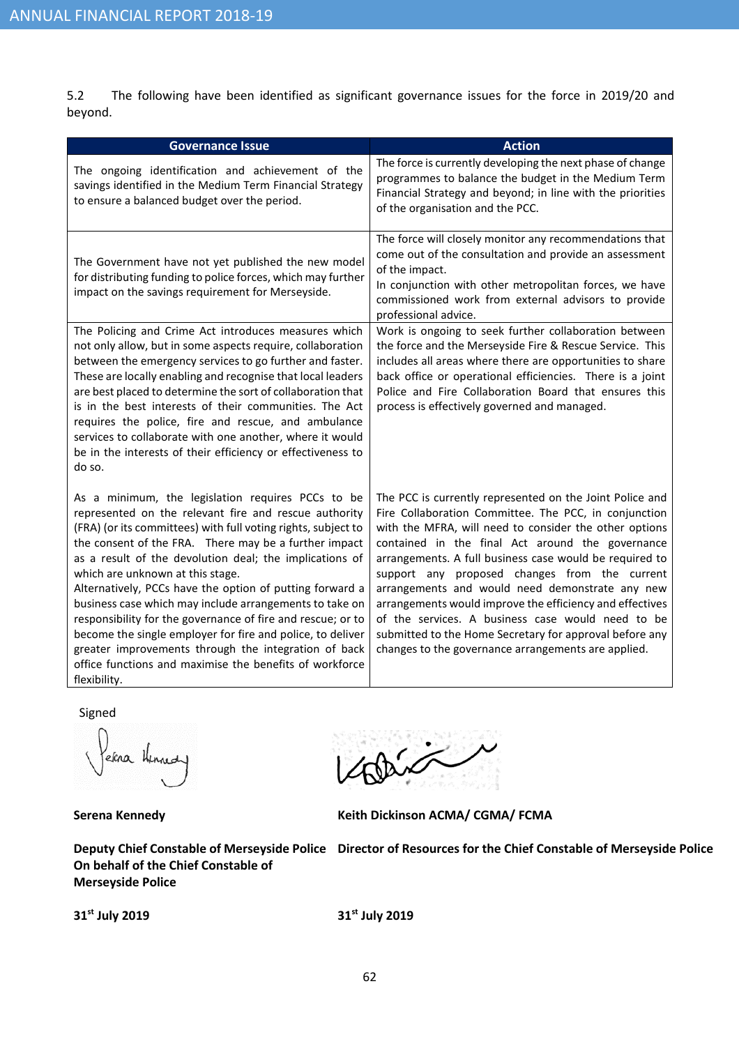5.2 The following have been identified as significant governance issues for the force in 2019/20 and beyond.

| Governance Issue | Action |
| --- | --- |
| The ongoing identification and achievement of the savings identified in the Medium Term Financial Strategy to ensure a balanced budget over the period. | The force is currently developing the next phase of change programmes to balance the budget in the Medium Term Financial Strategy and beyond; in line with the priorities of the organisation and the PCC. |
| The Government have not yet published the new model for distributing funding to police forces, which may further impact on the savings requirement for Merseyside. | The force will closely monitor any recommendations that come out of the consultation and provide an assessment of the impact.<br>In conjunction with other metropolitan forces, we have commissioned work from external advisors to provide professional advice. |
| The Policing and Crime Act introduces measures which not only allow, but in some aspects require, collaboration between the emergency services to go further and faster. These are locally enabling and recognise that local leaders are best placed to determine the sort of collaboration that is in the best interests of their communities. The Act requires the police, fire and rescue, and ambulance services to collaborate with one another, where it would be in the interests of their efficiency or effectiveness to do so.<br><br>As a minimum, the legislation requires PCCs to be represented on the relevant fire and rescue authority (FRA) (or its committees) with full voting rights, subject to the consent of the FRA. There may be a further impact as a result of the devolution deal; the implications of which are unknown at this stage.<br>Alternatively, PCCs have the option of putting forward a business case which may include arrangements to take on responsibility for the governance of fire and rescue; or to become the single employer for fire and police, to deliver greater improvements through the integration of back office functions and maximise the benefits of workforce flexibility. | Work is ongoing to seek further collaboration between the force and the Merseyside Fire & Rescue Service. This includes all areas where there are opportunities to share back office or operational efficiencies. There is a joint Police and Fire Collaboration Board that ensures this process is effectively governed and managed.<br><br>The PCC is currently represented on the Joint Police and Fire Collaboration Committee. The PCC, in conjunction with the MFRA, will need to consider the other options contained in the final Act around the governance arrangements. A full business case would be required to support any proposed changes from the current arrangements and would need demonstrate any new arrangements would improve the efficiency and effectives of the services. A business case would need to be submitted to the Home Secretary for approval before any changes to the governance arrangements are applied. |

Signed

**Serena Kennedy**

**Deputy Chief Constable of Merseyside Police**
**On behalf of the Chief Constable of Merseyside Police**

**31st July 2019**

**Keith Dickinson ACMA/ CGMA/ FCMA**

**Director of Resources for the Chief Constable of Merseyside Police**

**31st July 2019**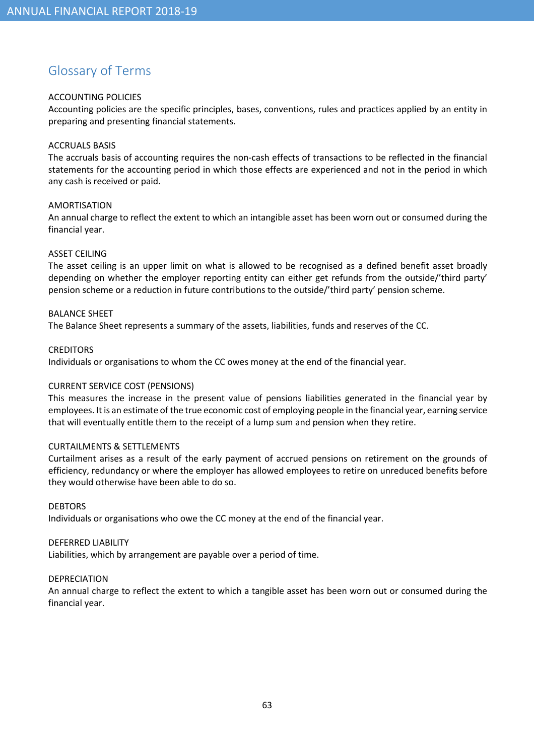## Glossary of Terms

ACCOUNTING POLICIES
Accounting policies are the specific principles, bases, conventions, rules and practices applied by an entity in preparing and presenting financial statements.

ACCRUALS BASIS
The accruals basis of accounting requires the non-cash effects of transactions to be reflected in the financial statements for the accounting period in which those effects are experienced and not in the period in which any cash is received or paid.

AMORTISATION
An annual charge to reflect the extent to which an intangible asset has been worn out or consumed during the financial year.

ASSET CEILING
The asset ceiling is an upper limit on what is allowed to be recognised as a defined benefit asset broadly depending on whether the employer reporting entity can either get refunds from the outside/'third party' pension scheme or a reduction in future contributions to the outside/'third party' pension scheme.

BALANCE SHEET
The Balance Sheet represents a summary of the assets, liabilities, funds and reserves of the CC.

CREDITORS
Individuals or organisations to whom the CC owes money at the end of the financial year.

CURRENT SERVICE COST (PENSIONS)
This measures the increase in the present value of pensions liabilities generated in the financial year by employees. It is an estimate of the true economic cost of employing people in the financial year, earning service that will eventually entitle them to the receipt of a lump sum and pension when they retire.

CURTAILMENTS & SETTLEMENTS
Curtailment arises as a result of the early payment of accrued pensions on retirement on the grounds of efficiency, redundancy or where the employer has allowed employees to retire on unreduced benefits before they would otherwise have been able to do so.

DEBTORS
Individuals or organisations who owe the CC money at the end of the financial year.

DEFERRED LIABILITY
Liabilities, which by arrangement are payable over a period of time.

DEPRECIATION
An annual charge to reflect the extent to which a tangible asset has been worn out or consumed during the financial year.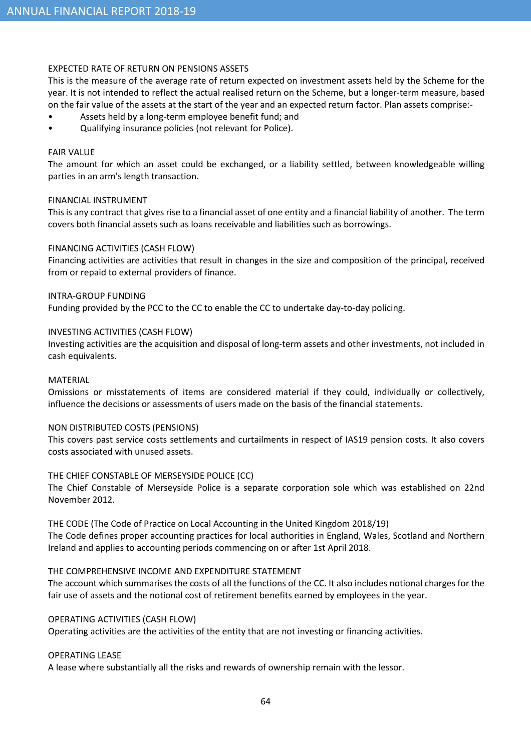### EXPECTED RATE OF RETURN ON PENSIONS ASSETS

This is the measure of the average rate of return expected on investment assets held by the Scheme for the year. It is not intended to reflect the actual realised return on the Scheme, but a longer-term measure, based on the fair value of the assets at the start of the year and an expected return factor. Plan assets comprise:-

- Assets held by a long-term employee benefit fund; and
- Qualifying insurance policies (not relevant for Police).

### FAIR VALUE

The amount for which an asset could be exchanged, or a liability settled, between knowledgeable willing parties in an arm's length transaction.

### FINANCIAL INSTRUMENT

This is any contract that gives rise to a financial asset of one entity and a financial liability of another. The term covers both financial assets such as loans receivable and liabilities such as borrowings.

### FINANCING ACTIVITIES (CASH FLOW)

Financing activities are activities that result in changes in the size and composition of the principal, received from or repaid to external providers of finance.

### INTRA-GROUP FUNDING

Funding provided by the PCC to the CC to enable the CC to undertake day-to-day policing.

### INVESTING ACTIVITIES (CASH FLOW)

Investing activities are the acquisition and disposal of long-term assets and other investments, not included in cash equivalents.

### MATERIAL

Omissions or misstatements of items are considered material if they could, individually or collectively, influence the decisions or assessments of users made on the basis of the financial statements.

### NON DISTRIBUTED COSTS (PENSIONS)

This covers past service costs settlements and curtailments in respect of IAS19 pension costs. It also covers costs associated with unused assets.

### THE CHIEF CONSTABLE OF MERSEYSIDE POLICE (CC)

The Chief Constable of Merseyside Police is a separate corporation sole which was established on 22nd November 2012.

### THE CODE (The Code of Practice on Local Accounting in the United Kingdom 2018/19)

The Code defines proper accounting practices for local authorities in England, Wales, Scotland and Northern Ireland and applies to accounting periods commencing on or after 1st April 2018.

### THE COMPREHENSIVE INCOME AND EXPENDITURE STATEMENT

The account which summarises the costs of all the functions of the CC. It also includes notional charges for the fair use of assets and the notional cost of retirement benefits earned by employees in the year.

### OPERATING ACTIVITIES (CASH FLOW)

Operating activities are the activities of the entity that are not investing or financing activities.

### OPERATING LEASE

A lease where substantially all the risks and rewards of ownership remain with the lessor.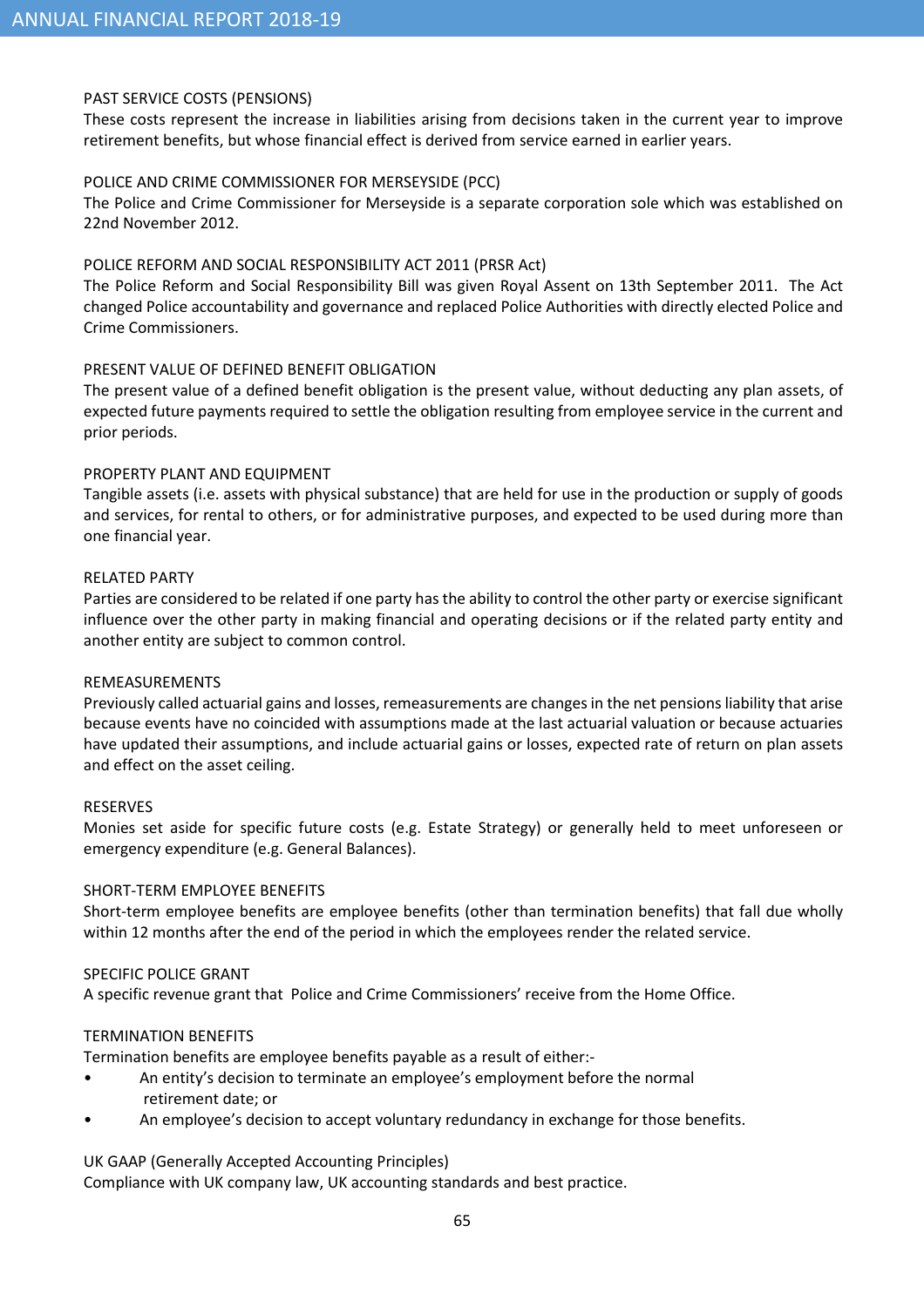### PAST SERVICE COSTS (PENSIONS)

These costs represent the increase in liabilities arising from decisions taken in the current year to improve retirement benefits, but whose financial effect is derived from service earned in earlier years.

### POLICE AND CRIME COMMISSIONER FOR MERSEYSIDE (PCC)

The Police and Crime Commissioner for Merseyside is a separate corporation sole which was established on 22nd November 2012.

### POLICE REFORM AND SOCIAL RESPONSIBILITY ACT 2011 (PRSR Act)

The Police Reform and Social Responsibility Bill was given Royal Assent on 13th September 2011. The Act changed Police accountability and governance and replaced Police Authorities with directly elected Police and Crime Commissioners.

### PRESENT VALUE OF DEFINED BENEFIT OBLIGATION

The present value of a defined benefit obligation is the present value, without deducting any plan assets, of expected future payments required to settle the obligation resulting from employee service in the current and prior periods.

### PROPERTY PLANT AND EQUIPMENT

Tangible assets (i.e. assets with physical substance) that are held for use in the production or supply of goods and services, for rental to others, or for administrative purposes, and expected to be used during more than one financial year.

### RELATED PARTY

Parties are considered to be related if one party has the ability to control the other party or exercise significant influence over the other party in making financial and operating decisions or if the related party entity and another entity are subject to common control.

### REMEASUREMENTS

Previously called actuarial gains and losses, remeasurements are changes in the net pensions liability that arise because events have no coincided with assumptions made at the last actuarial valuation or because actuaries have updated their assumptions, and include actuarial gains or losses, expected rate of return on plan assets and effect on the asset ceiling.

### RESERVES

Monies set aside for specific future costs (e.g. Estate Strategy) or generally held to meet unforeseen or emergency expenditure (e.g. General Balances).

### SHORT-TERM EMPLOYEE BENEFITS

Short-term employee benefits are employee benefits (other than termination benefits) that fall due wholly within 12 months after the end of the period in which the employees render the related service.

### SPECIFIC POLICE GRANT

A specific revenue grant that Police and Crime Commissioners' receive from the Home Office.

### TERMINATION BENEFITS

Termination benefits are employee benefits payable as a result of either:-

- An entity's decision to terminate an employee's employment before the normal retirement date; or
- An employee's decision to accept voluntary redundancy in exchange for those benefits.

### UK GAAP (Generally Accepted Accounting Principles)

Compliance with UK company law, UK accounting standards and best practice.